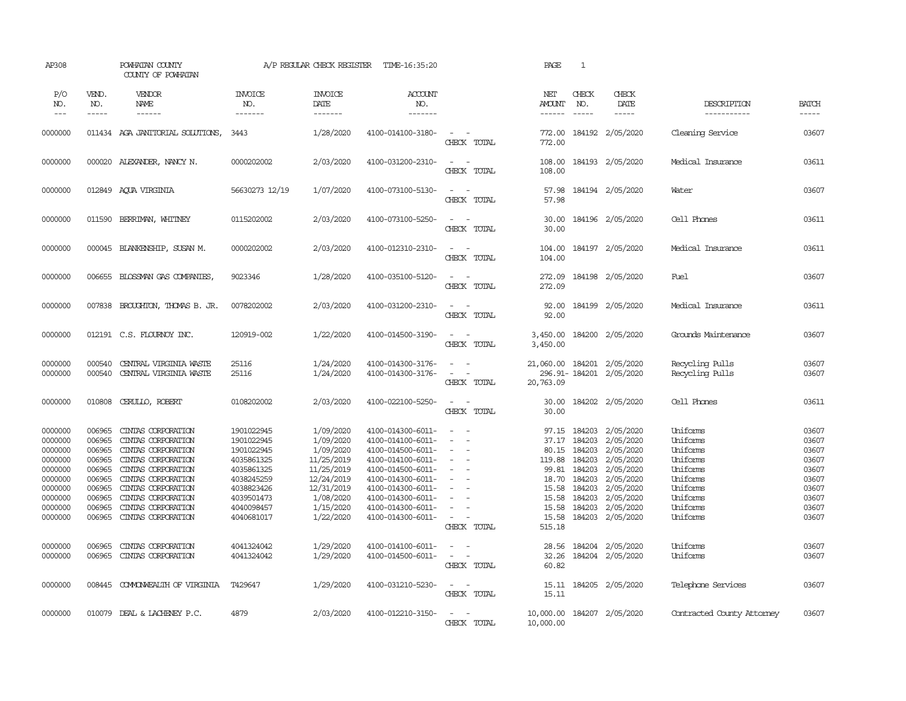AP308 POWHATAN COUNTY A/P REGULAR CHECK REGISTER TIME-16:35:20 PAGE 1

COUNTY OF POWHATAN

| P/O NO. | VEND. NO. | VENDOR NAME | INVOICE NO. | INVOICE DATE | ACCOUNT NO. | | NET AMOUNT | CHECK NO. | CHECK DATE | DESCRIPTION | BATCH |
|---|---|---|---|---|---|---|---|---|---|---|---|
| --- | ----- | ------ | ------- | ------- | ------- | | ------ | ----- | ----- | ----------- | ----- |
| 0000000 | 011434 | AGA JANITORIAL SOLUTIONS, | 3443 | 1/28/2020 | 4100-014100-3180- | - - | 772.00 | 184192 | 2/05/2020 | Cleaning Service | 03607 |
| | | | | | | CHECK TOTAL | 772.00 | | | | |
| 0000000 | 000020 | ALEXANDER, NANCY N. | 0000202002 | 2/03/2020 | 4100-031200-2310- | - - | 108.00 | 184193 | 2/05/2020 | Medical Insurance | 03611 |
| | | | | | | CHECK TOTAL | 108.00 | | | | |
| 0000000 | 012849 | AQUA VIRGINIA | 56630273 12/19 | 1/07/2020 | 4100-073100-5130- | - - | 57.98 | 184194 | 2/05/2020 | Water | 03607 |
| | | | | | | CHECK TOTAL | 57.98 | | | | |
| 0000000 | 011590 | BERRIMAN, WHITNEY | 0115202002 | 2/03/2020 | 4100-073100-5250- | - - | 30.00 | 184196 | 2/05/2020 | Cell Phones | 03611 |
| | | | | | | CHECK TOTAL | 30.00 | | | | |
| 0000000 | 000045 | BLANKENSHIP, SUSAN M. | 0000202002 | 2/03/2020 | 4100-012310-2310- | - - | 104.00 | 184197 | 2/05/2020 | Medical Insurance | 03611 |
| | | | | | | CHECK TOTAL | 104.00 | | | | |
| 0000000 | 006655 | BLOSSMAN GAS COMPANIES, | 9023346 | 1/28/2020 | 4100-035100-5120- | - - | 272.09 | 184198 | 2/05/2020 | Fuel | 03607 |
| | | | | | | CHECK TOTAL | 272.09 | | | | |
| 0000000 | 007838 | BROUGHTON, THOMAS B. JR. | 0078202002 | 2/03/2020 | 4100-031200-2310- | - - | 92.00 | 184199 | 2/05/2020 | Medical Insurance | 03611 |
| | | | | | | CHECK TOTAL | 92.00 | | | | |
| 0000000 | 012191 | C.S. FLOURNOY INC. | 120919-002 | 1/22/2020 | 4100-014500-3190- | - - | 3,450.00 | 184200 | 2/05/2020 | Grounds Maintenance | 03607 |
| | | | | | | CHECK TOTAL | 3,450.00 | | | | |
| 0000000 | 000540 | CENTRAL VIRGINIA WASTE | 25116 | 1/24/2020 | 4100-014300-3176- | - - | 21,060.00 | 184201 | 2/05/2020 | Recycling Pulls | 03607 |
| 0000000 | 000540 | CENTRAL VIRGINIA WASTE | 25116 | 1/24/2020 | 4100-014300-3176- | - - | 296.91- | 184201 | 2/05/2020 | Recycling Pulls | 03607 |
| | | | | | | CHECK TOTAL | 20,763.09 | | | | |
| 0000000 | 010808 | CERULLO, ROBERT | 0108202002 | 2/03/2020 | 4100-022100-5250- | - - | 30.00 | 184202 | 2/05/2020 | Cell Phones | 03611 |
| | | | | | | CHECK TOTAL | 30.00 | | | | |
| 0000000 | 006965 | CINTAS CORPORATION | 1901022945 | 1/09/2020 | 4100-014300-6011- | - - | 97.15 | 184203 | 2/05/2020 | Uniforms | 03607 |
| 0000000 | 006965 | CINTAS CORPORATION | 1901022945 | 1/09/2020 | 4100-014100-6011- | - - | 37.17 | 184203 | 2/05/2020 | Uniforms | 03607 |
| 0000000 | 006965 | CINTAS CORPORATION | 1901022945 | 1/09/2020 | 4100-014500-6011- | - - | 80.15 | 184203 | 2/05/2020 | Uniforms | 03607 |
| 0000000 | 006965 | CINTAS CORPORATION | 4035861325 | 11/25/2019 | 4100-014100-6011- | - - | 119.88 | 184203 | 2/05/2020 | Uniforms | 03607 |
| 0000000 | 006965 | CINTAS CORPORATION | 4035861325 | 11/25/2019 | 4100-014500-6011- | - - | 99.81 | 184203 | 2/05/2020 | Uniforms | 03607 |
| 0000000 | 006965 | CINTAS CORPORATION | 4038245259 | 12/24/2019 | 4100-014300-6011- | - - | 18.70 | 184203 | 2/05/2020 | Uniforms | 03607 |
| 0000000 | 006965 | CINTAS CORPORATION | 4038823426 | 12/31/2019 | 4100-014300-6011- | - - | 15.58 | 184203 | 2/05/2020 | Uniforms | 03607 |
| 0000000 | 006965 | CINTAS CORPORATION | 4039501473 | 1/08/2020 | 4100-014300-6011- | - - | 15.58 | 184203 | 2/05/2020 | Uniforms | 03607 |
| 0000000 | 006965 | CINTAS CORPORATION | 4040098457 | 1/15/2020 | 4100-014300-6011- | - - | 15.58 | 184203 | 2/05/2020 | Uniforms | 03607 |
| 0000000 | 006965 | CINTAS CORPORATION | 4040681017 | 1/22/2020 | 4100-014300-6011- | - - | 15.58 | 184203 | 2/05/2020 | Uniforms | 03607 |
| | | | | | | CHECK TOTAL | 515.18 | | | | |
| 0000000 | 006965 | CINTAS CORPORATION | 4041324042 | 1/29/2020 | 4100-014100-6011- | - - | 28.56 | 184204 | 2/05/2020 | Uniforms | 03607 |
| 0000000 | 006965 | CINTAS CORPORATION | 4041324042 | 1/29/2020 | 4100-014500-6011- | - - | 32.26 | 184204 | 2/05/2020 | Uniforms | 03607 |
| | | | | | | CHECK TOTAL | 60.82 | | | | |
| 0000000 | 008445 | COMMONWEALTH OF VIRGINIA | T429647 | 1/29/2020 | 4100-031210-5230- | - - | 15.11 | 184205 | 2/05/2020 | Telephone Services | 03607 |
| | | | | | | CHECK TOTAL | 15.11 | | | | |
| 0000000 | 010079 | DEAL & LACHENEY P.C. | 4879 | 2/03/2020 | 4100-012210-3150- | - - | 10,000.00 | 184207 | 2/05/2020 | Contracted County Attorney | 03607 |
| | | | | | | CHECK TOTAL | 10,000.00 | | | | |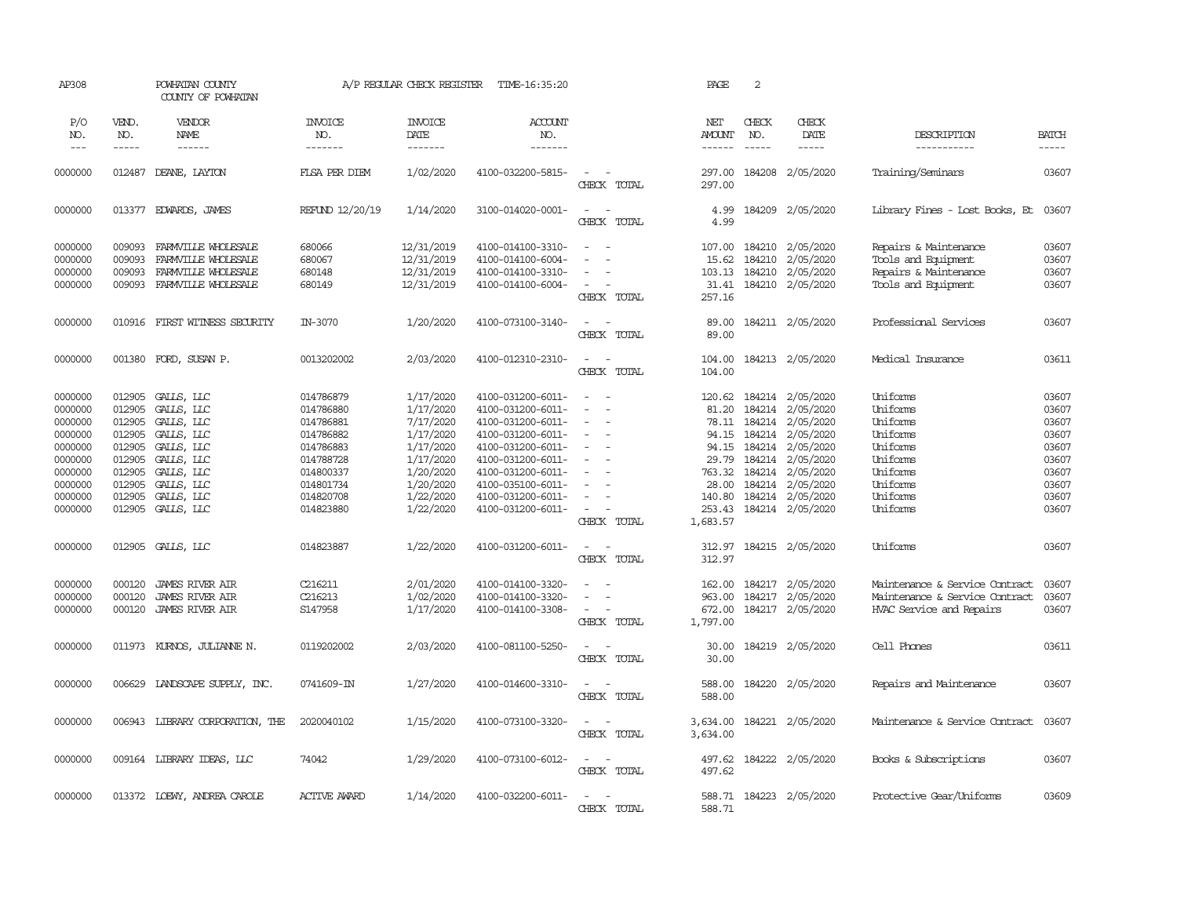AP308 POWHATAN COUNTY A/P REGULAR CHECK REGISTER TIME-16:35:20

COUNTY OF POWHATAN

| P/O NO. | VEND. NO. | VENDOR NAME | INVOICE NO. | INVOICE DATE | ACCOUNT NO. | | NET AMOUNT | CHECK NO. | CHECK DATE | DESCRIPTION | BATCH |
|---|---|---|---|---|---|---|---|---|---|---|---|
| 0000000 | 012487 | DEANE, LAYTON | FLSA PER DIEM | 1/02/2020 | 4100-032200-5815- | - - | 297.00 | 184208 | 2/05/2020 | Training/Seminars | 03607 |
| | | | | | | CHECK TOTAL | 297.00 | | | | |
| 0000000 | 013377 | EDWARDS, JAMES | REFUND 12/20/19 | 1/14/2020 | 3100-014020-0001- | - - | 4.99 | 184209 | 2/05/2020 | Library Fines - Lost Books, Et | 03607 |
| | | | | | | CHECK TOTAL | 4.99 | | | | |
| 0000000 | 009093 | FARMVILLE WHOLESALE | 680066 | 12/31/2019 | 4100-014100-3310- | - - | 107.00 | 184210 | 2/05/2020 | Repairs & Maintenance | 03607 |
| 0000000 | 009093 | FARMVILLE WHOLESALE | 680067 | 12/31/2019 | 4100-014100-6004- | - - | 15.62 | 184210 | 2/05/2020 | Tools and Equipment | 03607 |
| 0000000 | 009093 | FARMVILLE WHOLESALE | 680148 | 12/31/2019 | 4100-014100-3310- | - - | 103.13 | 184210 | 2/05/2020 | Repairs & Maintenance | 03607 |
| 0000000 | 009093 | FARMVILLE WHOLESALE | 680149 | 12/31/2019 | 4100-014100-6004- | - - | 31.41 | 184210 | 2/05/2020 | Tools and Equipment | 03607 |
| | | | | | | CHECK TOTAL | 257.16 | | | | |
| 0000000 | 010916 | FIRST WITNESS SECURITY | IN-3070 | 1/20/2020 | 4100-073100-3140- | - - | 89.00 | 184211 | 2/05/2020 | Professional Services | 03607 |
| | | | | | | CHECK TOTAL | 89.00 | | | | |
| 0000000 | 001380 | FORD, SUSAN P. | 0013202002 | 2/03/2020 | 4100-012310-2310- | - - | 104.00 | 184213 | 2/05/2020 | Medical Insurance | 03611 |
| | | | | | | CHECK TOTAL | 104.00 | | | | |
| 0000000 | 012905 | GALLS, LLC | 014786879 | 1/17/2020 | 4100-031200-6011- | - - | 120.62 | 184214 | 2/05/2020 | Uniforms | 03607 |
| 0000000 | 012905 | GALLS, LLC | 014786880 | 1/17/2020 | 4100-031200-6011- | - - | 81.20 | 184214 | 2/05/2020 | Uniforms | 03607 |
| 0000000 | 012905 | GALLS, LLC | 014786881 | 7/17/2020 | 4100-031200-6011- | - - | 78.11 | 184214 | 2/05/2020 | Uniforms | 03607 |
| 0000000 | 012905 | GALLS, LLC | 014786882 | 1/17/2020 | 4100-031200-6011- | - - | 94.15 | 184214 | 2/05/2020 | Uniforms | 03607 |
| 0000000 | 012905 | GALLS, LLC | 014786883 | 1/17/2020 | 4100-031200-6011- | - - | 94.15 | 184214 | 2/05/2020 | Uniforms | 03607 |
| 0000000 | 012905 | GALLS, LLC | 014788728 | 1/17/2020 | 4100-031200-6011- | - - | 29.79 | 184214 | 2/05/2020 | Uniforms | 03607 |
| 0000000 | 012905 | GALLS, LLC | 014800337 | 1/20/2020 | 4100-031200-6011- | - - | 763.32 | 184214 | 2/05/2020 | Uniforms | 03607 |
| 0000000 | 012905 | GALLS, LLC | 014801734 | 1/20/2020 | 4100-035100-6011- | - - | 28.00 | 184214 | 2/05/2020 | Uniforms | 03607 |
| 0000000 | 012905 | GALLS, LLC | 014820708 | 1/22/2020 | 4100-031200-6011- | - - | 140.80 | 184214 | 2/05/2020 | Uniforms | 03607 |
| 0000000 | 012905 | GALLS, LLC | 014823880 | 1/22/2020 | 4100-031200-6011- | - - | 253.43 | 184214 | 2/05/2020 | Uniforms | 03607 |
| | | | | | | CHECK TOTAL | 1,683.57 | | | | |
| 0000000 | 012905 | GALLS, LLC | 014823887 | 1/22/2020 | 4100-031200-6011- | - - | 312.97 | 184215 | 2/05/2020 | Uniforms | 03607 |
| | | | | | | CHECK TOTAL | 312.97 | | | | |
| 0000000 | 000120 | JAMES RIVER AIR | C216211 | 2/01/2020 | 4100-014100-3320- | - - | 162.00 | 184217 | 2/05/2020 | Maintenance & Service Contract | 03607 |
| 0000000 | 000120 | JAMES RIVER AIR | C216213 | 1/02/2020 | 4100-014100-3320- | - - | 963.00 | 184217 | 2/05/2020 | Maintenance & Service Contract | 03607 |
| 0000000 | 000120 | JAMES RIVER AIR | S147958 | 1/17/2020 | 4100-014100-3308- | - - | 672.00 | 184217 | 2/05/2020 | HVAC Service and Repairs | 03607 |
| | | | | | | CHECK TOTAL | 1,797.00 | | | | |
| 0000000 | 011973 | KURNOS, JULIANNE N. | 0119202002 | 2/03/2020 | 4100-081100-5250- | - - | 30.00 | 184219 | 2/05/2020 | Cell Phones | 03611 |
| | | | | | | CHECK TOTAL | 30.00 | | | | |
| 0000000 | 006629 | LANDSCAPE SUPPLY, INC. | 0741609-IN | 1/27/2020 | 4100-014600-3310- | - - | 588.00 | 184220 | 2/05/2020 | Repairs and Maintenance | 03607 |
| | | | | | | CHECK TOTAL | 588.00 | | | | |
| 0000000 | 006943 | LIBRARY CORPORATION, THE | 2020040102 | 1/15/2020 | 4100-073100-3320- | - - | 3,634.00 | 184221 | 2/05/2020 | Maintenance & Service Contract | 03607 |
| | | | | | | CHECK TOTAL | 3,634.00 | | | | |
| 0000000 | 009164 | LIBRARY IDEAS, LLC | 74042 | 1/29/2020 | 4100-073100-6012- | - - | 497.62 | 184222 | 2/05/2020 | Books & Subscriptions | 03607 |
| | | | | | | CHECK TOTAL | 497.62 | | | | |
| 0000000 | 013372 | LOEWY, ANDREA CAROLE | ACTIVE AWARD | 1/14/2020 | 4100-032200-6011- | - - | 588.71 | 184223 | 2/05/2020 | Protective Gear/Uniforms | 03609 |
| | | | | | | CHECK TOTAL | 588.71 | | | | |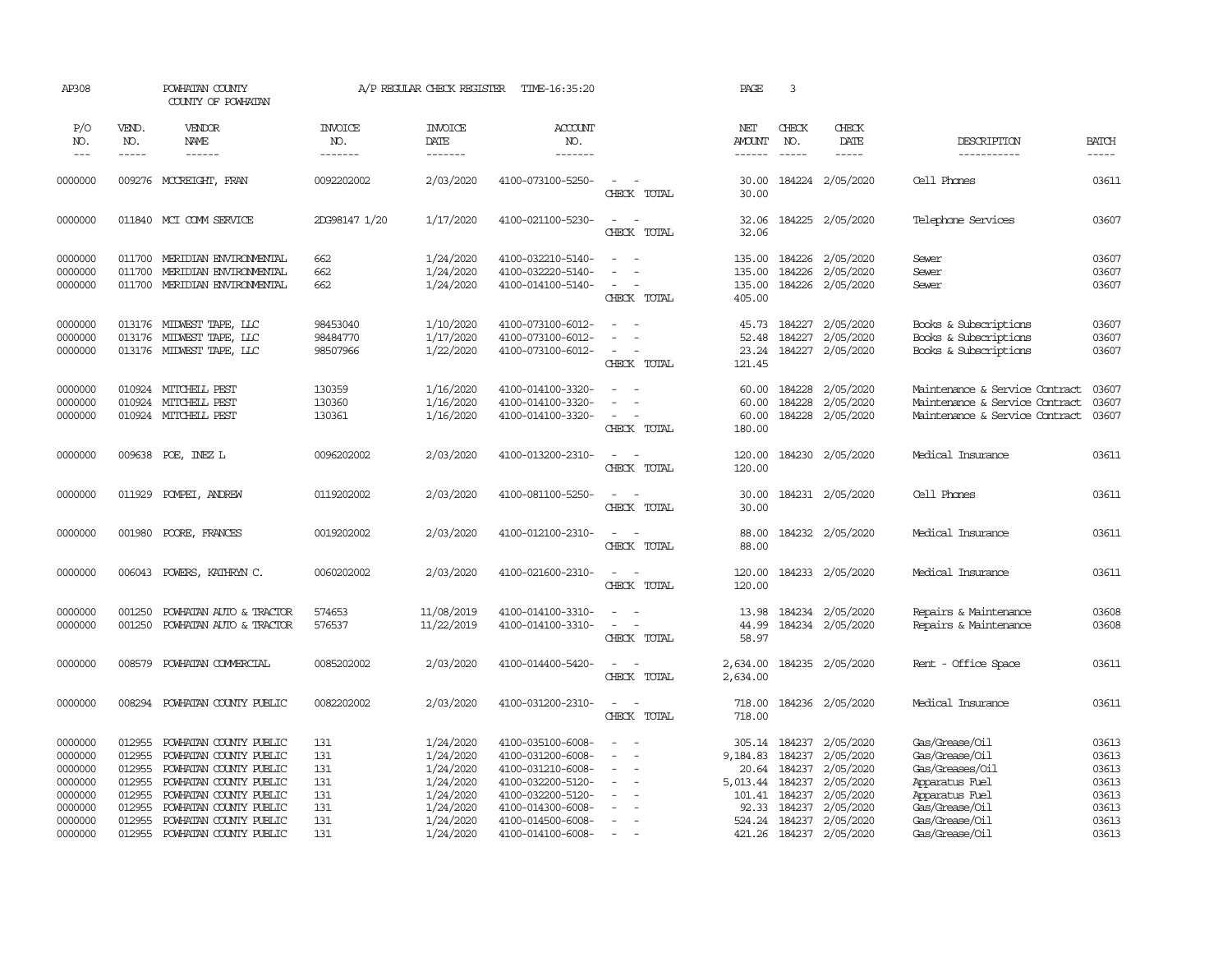AP308 POWHATAN COUNTY A/P REGULAR CHECK REGISTER TIME-16:35:20 PAGE 3

COUNTY OF POWHATAN

| P/O NO. | VEND. NO. | VENDOR NAME | INVOICE NO. | INVOICE DATE | ACCOUNT NO. | | NET AMOUNT | CHECK NO. | CHECK DATE | DESCRIPTION | BATCH |
|---|---|---|---|---|---|---|---|---|---|---|---|
| 0000000 | 009276 | MCCREIGHT, FRAN | 0092202002 | 2/03/2020 | 4100-073100-5250- | - - | 30.00 | 184224 | 2/05/2020 | Cell Phones | 03611 |
| | | | | | | CHECK TOTAL | 30.00 | | | | |
| 0000000 | 011840 | MCI COMM SERVICE | 2DG98147 1/20 | 1/17/2020 | 4100-021100-5230- | - - | 32.06 | 184225 | 2/05/2020 | Telephone Services | 03607 |
| | | | | | | CHECK TOTAL | 32.06 | | | | |
| 0000000 | 011700 | MERIDIAN ENVIRONMENTAL | 662 | 1/24/2020 | 4100-032210-5140- | - - | 135.00 | 184226 | 2/05/2020 | Sewer | 03607 |
| 0000000 | 011700 | MERIDIAN ENVIRONMENTAL | 662 | 1/24/2020 | 4100-032220-5140- | - - | 135.00 | 184226 | 2/05/2020 | Sewer | 03607 |
| 0000000 | 011700 | MERIDIAN ENVIRONMENTAL | 662 | 1/24/2020 | 4100-014100-5140- | - - | 135.00 | 184226 | 2/05/2020 | Sewer | 03607 |
| | | | | | | CHECK TOTAL | 405.00 | | | | |
| 0000000 | 013176 | MIDWEST TAPE, LLC | 98453040 | 1/10/2020 | 4100-073100-6012- | - - | 45.73 | 184227 | 2/05/2020 | Books & Subscriptions | 03607 |
| 0000000 | 013176 | MIDWEST TAPE, LLC | 98484770 | 1/17/2020 | 4100-073100-6012- | - - | 52.48 | 184227 | 2/05/2020 | Books & Subscriptions | 03607 |
| 0000000 | 013176 | MIDWEST TAPE, LLC | 98507966 | 1/22/2020 | 4100-073100-6012- | - - | 23.24 | 184227 | 2/05/2020 | Books & Subscriptions | 03607 |
| | | | | | | CHECK TOTAL | 121.45 | | | | |
| 0000000 | 010924 | MITCHELL PEST | 130359 | 1/16/2020 | 4100-014100-3320- | - - | 60.00 | 184228 | 2/05/2020 | Maintenance & Service Contract | 03607 |
| 0000000 | 010924 | MITCHELL PEST | 130360 | 1/16/2020 | 4100-014100-3320- | - - | 60.00 | 184228 | 2/05/2020 | Maintenance & Service Contract | 03607 |
| 0000000 | 010924 | MITCHELL PEST | 130361 | 1/16/2020 | 4100-014100-3320- | - - | 60.00 | 184228 | 2/05/2020 | Maintenance & Service Contract | 03607 |
| | | | | | | CHECK TOTAL | 180.00 | | | | |
| 0000000 | 009638 | POE, INEZ L | 0096202002 | 2/03/2020 | 4100-013200-2310- | - - | 120.00 | 184230 | 2/05/2020 | Medical Insurance | 03611 |
| | | | | | | CHECK TOTAL | 120.00 | | | | |
| 0000000 | 011929 | POMPEI, ANDREW | 0119202002 | 2/03/2020 | 4100-081100-5250- | - - | 30.00 | 184231 | 2/05/2020 | Cell Phones | 03611 |
| | | | | | | CHECK TOTAL | 30.00 | | | | |
| 0000000 | 001980 | POORE, FRANCES | 0019202002 | 2/03/2020 | 4100-012100-2310- | - - | 88.00 | 184232 | 2/05/2020 | Medical Insurance | 03611 |
| | | | | | | CHECK TOTAL | 88.00 | | | | |
| 0000000 | 006043 | POWERS, KATHRYN C. | 0060202002 | 2/03/2020 | 4100-021600-2310- | - - | 120.00 | 184233 | 2/05/2020 | Medical Insurance | 03611 |
| | | | | | | CHECK TOTAL | 120.00 | | | | |
| 0000000 | 001250 | POWHATAN AUTO & TRACTOR | 574653 | 11/08/2019 | 4100-014100-3310- | - - | 13.98 | 184234 | 2/05/2020 | Repairs & Maintenance | 03608 |
| 0000000 | 001250 | POWHATAN AUTO & TRACTOR | 576537 | 11/22/2019 | 4100-014100-3310- | - - | 44.99 | 184234 | 2/05/2020 | Repairs & Maintenance | 03608 |
| | | | | | | CHECK TOTAL | 58.97 | | | | |
| 0000000 | 008579 | POWHATAN COMMERCIAL | 0085202002 | 2/03/2020 | 4100-014400-5420- | - - | 2,634.00 | 184235 | 2/05/2020 | Rent - Office Space | 03611 |
| | | | | | | CHECK TOTAL | 2,634.00 | | | | |
| 0000000 | 008294 | POWHATAN COUNTY PUBLIC | 0082202002 | 2/03/2020 | 4100-031200-2310- | - - | 718.00 | 184236 | 2/05/2020 | Medical Insurance | 03611 |
| | | | | | | CHECK TOTAL | 718.00 | | | | |
| 0000000 | 012955 | POWHATAN COUNTY PUBLIC | 131 | 1/24/2020 | 4100-035100-6008- | - - | 305.14 | 184237 | 2/05/2020 | Gas/Grease/Oil | 03613 |
| 0000000 | 012955 | POWHATAN COUNTY PUBLIC | 131 | 1/24/2020 | 4100-031200-6008- | - - | 9,184.83 | 184237 | 2/05/2020 | Gas/Grease/Oil | 03613 |
| 0000000 | 012955 | POWHATAN COUNTY PUBLIC | 131 | 1/24/2020 | 4100-031210-6008- | - - | 20.64 | 184237 | 2/05/2020 | Gas/Greases/Oil | 03613 |
| 0000000 | 012955 | POWHATAN COUNTY PUBLIC | 131 | 1/24/2020 | 4100-032200-5120- | - - | 5,013.44 | 184237 | 2/05/2020 | Apparatus Fuel | 03613 |
| 0000000 | 012955 | POWHATAN COUNTY PUBLIC | 131 | 1/24/2020 | 4100-032200-5120- | - - | 101.41 | 184237 | 2/05/2020 | Apparatus Fuel | 03613 |
| 0000000 | 012955 | POWHATAN COUNTY PUBLIC | 131 | 1/24/2020 | 4100-014300-6008- | - - | 92.33 | 184237 | 2/05/2020 | Gas/Grease/Oil | 03613 |
| 0000000 | 012955 | POWHATAN COUNTY PUBLIC | 131 | 1/24/2020 | 4100-014500-6008- | - - | 524.24 | 184237 | 2/05/2020 | Gas/Grease/Oil | 03613 |
| 0000000 | 012955 | POWHATAN COUNTY PUBLIC | 131 | 1/24/2020 | 4100-014100-6008- | - - | 421.26 | 184237 | 2/05/2020 | Gas/Grease/Oil | 03613 |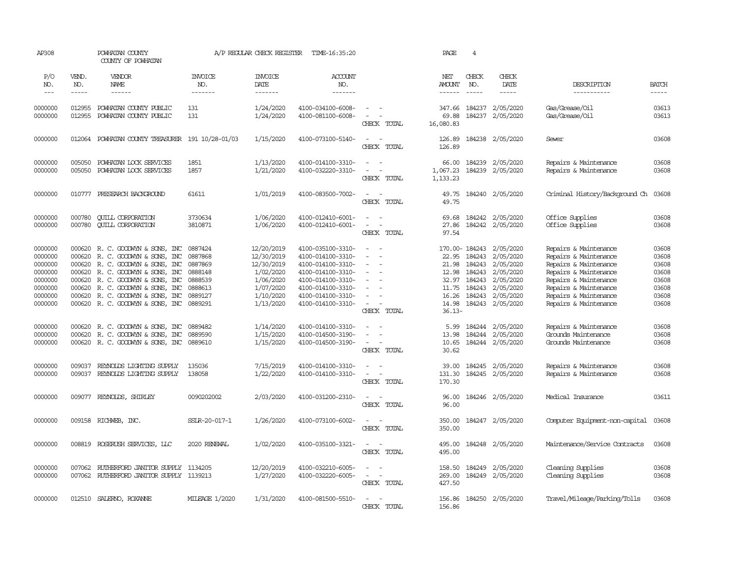AP308 POWHATAN COUNTY A/P REGULAR CHECK REGISTER TIME-16:35:20 PAGE 4

COUNTY OF POWHATAN

| P/O NO. | VEND. NO. | VENDOR NAME | INVOICE NO. | INVOICE DATE | ACCOUNT NO. | | NET AMOUNT | CHECK NO. | CHECK DATE | DESCRIPTION | BATCH |
|---|---|---|---|---|---|---|---|---|---|---|---|
| --- | ----- | ------ | ------- | ------- | ------- | | ------ | ----- | ----- | ----------- | ----- |
| 0000000 | 012955 | POWHATAN COUNTY PUBLIC | 131 | 1/24/2020 | 4100-034100-6008- | - - | 347.66 | 184237 | 2/05/2020 | Gas/Grease/Oil | 03613 |
| 0000000 | 012955 | POWHATAN COUNTY PUBLIC | 131 | 1/24/2020 | 4100-081100-6008- | - - | 69.88 | 184237 | 2/05/2020 | Gas/Grease/Oil | 03613 |
| | | | | | | CHECK TOTAL | 16,080.83 | | | | |
| 0000000 | 012064 | POWHATAN COUNTY TREASURER | 191 10/28-01/03 | 1/15/2020 | 4100-073100-5140- | - - | 126.89 | 184238 | 2/05/2020 | Sewer | 03608 |
| | | | | | | CHECK TOTAL | 126.89 | | | | |
| 0000000 | 005050 | POWHATAN LOCK SERVICES | 1851 | 1/13/2020 | 4100-014100-3310- | - - | 66.00 | 184239 | 2/05/2020 | Repairs & Maintenance | 03608 |
| 0000000 | 005050 | POWHATAN LOCK SERVICES | 1857 | 1/21/2020 | 4100-032220-3310- | - - | 1,067.23 | 184239 | 2/05/2020 | Repairs & Maintenance | 03608 |
| | | | | | | CHECK TOTAL | 1,133.23 | | | | |
| 0000000 | 010777 | PRESEARCH BACKGROUND | 61611 | 1/01/2019 | 4100-083500-7002- | - - | 49.75 | 184240 | 2/05/2020 | Criminal History/Background Ch | 03608 |
| | | | | | | CHECK TOTAL | 49.75 | | | | |
| 0000000 | 000780 | QUILL CORPORATION | 3730634 | 1/06/2020 | 4100-012410-6001- | - - | 69.68 | 184242 | 2/05/2020 | Office Supplies | 03608 |
| 0000000 | 000780 | QUILL CORPORATION | 3810871 | 1/06/2020 | 4100-012410-6001- | - - | 27.86 | 184242 | 2/05/2020 | Office Supplies | 03608 |
| | | | | | | CHECK TOTAL | 97.54 | | | | |
| 0000000 | 000620 | R. C. GOODWYN & SONS, INC | 0887424 | 12/20/2019 | 4100-035100-3310- | - - | 170.00- | 184243 | 2/05/2020 | Repairs & Maintenance | 03608 |
| 0000000 | 000620 | R. C. GOODWYN & SONS, INC | 0887868 | 12/30/2019 | 4100-014100-3310- | - - | 22.95 | 184243 | 2/05/2020 | Repairs & Maintenance | 03608 |
| 0000000 | 000620 | R. C. GOODWYN & SONS, INC | 0887869 | 12/30/2019 | 4100-014100-3310- | - - | 21.98 | 184243 | 2/05/2020 | Repairs & Maintenance | 03608 |
| 0000000 | 000620 | R. C. GOODWYN & SONS, INC | 0888148 | 1/02/2020 | 4100-014100-3310- | - - | 12.98 | 184243 | 2/05/2020 | Repairs & Maintenance | 03608 |
| 0000000 | 000620 | R. C. GOODWYN & SONS, INC | 0888539 | 1/06/2020 | 4100-014100-3310- | - - | 32.97 | 184243 | 2/05/2020 | Repairs & Maintenance | 03608 |
| 0000000 | 000620 | R. C. GOODWYN & SONS, INC | 0888613 | 1/07/2020 | 4100-014100-3310- | - - | 11.75 | 184243 | 2/05/2020 | Repairs & Maintenance | 03608 |
| 0000000 | 000620 | R. C. GOODWYN & SONS, INC | 0889127 | 1/10/2020 | 4100-014100-3310- | - - | 16.26 | 184243 | 2/05/2020 | Repairs & Maintenance | 03608 |
| 0000000 | 000620 | R. C. GOODWYN & SONS, INC | 0889291 | 1/13/2020 | 4100-014100-3310- | - - | 14.98 | 184243 | 2/05/2020 | Repairs & Maintenance | 03608 |
| | | | | | | CHECK TOTAL | 36.13- | | | | |
| 0000000 | 000620 | R. C. GOODWYN & SONS, INC | 0889482 | 1/14/2020 | 4100-014100-3310- | - - | 5.99 | 184244 | 2/05/2020 | Repairs & Maintenance | 03608 |
| 0000000 | 000620 | R. C. GOODWYN & SONS, INC | 0889590 | 1/15/2020 | 4100-014500-3190- | - - | 13.98 | 184244 | 2/05/2020 | Grounds Maintenance | 03608 |
| 0000000 | 000620 | R. C. GOODWYN & SONS, INC | 0889610 | 1/15/2020 | 4100-014500-3190- | - - | 10.65 | 184244 | 2/05/2020 | Grounds Maintenance | 03608 |
| | | | | | | CHECK TOTAL | 30.62 | | | | |
| 0000000 | 009037 | REYNOLDS LIGHTING SUPPLY | 135036 | 7/15/2019 | 4100-014100-3310- | - - | 39.00 | 184245 | 2/05/2020 | Repairs & Maintenance | 03608 |
| 0000000 | 009037 | REYNOLDS LIGHTING SUPPLY | 138058 | 1/22/2020 | 4100-014100-3310- | - - | 131.30 | 184245 | 2/05/2020 | Repairs & Maintenance | 03608 |
| | | | | | | CHECK TOTAL | 170.30 | | | | |
| 0000000 | 009077 | REYNOLDS, SHIRLEY | 0090202002 | 2/03/2020 | 4100-031200-2310- | - - | 96.00 | 184246 | 2/05/2020 | Medical Insurance | 03611 |
| | | | | | | CHECK TOTAL | 96.00 | | | | |
| 0000000 | 009158 | RICHWEB, INC. | SSLR-20-017-1 | 1/26/2020 | 4100-073100-6002- | - - | 350.00 | 184247 | 2/05/2020 | Computer Equipment-non-capital | 03608 |
| | | | | | | CHECK TOTAL | 350.00 | | | | |
| 0000000 | 008819 | ROSERUSH SERVICES, LLC | 2020 RENEWAL | 1/02/2020 | 4100-035100-3321- | - - | 495.00 | 184248 | 2/05/2020 | Maintenance/Service Contracts | 03608 |
| | | | | | | CHECK TOTAL | 495.00 | | | | |
| 0000000 | 007062 | RUTHERFORD JANITOR SUPPLY | 1134205 | 12/20/2019 | 4100-032210-6005- | - - | 158.50 | 184249 | 2/05/2020 | Cleaning Supplies | 03608 |
| 0000000 | 007062 | RUTHERFORD JANITOR SUPPLY | 1139213 | 1/27/2020 | 4100-032220-6005- | - - | 269.00 | 184249 | 2/05/2020 | Cleaning Supplies | 03608 |
| | | | | | | CHECK TOTAL | 427.50 | | | | |
| 0000000 | 012510 | SALERNO, ROXANNE | MILEAGE 1/2020 | 1/31/2020 | 4100-081500-5510- | - - | 156.86 | 184250 | 2/05/2020 | Travel/Mileage/Parking/Tolls | 03608 |
| | | | | | | CHECK TOTAL | 156.86 | | | | |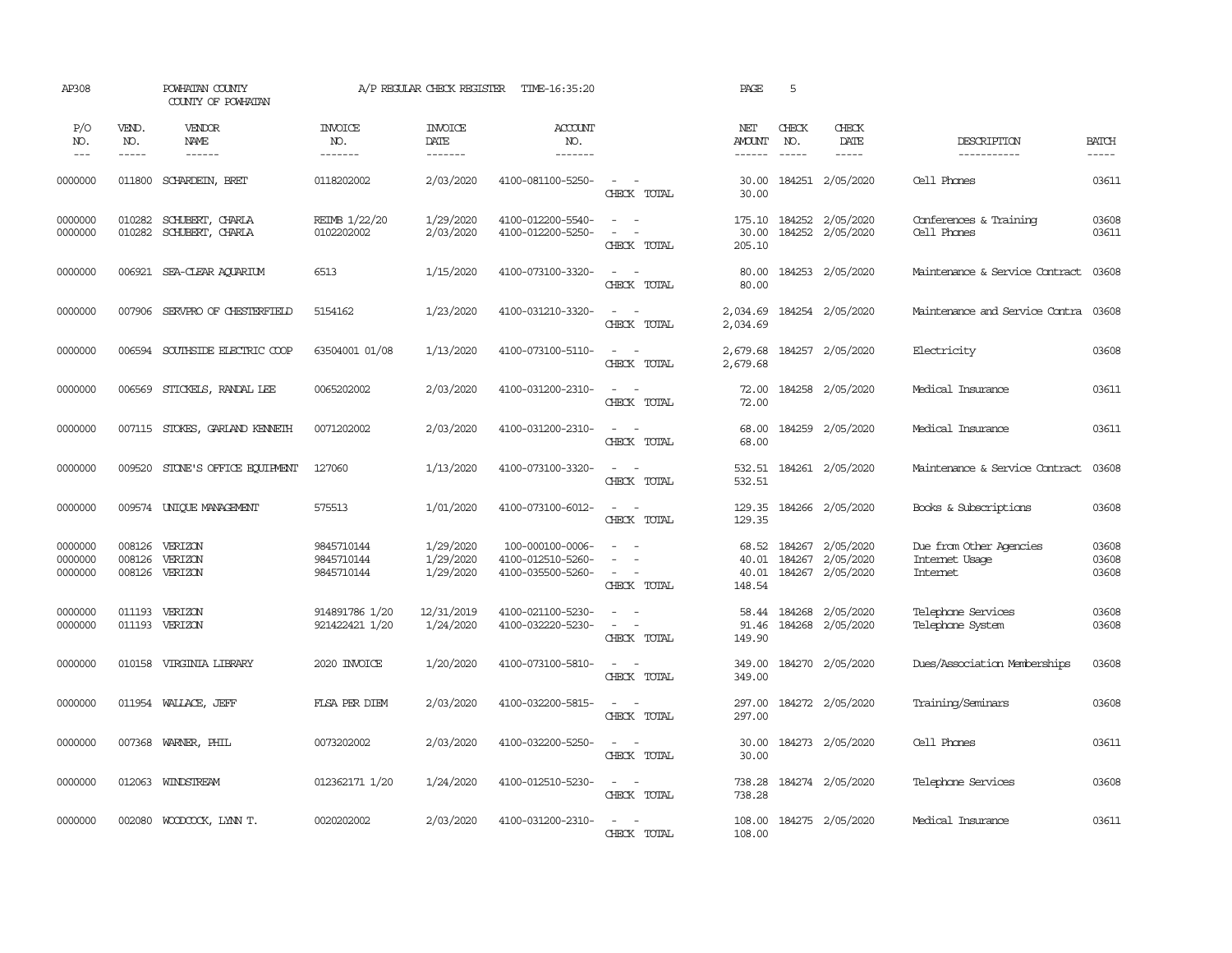AP308 POWHATAN COUNTY A/P REGULAR CHECK REGISTER TIME-16:35:20 PAGE 5

COUNTY OF POWHATAN

| P/O NO. | VEND. NO. | VENDOR NAME | INVOICE NO. | INVOICE DATE | ACCOUNT NO. | | NET AMOUNT | CHECK NO. | CHECK DATE | DESCRIPTION | BATCH |
|---|---|---|---|---|---|---|---|---|---|---|---|
| --- | ----- | ------ | ------- | ------- | ------- | | ------ | ----- | ----- | ----------- | ----- |
| 0000000 | 011800 | SCHARDEIN, BRET | 0118202002 | 2/03/2020 | 4100-081100-5250- | - - | 30.00 | 184251 | 2/05/2020 | Cell Phones | 03611 |
| | | | | | | CHECK TOTAL | 30.00 | | | | |
| 0000000 | 010282 | SCHUBERT, CHARLA | REIMB 1/22/20 | 1/29/2020 | 4100-012200-5540- | - - | 175.10 | 184252 | 2/05/2020 | Conferences & Training | 03608 |
| 0000000 | 010282 | SCHUBERT, CHARLA | 0102202002 | 2/03/2020 | 4100-012200-5250- | - - | 30.00 | 184252 | 2/05/2020 | Cell Phones | 03611 |
| | | | | | | CHECK TOTAL | 205.10 | | | | |
| 0000000 | 006921 | SEA-CLEAR AQUARIUM | 6513 | 1/15/2020 | 4100-073100-3320- | - - | 80.00 | 184253 | 2/05/2020 | Maintenance & Service Contract | 03608 |
| | | | | | | CHECK TOTAL | 80.00 | | | | |
| 0000000 | 007906 | SERVPRO OF CHESTERFIELD | 5154162 | 1/23/2020 | 4100-031210-3320- | - - | 2,034.69 | 184254 | 2/05/2020 | Maintenance and Service Contra | 03608 |
| | | | | | | CHECK TOTAL | 2,034.69 | | | | |
| 0000000 | 006594 | SOUTHSIDE ELECTRIC COOP | 63504001 01/08 | 1/13/2020 | 4100-073100-5110- | - - | 2,679.68 | 184257 | 2/05/2020 | Electricity | 03608 |
| | | | | | | CHECK TOTAL | 2,679.68 | | | | |
| 0000000 | 006569 | STICKELS, RANDAL LEE | 0065202002 | 2/03/2020 | 4100-031200-2310- | - - | 72.00 | 184258 | 2/05/2020 | Medical Insurance | 03611 |
| | | | | | | CHECK TOTAL | 72.00 | | | | |
| 0000000 | 007115 | STOKES, GARLAND KENNETH | 0071202002 | 2/03/2020 | 4100-031200-2310- | - - | 68.00 | 184259 | 2/05/2020 | Medical Insurance | 03611 |
| | | | | | | CHECK TOTAL | 68.00 | | | | |
| 0000000 | 009520 | STONE'S OFFICE EQUIPMENT | 127060 | 1/13/2020 | 4100-073100-3320- | - - | 532.51 | 184261 | 2/05/2020 | Maintenance & Service Contract | 03608 |
| | | | | | | CHECK TOTAL | 532.51 | | | | |
| 0000000 | 009574 | UNIQUE MANAGEMENT | 575513 | 1/01/2020 | 4100-073100-6012- | - - | 129.35 | 184266 | 2/05/2020 | Books & Subscriptions | 03608 |
| | | | | | | CHECK TOTAL | 129.35 | | | | |
| 0000000 | 008126 | VERIZON | 9845710144 | 1/29/2020 | 100-000100-0006- | - - | 68.52 | 184267 | 2/05/2020 | Due from Other Agencies | 03608 |
| 0000000 | 008126 | VERIZON | 9845710144 | 1/29/2020 | 4100-012510-5260- | - - | 40.01 | 184267 | 2/05/2020 | Internet Usage | 03608 |
| 0000000 | 008126 | VERIZON | 9845710144 | 1/29/2020 | 4100-035500-5260- | - - | 40.01 | 184267 | 2/05/2020 | Internet | 03608 |
| | | | | | | CHECK TOTAL | 148.54 | | | | |
| 0000000 | 011193 | VERIZON | 914891786 1/20 | 12/31/2019 | 4100-021100-5230- | - - | 58.44 | 184268 | 2/05/2020 | Telephone Services | 03608 |
| 0000000 | 011193 | VERIZON | 921422421 1/20 | 1/24/2020 | 4100-032220-5230- | - - | 91.46 | 184268 | 2/05/2020 | Telephone System | 03608 |
| | | | | | | CHECK TOTAL | 149.90 | | | | |
| 0000000 | 010158 | VIRGINIA LIBRARY | 2020 INVOICE | 1/20/2020 | 4100-073100-5810- | - - | 349.00 | 184270 | 2/05/2020 | Dues/Association Memberships | 03608 |
| | | | | | | CHECK TOTAL | 349.00 | | | | |
| 0000000 | 011954 | WALLACE, JEFF | FLSA PER DIEM | 2/03/2020 | 4100-032200-5815- | - - | 297.00 | 184272 | 2/05/2020 | Training/Seminars | 03608 |
| | | | | | | CHECK TOTAL | 297.00 | | | | |
| 0000000 | 007368 | WARNER, PHIL | 0073202002 | 2/03/2020 | 4100-032200-5250- | - - | 30.00 | 184273 | 2/05/2020 | Cell Phones | 03611 |
| | | | | | | CHECK TOTAL | 30.00 | | | | |
| 0000000 | 012063 | WINDSTREAM | 012362171 1/20 | 1/24/2020 | 4100-012510-5230- | - - | 738.28 | 184274 | 2/05/2020 | Telephone Services | 03608 |
| | | | | | | CHECK TOTAL | 738.28 | | | | |
| 0000000 | 002080 | WOODCOCK, LYNN T. | 0020202002 | 2/03/2020 | 4100-031200-2310- | - - | 108.00 | 184275 | 2/05/2020 | Medical Insurance | 03611 |
| | | | | | | CHECK TOTAL | 108.00 | | | | |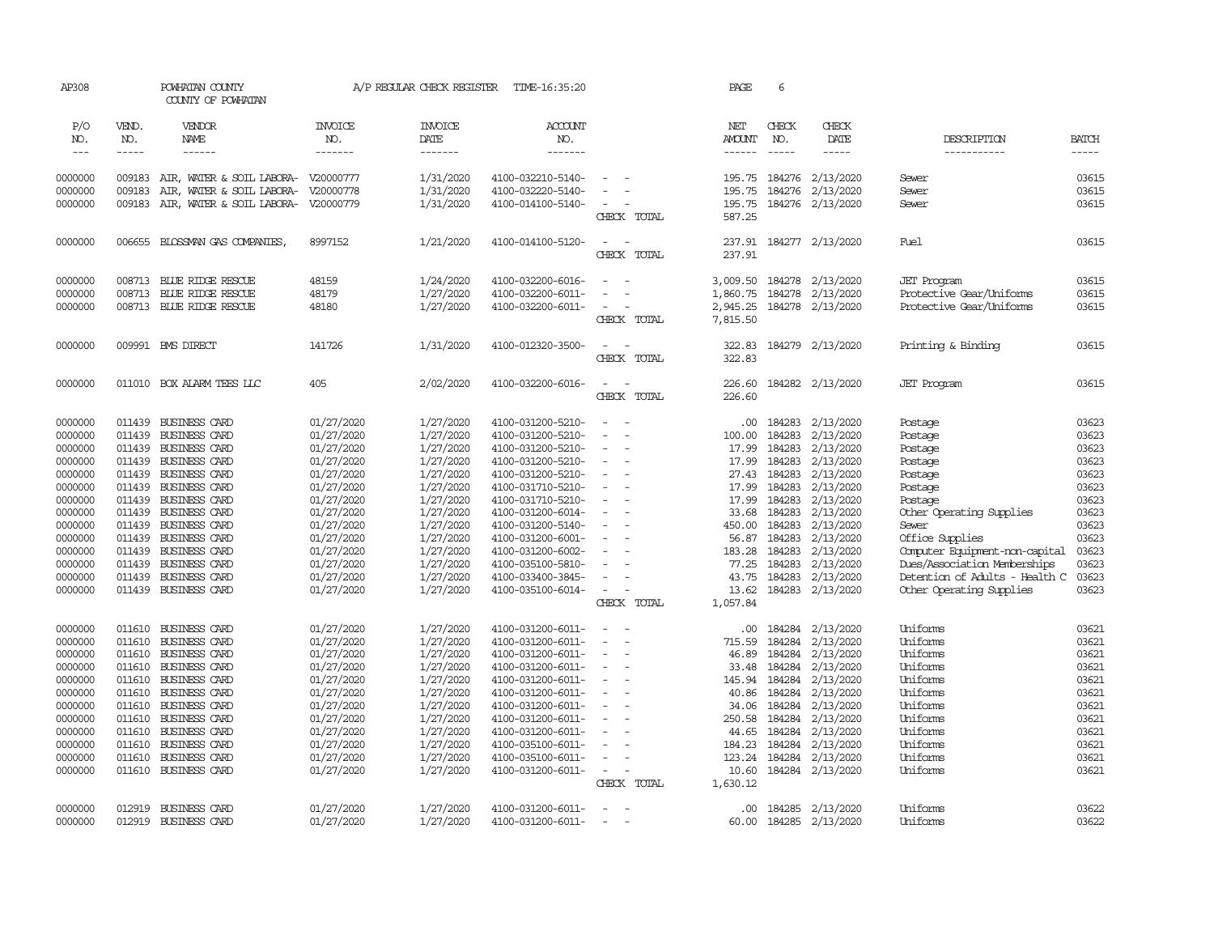AP308 POWHATAN COUNTY A/P REGULAR CHECK REGISTER TIME-16:35:20 PAGE 6
COUNTY OF POWHATAN

| P/O NO. | VEND. NO. | VENDOR NAME | INVOICE NO. | INVOICE DATE | ACCOUNT NO. | | NET AMOUNT | CHECK NO. | CHECK DATE | DESCRIPTION | BATCH |
|---|---|---|---|---|---|---|---|---|---|---|---|
| 0000000 | 009183 | AIR, WATER & SOIL LABORA- | V20000777 | 1/31/2020 | 4100-032210-5140- | - - | 195.75 | 184276 | 2/13/2020 | Sewer | 03615 |
| 0000000 | 009183 | AIR, WATER & SOIL LABORA- | V20000778 | 1/31/2020 | 4100-032220-5140- | - - | 195.75 | 184276 | 2/13/2020 | Sewer | 03615 |
| 0000000 | 009183 | AIR, WATER & SOIL LABORA- | V20000779 | 1/31/2020 | 4100-014100-5140- | - - | 195.75 | 184276 | 2/13/2020 | Sewer | 03615 |
| | | | | | | CHECK TOTAL | 587.25 | | | | |
| 0000000 | 006655 | BLOSSMAN GAS COMPANIES, | 8997152 | 1/21/2020 | 4100-014100-5120- | - - | 237.91 | 184277 | 2/13/2020 | Fuel | 03615 |
| | | | | | | CHECK TOTAL | 237.91 | | | | |
| 0000000 | 008713 | BLUE RIDGE RESCUE | 48159 | 1/24/2020 | 4100-032200-6016- | - - | 3,009.50 | 184278 | 2/13/2020 | JET Program | 03615 |
| 0000000 | 008713 | BLUE RIDGE RESCUE | 48179 | 1/27/2020 | 4100-032200-6011- | - - | 1,860.75 | 184278 | 2/13/2020 | Protective Gear/Uniforms | 03615 |
| 0000000 | 008713 | BLUE RIDGE RESCUE | 48180 | 1/27/2020 | 4100-032200-6011- | - - | 2,945.25 | 184278 | 2/13/2020 | Protective Gear/Uniforms | 03615 |
| | | | | | | CHECK TOTAL | 7,815.50 | | | | |
| 0000000 | 009991 | BMS DIRECT | 141726 | 1/31/2020 | 4100-012320-3500- | - - | 322.83 | 184279 | 2/13/2020 | Printing & Binding | 03615 |
| | | | | | | CHECK TOTAL | 322.83 | | | | |
| 0000000 | 011010 | BOX ALARM TEES LLC | 405 | 2/02/2020 | 4100-032200-6016- | - - | 226.60 | 184282 | 2/13/2020 | JET Program | 03615 |
| | | | | | | CHECK TOTAL | 226.60 | | | | |
| 0000000 | 011439 | BUSINESS CARD | 01/27/2020 | 1/27/2020 | 4100-031200-5210- | - - | .00 | 184283 | 2/13/2020 | Postage | 03623 |
| 0000000 | 011439 | BUSINESS CARD | 01/27/2020 | 1/27/2020 | 4100-031200-5210- | - - | 100.00 | 184283 | 2/13/2020 | Postage | 03623 |
| 0000000 | 011439 | BUSINESS CARD | 01/27/2020 | 1/27/2020 | 4100-031200-5210- | - - | 17.99 | 184283 | 2/13/2020 | Postage | 03623 |
| 0000000 | 011439 | BUSINESS CARD | 01/27/2020 | 1/27/2020 | 4100-031200-5210- | - - | 17.99 | 184283 | 2/13/2020 | Postage | 03623 |
| 0000000 | 011439 | BUSINESS CARD | 01/27/2020 | 1/27/2020 | 4100-031200-5210- | - - | 27.43 | 184283 | 2/13/2020 | Postage | 03623 |
| 0000000 | 011439 | BUSINESS CARD | 01/27/2020 | 1/27/2020 | 4100-031710-5210- | - - | 17.99 | 184283 | 2/13/2020 | Postage | 03623 |
| 0000000 | 011439 | BUSINESS CARD | 01/27/2020 | 1/27/2020 | 4100-031710-5210- | - - | 17.99 | 184283 | 2/13/2020 | Postage | 03623 |
| 0000000 | 011439 | BUSINESS CARD | 01/27/2020 | 1/27/2020 | 4100-031200-6014- | - - | 33.68 | 184283 | 2/13/2020 | Other Operating Supplies | 03623 |
| 0000000 | 011439 | BUSINESS CARD | 01/27/2020 | 1/27/2020 | 4100-031200-5140- | - - | 450.00 | 184283 | 2/13/2020 | Sewer | 03623 |
| 0000000 | 011439 | BUSINESS CARD | 01/27/2020 | 1/27/2020 | 4100-031200-6001- | - - | 56.87 | 184283 | 2/13/2020 | Office Supplies | 03623 |
| 0000000 | 011439 | BUSINESS CARD | 01/27/2020 | 1/27/2020 | 4100-031200-6002- | - - | 183.28 | 184283 | 2/13/2020 | Computer Equipment-non-capital | 03623 |
| 0000000 | 011439 | BUSINESS CARD | 01/27/2020 | 1/27/2020 | 4100-035100-5810- | - - | 77.25 | 184283 | 2/13/2020 | Dues/Association Memberships | 03623 |
| 0000000 | 011439 | BUSINESS CARD | 01/27/2020 | 1/27/2020 | 4100-033400-3845- | - - | 43.75 | 184283 | 2/13/2020 | Detention of Adults - Health C | 03623 |
| 0000000 | 011439 | BUSINESS CARD | 01/27/2020 | 1/27/2020 | 4100-035100-6014- | - - | 13.62 | 184283 | 2/13/2020 | Other Operating Supplies | 03623 |
| | | | | | | CHECK TOTAL | 1,057.84 | | | | |
| 0000000 | 011610 | BUSINESS CARD | 01/27/2020 | 1/27/2020 | 4100-031200-6011- | - - | .00 | 184284 | 2/13/2020 | Uniforms | 03621 |
| 0000000 | 011610 | BUSINESS CARD | 01/27/2020 | 1/27/2020 | 4100-031200-6011- | - - | 715.59 | 184284 | 2/13/2020 | Uniforms | 03621 |
| 0000000 | 011610 | BUSINESS CARD | 01/27/2020 | 1/27/2020 | 4100-031200-6011- | - - | 46.89 | 184284 | 2/13/2020 | Uniforms | 03621 |
| 0000000 | 011610 | BUSINESS CARD | 01/27/2020 | 1/27/2020 | 4100-031200-6011- | - - | 33.48 | 184284 | 2/13/2020 | Uniforms | 03621 |
| 0000000 | 011610 | BUSINESS CARD | 01/27/2020 | 1/27/2020 | 4100-031200-6011- | - - | 145.94 | 184284 | 2/13/2020 | Uniforms | 03621 |
| 0000000 | 011610 | BUSINESS CARD | 01/27/2020 | 1/27/2020 | 4100-031200-6011- | - - | 40.86 | 184284 | 2/13/2020 | Uniforms | 03621 |
| 0000000 | 011610 | BUSINESS CARD | 01/27/2020 | 1/27/2020 | 4100-031200-6011- | - - | 34.06 | 184284 | 2/13/2020 | Uniforms | 03621 |
| 0000000 | 011610 | BUSINESS CARD | 01/27/2020 | 1/27/2020 | 4100-031200-6011- | - - | 250.58 | 184284 | 2/13/2020 | Uniforms | 03621 |
| 0000000 | 011610 | BUSINESS CARD | 01/27/2020 | 1/27/2020 | 4100-031200-6011- | - - | 44.65 | 184284 | 2/13/2020 | Uniforms | 03621 |
| 0000000 | 011610 | BUSINESS CARD | 01/27/2020 | 1/27/2020 | 4100-035100-6011- | - - | 184.23 | 184284 | 2/13/2020 | Uniforms | 03621 |
| 0000000 | 011610 | BUSINESS CARD | 01/27/2020 | 1/27/2020 | 4100-035100-6011- | - - | 123.24 | 184284 | 2/13/2020 | Uniforms | 03621 |
| 0000000 | 011610 | BUSINESS CARD | 01/27/2020 | 1/27/2020 | 4100-031200-6011- | - - | 10.60 | 184284 | 2/13/2020 | Uniforms | 03621 |
| | | | | | | CHECK TOTAL | 1,630.12 | | | | |
| 0000000 | 012919 | BUSINESS CARD | 01/27/2020 | 1/27/2020 | 4100-031200-6011- | - - | .00 | 184285 | 2/13/2020 | Uniforms | 03622 |
| 0000000 | 012919 | BUSINESS CARD | 01/27/2020 | 1/27/2020 | 4100-031200-6011- | - - | 60.00 | 184285 | 2/13/2020 | Uniforms | 03622 |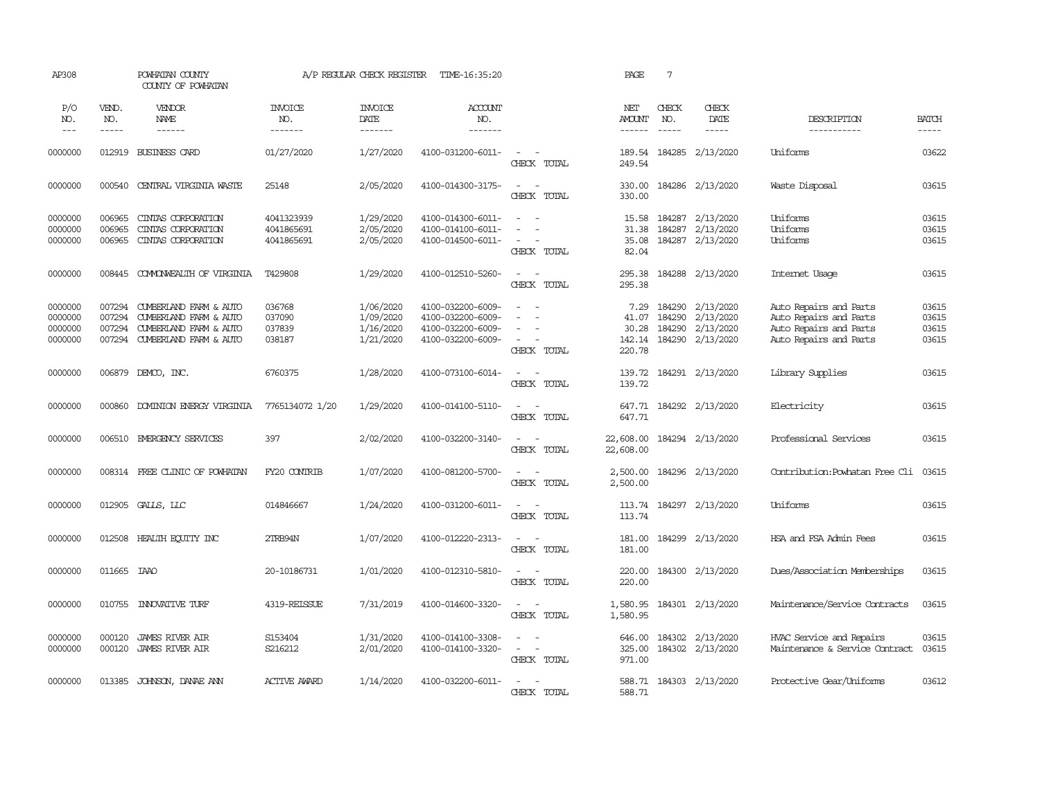AP308 POWHATAN COUNTY A/P REGULAR CHECK REGISTER TIME-16:35:20 PAGE 7
COUNTY OF POWHATAN

| P/O NO. | VEND. NO. | VENDOR NAME | INVOICE NO. | INVOICE DATE | ACCOUNT NO. | | NET AMOUNT | CHECK NO. | CHECK DATE | DESCRIPTION | BATCH |
|---|---|---|---|---|---|---|---|---|---|---|---|
| 0000000 | 012919 | BUSINESS CARD | 01/27/2020 | 1/27/2020 | 4100-031200-6011- | - - | 189.54 | 184285 | 2/13/2020 | Uniforms | 03622 |
| | | | | | | CHECK TOTAL | 249.54 | | | | |
| 0000000 | 000540 | CENTRAL VIRGINIA WASTE | 25148 | 2/05/2020 | 4100-014300-3175- | - - | 330.00 | 184286 | 2/13/2020 | Waste Disposal | 03615 |
| | | | | | | CHECK TOTAL | 330.00 | | | | |
| 0000000 | 006965 | CINTAS CORPORATION | 4041323939 | 1/29/2020 | 4100-014300-6011- | - - | 15.58 | 184287 | 2/13/2020 | Uniforms | 03615 |
| 0000000 | 006965 | CINTAS CORPORATION | 4041865691 | 2/05/2020 | 4100-014100-6011- | - - | 31.38 | 184287 | 2/13/2020 | Uniforms | 03615 |
| 0000000 | 006965 | CINTAS CORPORATION | 4041865691 | 2/05/2020 | 4100-014500-6011- | - - | 35.08 | 184287 | 2/13/2020 | Uniforms | 03615 |
| | | | | | | CHECK TOTAL | 82.04 | | | | |
| 0000000 | 008445 | COMMONWEALTH OF VIRGINIA | T429808 | 1/29/2020 | 4100-012510-5260- | - - | 295.38 | 184288 | 2/13/2020 | Internet Usage | 03615 |
| | | | | | | CHECK TOTAL | 295.38 | | | | |
| 0000000 | 007294 | CUMBERLAND FARM & AUTO | 036768 | 1/06/2020 | 4100-032200-6009- | - - | 7.29 | 184290 | 2/13/2020 | Auto Repairs and Parts | 03615 |
| 0000000 | 007294 | CUMBERLAND FARM & AUTO | 037090 | 1/09/2020 | 4100-032200-6009- | - - | 41.07 | 184290 | 2/13/2020 | Auto Repairs and Parts | 03615 |
| 0000000 | 007294 | CUMBERLAND FARM & AUTO | 037839 | 1/16/2020 | 4100-032200-6009- | - - | 30.28 | 184290 | 2/13/2020 | Auto Repairs and Parts | 03615 |
| 0000000 | 007294 | CUMBERLAND FARM & AUTO | 038187 | 1/21/2020 | 4100-032200-6009- | - - | 142.14 | 184290 | 2/13/2020 | Auto Repairs and Parts | 03615 |
| | | | | | | CHECK TOTAL | 220.78 | | | | |
| 0000000 | 006879 | DEMCO, INC. | 6760375 | 1/28/2020 | 4100-073100-6014- | - - | 139.72 | 184291 | 2/13/2020 | Library Supplies | 03615 |
| | | | | | | CHECK TOTAL | 139.72 | | | | |
| 0000000 | 000860 | DOMINION ENERGY VIRGINIA | 7765134072 1/20 | 1/29/2020 | 4100-014100-5110- | - - | 647.71 | 184292 | 2/13/2020 | Electricity | 03615 |
| | | | | | | CHECK TOTAL | 647.71 | | | | |
| 0000000 | 006510 | EMERGENCY SERVICES | 397 | 2/02/2020 | 4100-032200-3140- | - - | 22,608.00 | 184294 | 2/13/2020 | Professional Services | 03615 |
| | | | | | | CHECK TOTAL | 22,608.00 | | | | |
| 0000000 | 008314 | FREE CLINIC OF POWHATAN | FY20 CONTRIB | 1/07/2020 | 4100-081200-5700- | - - | 2,500.00 | 184296 | 2/13/2020 | Contribution:Powhatan Free Cli | 03615 |
| | | | | | | CHECK TOTAL | 2,500.00 | | | | |
| 0000000 | 012905 | GALLS, LLC | 014846667 | 1/24/2020 | 4100-031200-6011- | - - | 113.74 | 184297 | 2/13/2020 | Uniforms | 03615 |
| | | | | | | CHECK TOTAL | 113.74 | | | | |
| 0000000 | 012508 | HEALTH EQUITY INC | 2TRB94N | 1/07/2020 | 4100-012220-2313- | - - | 181.00 | 184299 | 2/13/2020 | HSA and FSA Admin Fees | 03615 |
| | | | | | | CHECK TOTAL | 181.00 | | | | |
| 0000000 | 011665 | IAAO | 20-10186731 | 1/01/2020 | 4100-012310-5810- | - - | 220.00 | 184300 | 2/13/2020 | Dues/Association Memberships | 03615 |
| | | | | | | CHECK TOTAL | 220.00 | | | | |
| 0000000 | 010755 | INNOVATIVE TURF | 4319-REISSUE | 7/31/2019 | 4100-014600-3320- | - - | 1,580.95 | 184301 | 2/13/2020 | Maintenance/Service Contracts | 03615 |
| | | | | | | CHECK TOTAL | 1,580.95 | | | | |
| 0000000 | 000120 | JAMES RIVER AIR | S153404 | 1/31/2020 | 4100-014100-3308- | - - | 646.00 | 184302 | 2/13/2020 | HVAC Service and Repairs | 03615 |
| 0000000 | 000120 | JAMES RIVER AIR | S216212 | 2/01/2020 | 4100-014100-3320- | - - | 325.00 | 184302 | 2/13/2020 | Maintenance & Service Contract | 03615 |
| | | | | | | CHECK TOTAL | 971.00 | | | | |
| 0000000 | 013385 | JOHNSON, DANAE ANN | ACTIVE AWARD | 1/14/2020 | 4100-032200-6011- | - - | 588.71 | 184303 | 2/13/2020 | Protective Gear/Uniforms | 03612 |
| | | | | | | CHECK TOTAL | 588.71 | | | | |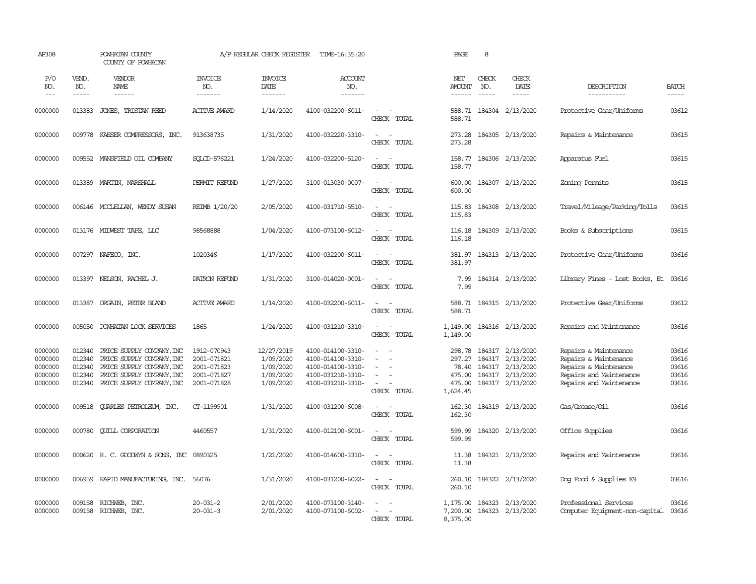AP308 POWHATAN COUNTY COUNTY OF POWHATAN A/P REGULAR CHECK REGISTER TIME-16:35:20

| P/O NO. | VEND. NO. | VENDOR NAME | INVOICE NO. | INVOICE DATE | ACCOUNT NO. | | NET AMOUNT | CHECK NO. | CHECK DATE | DESCRIPTION | BATCH |
|---|---|---|---|---|---|---|---|---|---|---|---|
| 0000000 | 013383 | JONES, TRISTAN REED | ACTIVE AWARD | 1/14/2020 | 4100-032200-6011- | - - | 588.71 | 184304 | 2/13/2020 | Protective Gear/Uniforms | 03612 |
| | | | | | | CHECK TOTAL | 588.71 | | | | |
| 0000000 | 009778 | KAESER COMPRESSORS, INC. | 913638735 | 1/31/2020 | 4100-032220-3310- | - - | 273.28 | 184305 | 2/13/2020 | Repairs & Maintenance | 03615 |
| | | | | | | CHECK TOTAL | 273.28 | | | | |
| 0000000 | 009552 | MANSFIELD OIL COMPANY | SQLCD-576221 | 1/24/2020 | 4100-032200-5120- | - - | 158.77 | 184306 | 2/13/2020 | Apparatus Fuel | 03615 |
| | | | | | | CHECK TOTAL | 158.77 | | | | |
| 0000000 | 013389 | MARTIN, MARSHALL | PERMIT REFUND | 1/27/2020 | 3100-013030-0007- | - - | 600.00 | 184307 | 2/13/2020 | Zoning Permits | 03615 |
| | | | | | | CHECK TOTAL | 600.00 | | | | |
| 0000000 | 006146 | MCCLELLAN, WENDY SUSAN | REIMB 1/20/20 | 2/05/2020 | 4100-031710-5510- | - - | 115.83 | 184308 | 2/13/2020 | Travel/Mileage/Parking/Tolls | 03615 |
| | | | | | | CHECK TOTAL | 115.83 | | | | |
| 0000000 | 013176 | MIDWEST TAPE, LLC | 98568888 | 1/04/2020 | 4100-073100-6012- | - - | 116.18 | 184309 | 2/13/2020 | Books & Subscriptions | 03615 |
| | | | | | | CHECK TOTAL | 116.18 | | | | |
| 0000000 | 007297 | NAFECO, INC. | 1020346 | 1/17/2020 | 4100-032200-6011- | - - | 381.97 | 184313 | 2/13/2020 | Protective Gear/Uniforms | 03616 |
| | | | | | | CHECK TOTAL | 381.97 | | | | |
| 0000000 | 013397 | NELSON, RACHEL J. | PATRON REFUND | 1/31/2020 | 3100-014020-0001- | - - | 7.99 | 184314 | 2/13/2020 | Library Fines - Lost Books, Et | 03616 |
| | | | | | | CHECK TOTAL | 7.99 | | | | |
| 0000000 | 013387 | ORGAIN, PETER BLAND | ACTIVE AWARD | 1/14/2020 | 4100-032200-6011- | - - | 588.71 | 184315 | 2/13/2020 | Protective Gear/Uniforms | 03612 |
| | | | | | | CHECK TOTAL | 588.71 | | | | |
| 0000000 | 005050 | POWHATAN LOCK SERVICES | 1865 | 1/24/2020 | 4100-031210-3310- | - - | 1,149.00 | 184316 | 2/13/2020 | Repairs and Maintenance | 03616 |
| | | | | | | CHECK TOTAL | 1,149.00 | | | | |
| 0000000 | 012340 | PRICE SUPPLY COMPANY, INC | 1912-070943 | 12/27/2019 | 4100-014100-3310- | - - | 298.78 | 184317 | 2/13/2020 | Repairs & Maintenance | 03616 |
| 0000000 | 012340 | PRICE SUPPLY COMPANY, INC | 2001-071821 | 1/09/2020 | 4100-014100-3310- | - - | 297.27 | 184317 | 2/13/2020 | Repairs & Maintenance | 03616 |
| 0000000 | 012340 | PRICE SUPPLY COMPANY, INC | 2001-071823 | 1/09/2020 | 4100-014100-3310- | - - | 78.40 | 184317 | 2/13/2020 | Repairs & Maintenance | 03616 |
| 0000000 | 012340 | PRICE SUPPLY COMPANY, INC | 2001-071827 | 1/09/2020 | 4100-031210-3310- | - - | 475.00 | 184317 | 2/13/2020 | Repairs and Maintenance | 03616 |
| 0000000 | 012340 | PRICE SUPPLY COMPANY, INC | 2001-071828 | 1/09/2020 | 4100-031210-3310- | - - | 475.00 | 184317 | 2/13/2020 | Repairs and Maintenance | 03616 |
| | | | | | | CHECK TOTAL | 1,624.45 | | | | |
| 0000000 | 009518 | QUARLES PETROLEUM, INC. | CT-1199901 | 1/31/2020 | 4100-031200-6008- | - - | 162.30 | 184319 | 2/13/2020 | Gas/Grease/Oil | 03616 |
| | | | | | | CHECK TOTAL | 162.30 | | | | |
| 0000000 | 000780 | QUILL CORPORATION | 4460557 | 1/31/2020 | 4100-012100-6001- | - - | 599.99 | 184320 | 2/13/2020 | Office Supplies | 03616 |
| | | | | | | CHECK TOTAL | 599.99 | | | | |
| 0000000 | 000620 | R. C. GOODWYN & SONS, INC | 0890325 | 1/21/2020 | 4100-014600-3310- | - - | 11.38 | 184321 | 2/13/2020 | Repairs and Maintenance | 03616 |
| | | | | | | CHECK TOTAL | 11.38 | | | | |
| 0000000 | 006959 | RAPID MANUFACTURING, INC. | 56076 | 1/31/2020 | 4100-031200-6022- | - - | 260.10 | 184322 | 2/13/2020 | Dog Food & Supplies K9 | 03616 |
| | | | | | | CHECK TOTAL | 260.10 | | | | |
| 0000000 | 009158 | RICHWEB, INC. | 20-031-2 | 2/01/2020 | 4100-073100-3140- | - - | 1,175.00 | 184323 | 2/13/2020 | Professional Services | 03616 |
| 0000000 | 009158 | RICHWEB, INC. | 20-031-3 | 2/01/2020 | 4100-073100-6002- | - - | 7,200.00 | 184323 | 2/13/2020 | Computer Equipment-non-capital | 03616 |
| | | | | | | CHECK TOTAL | 8,375.00 | | | | |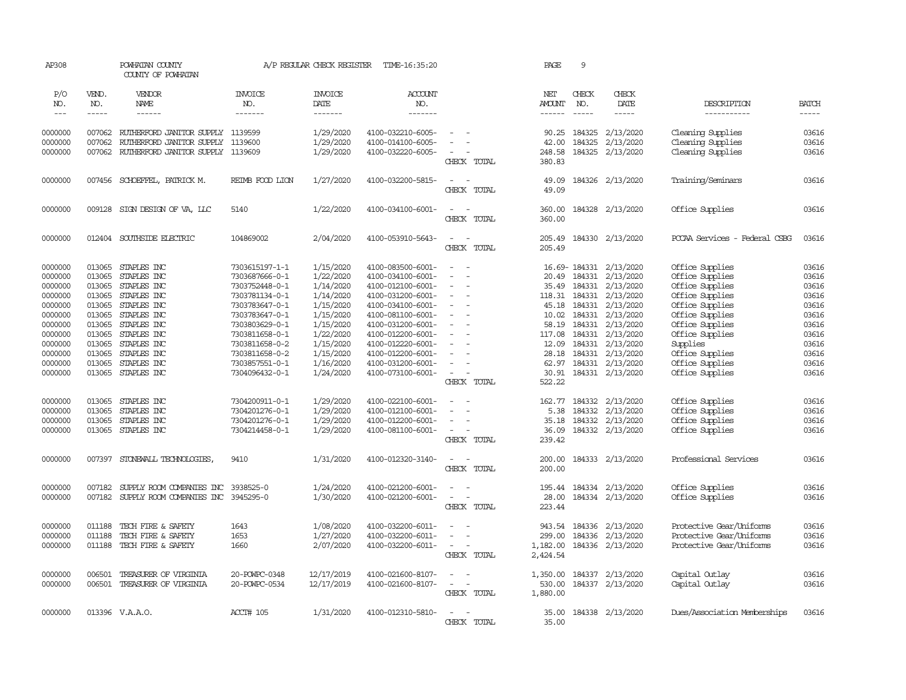AP308 POWHATAN COUNTY A/P REGULAR CHECK REGISTER TIME-16:35:20 PAGE 9

COUNTY OF POWHATAN

| P/O NO. | VEND. NO. | VENDOR NAME | INVOICE NO. | INVOICE DATE | ACCOUNT NO. | | NET AMOUNT | CHECK NO. | CHECK DATE | DESCRIPTION | BATCH |
|---|---|---|---|---|---|---|---|---|---|---|---|
| 0000000 | 007062 | RUTHERFORD JANITOR SUPPLY | 1139599 | 1/29/2020 | 4100-032210-6005- | - - | 90.25 | 184325 | 2/13/2020 | Cleaning Supplies | 03616 |
| 0000000 | 007062 | RUTHERFORD JANITOR SUPPLY | 1139600 | 1/29/2020 | 4100-014100-6005- | - - | 42.00 | 184325 | 2/13/2020 | Cleaning Supplies | 03616 |
| 0000000 | 007062 | RUTHERFORD JANITOR SUPPLY | 1139609 | 1/29/2020 | 4100-032220-6005- | - - | 248.58 | 184325 | 2/13/2020 | Cleaning Supplies | 03616 |
| | | | | | | CHECK TOTAL | 380.83 | | | | |
| 0000000 | 007456 | SCHOEFFEL, PATRICK M. | REIMB FOOD LION | 1/27/2020 | 4100-032200-5815- | - - | 49.09 | 184326 | 2/13/2020 | Training/Seminars | 03616 |
| | | | | | | CHECK TOTAL | 49.09 | | | | |
| 0000000 | 009128 | SIGN DESIGN OF VA, LLC | 5140 | 1/22/2020 | 4100-034100-6001- | - - | 360.00 | 184328 | 2/13/2020 | Office Supplies | 03616 |
| | | | | | | CHECK TOTAL | 360.00 | | | | |
| 0000000 | 012404 | SOUTHSIDE ELECTRIC | 104869002 | 2/04/2020 | 4100-053910-5643- | - - | 205.49 | 184330 | 2/13/2020 | PCCAA Services - Federal CSBG | 03616 |
| | | | | | | CHECK TOTAL | 205.49 | | | | |
| 0000000 | 013065 | STAPLES INC | 7303615197-1-1 | 1/15/2020 | 4100-083500-6001- | - - | 16.69- | 184331 | 2/13/2020 | Office Supplies | 03616 |
| 0000000 | 013065 | STAPLES INC | 7303687666-0-1 | 1/22/2020 | 4100-034100-6001- | - - | 20.49 | 184331 | 2/13/2020 | Office Supplies | 03616 |
| 0000000 | 013065 | STAPLES INC | 7303752448-0-1 | 1/14/2020 | 4100-012100-6001- | - - | 35.49 | 184331 | 2/13/2020 | Office Supplies | 03616 |
| 0000000 | 013065 | STAPLES INC | 7303781134-0-1 | 1/14/2020 | 4100-031200-6001- | - - | 118.31 | 184331 | 2/13/2020 | Office Supplies | 03616 |
| 0000000 | 013065 | STAPLES INC | 7303783647-0-1 | 1/15/2020 | 4100-034100-6001- | - - | 45.18 | 184331 | 2/13/2020 | Office Supplies | 03616 |
| 0000000 | 013065 | STAPLES INC | 7303783647-0-1 | 1/15/2020 | 4100-081100-6001- | - - | 10.02 | 184331 | 2/13/2020 | Office Supplies | 03616 |
| 0000000 | 013065 | STAPLES INC | 7303803629-0-1 | 1/15/2020 | 4100-031200-6001- | - - | 58.19 | 184331 | 2/13/2020 | Office Supplies | 03616 |
| 0000000 | 013065 | STAPLES INC | 7303811658-0-1 | 1/22/2020 | 4100-012200-6001- | - - | 117.08 | 184331 | 2/13/2020 | Office Supplies | 03616 |
| 0000000 | 013065 | STAPLES INC | 7303811658-0-2 | 1/15/2020 | 4100-012220-6001- | - - | 12.09 | 184331 | 2/13/2020 | Supplies | 03616 |
| 0000000 | 013065 | STAPLES INC | 7303811658-0-2 | 1/15/2020 | 4100-012200-6001- | - - | 28.18 | 184331 | 2/13/2020 | Office Supplies | 03616 |
| 0000000 | 013065 | STAPLES INC | 7303857551-0-1 | 1/16/2020 | 4100-031200-6001- | - - | 62.97 | 184331 | 2/13/2020 | Office Supplies | 03616 |
| 0000000 | 013065 | STAPLES INC | 7304096432-0-1 | 1/24/2020 | 4100-073100-6001- | - - | 30.91 | 184331 | 2/13/2020 | Office Supplies | 03616 |
| | | | | | | CHECK TOTAL | 522.22 | | | | |
| 0000000 | 013065 | STAPLES INC | 7304200911-0-1 | 1/29/2020 | 4100-022100-6001- | - - | 162.77 | 184332 | 2/13/2020 | Office Supplies | 03616 |
| 0000000 | 013065 | STAPLES INC | 7304201276-0-1 | 1/29/2020 | 4100-012100-6001- | - - | 5.38 | 184332 | 2/13/2020 | Office Supplies | 03616 |
| 0000000 | 013065 | STAPLES INC | 7304201276-0-1 | 1/29/2020 | 4100-012200-6001- | - - | 35.18 | 184332 | 2/13/2020 | Office Supplies | 03616 |
| 0000000 | 013065 | STAPLES INC | 7304214458-0-1 | 1/29/2020 | 4100-081100-6001- | - - | 36.09 | 184332 | 2/13/2020 | Office Supplies | 03616 |
| | | | | | | CHECK TOTAL | 239.42 | | | | |
| 0000000 | 007397 | STONEWALL TECHNOLOGIES, | 9410 | 1/31/2020 | 4100-012320-3140- | - - | 200.00 | 184333 | 2/13/2020 | Professional Services | 03616 |
| | | | | | | CHECK TOTAL | 200.00 | | | | |
| 0000000 | 007182 | SUPPLY ROOM COMPANIES INC | 3938525-0 | 1/24/2020 | 4100-021200-6001- | - - | 195.44 | 184334 | 2/13/2020 | Office Supplies | 03616 |
| 0000000 | 007182 | SUPPLY ROOM COMPANIES INC | 3945295-0 | 1/30/2020 | 4100-021200-6001- | - - | 28.00 | 184334 | 2/13/2020 | Office Supplies | 03616 |
| | | | | | | CHECK TOTAL | 223.44 | | | | |
| 0000000 | 011188 | TECH FIRE & SAFETY | 1643 | 1/08/2020 | 4100-032200-6011- | - - | 943.54 | 184336 | 2/13/2020 | Protective Gear/Uniforms | 03616 |
| 0000000 | 011188 | TECH FIRE & SAFETY | 1653 | 1/27/2020 | 4100-032200-6011- | - - | 299.00 | 184336 | 2/13/2020 | Protective Gear/Uniforms | 03616 |
| 0000000 | 011188 | TECH FIRE & SAFETY | 1660 | 2/07/2020 | 4100-032200-6011- | - - | 1,182.00 | 184336 | 2/13/2020 | Protective Gear/Uniforms | 03616 |
| | | | | | | CHECK TOTAL | 2,424.54 | | | | |
| 0000000 | 006501 | TREASURER OF VIRGINIA | 20-POWPC-0348 | 12/17/2019 | 4100-021600-8107- | - - | 1,350.00 | 184337 | 2/13/2020 | Capital Outlay | 03616 |
| 0000000 | 006501 | TREASURER OF VIRGINIA | 20-POWPC-0534 | 12/17/2019 | 4100-021600-8107- | - - | 530.00 | 184337 | 2/13/2020 | Capital Outlay | 03616 |
| | | | | | | CHECK TOTAL | 1,880.00 | | | | |
| 0000000 | 013396 | V.A.A.O. | ACCT# 105 | 1/31/2020 | 4100-012310-5810- | - - | 35.00 | 184338 | 2/13/2020 | Dues/Association Memberships | 03616 |
| | | | | | | CHECK TOTAL | 35.00 | | | | |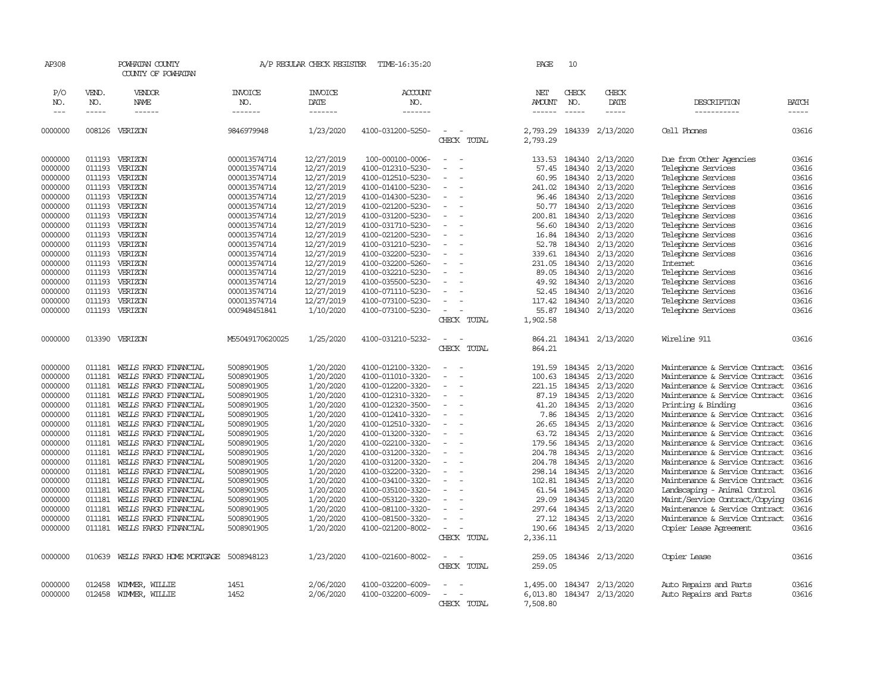AP308 POWHATAN COUNTY A/P REGULAR CHECK REGISTER TIME-16:35:20 PAGE 10

COUNTY OF POWHATAN

| P/O NO. | VEND. NO. | VENDOR NAME | INVOICE NO. | INVOICE DATE | ACCOUNT NO. | | NET AMOUNT | CHECK NO. | CHECK DATE | DESCRIPTION | BATCH |
|---|---|---|---|---|---|---|---|---|---|---|---|
| 0000000 | 008126 | VERIZON | 9846979948 | 1/23/2020 | 4100-031200-5250- | - - | 2,793.29 | 184339 | 2/13/2020 | Cell Phones | 03616 |
| | | | | | | CHECK TOTAL | 2,793.29 | | | | |
| 0000000 | 011193 | VERIZON | 000013574714 | 12/27/2019 | 100-000100-0006- | - - | 133.53 | 184340 | 2/13/2020 | Due from Other Agencies | 03616 |
| 0000000 | 011193 | VERIZON | 000013574714 | 12/27/2019 | 4100-012310-5230- | - - | 57.45 | 184340 | 2/13/2020 | Telephone Services | 03616 |
| 0000000 | 011193 | VERIZON | 000013574714 | 12/27/2019 | 4100-012510-5230- | - - | 60.95 | 184340 | 2/13/2020 | Telephone Services | 03616 |
| 0000000 | 011193 | VERIZON | 000013574714 | 12/27/2019 | 4100-014100-5230- | - - | 241.02 | 184340 | 2/13/2020 | Telephone Services | 03616 |
| 0000000 | 011193 | VERIZON | 000013574714 | 12/27/2019 | 4100-014300-5230- | - - | 96.46 | 184340 | 2/13/2020 | Telephone Services | 03616 |
| 0000000 | 011193 | VERIZON | 000013574714 | 12/27/2019 | 4100-021200-5230- | - - | 50.77 | 184340 | 2/13/2020 | Telephone Services | 03616 |
| 0000000 | 011193 | VERIZON | 000013574714 | 12/27/2019 | 4100-031200-5230- | - - | 200.81 | 184340 | 2/13/2020 | Telephone Services | 03616 |
| 0000000 | 011193 | VERIZON | 000013574714 | 12/27/2019 | 4100-031710-5230- | - - | 56.60 | 184340 | 2/13/2020 | Telephone Services | 03616 |
| 0000000 | 011193 | VERIZON | 000013574714 | 12/27/2019 | 4100-021200-5230- | - - | 16.84 | 184340 | 2/13/2020 | Telephone Services | 03616 |
| 0000000 | 011193 | VERIZON | 000013574714 | 12/27/2019 | 4100-031210-5230- | - - | 52.78 | 184340 | 2/13/2020 | Telephone Services | 03616 |
| 0000000 | 011193 | VERIZON | 000013574714 | 12/27/2019 | 4100-032200-5230- | - - | 339.61 | 184340 | 2/13/2020 | Telephone Services | 03616 |
| 0000000 | 011193 | VERIZON | 000013574714 | 12/27/2019 | 4100-032200-5260- | - - | 231.05 | 184340 | 2/13/2020 | Internet | 03616 |
| 0000000 | 011193 | VERIZON | 000013574714 | 12/27/2019 | 4100-032210-5230- | - - | 89.05 | 184340 | 2/13/2020 | Telephone Services | 03616 |
| 0000000 | 011193 | VERIZON | 000013574714 | 12/27/2019 | 4100-035500-5230- | - - | 49.92 | 184340 | 2/13/2020 | Telephone Services | 03616 |
| 0000000 | 011193 | VERIZON | 000013574714 | 12/27/2019 | 4100-071110-5230- | - - | 52.45 | 184340 | 2/13/2020 | Telephone Services | 03616 |
| 0000000 | 011193 | VERIZON | 000013574714 | 12/27/2019 | 4100-073100-5230- | - - | 117.42 | 184340 | 2/13/2020 | Telephone Services | 03616 |
| 0000000 | 011193 | VERIZON | 000948451841 | 1/10/2020 | 4100-073100-5230- | - - | 55.87 | 184340 | 2/13/2020 | Telephone Services | 03616 |
| | | | | | | CHECK TOTAL | 1,902.58 | | | | |
| 0000000 | 013390 | VERIZON | M55049170620025 | 1/25/2020 | 4100-031210-5232- | - - | 864.21 | 184341 | 2/13/2020 | Wireline 911 | 03616 |
| | | | | | | CHECK TOTAL | 864.21 | | | | |
| 0000000 | 011181 | WELLS FARGO FINANCIAL | 5008901905 | 1/20/2020 | 4100-012100-3320- | - - | 191.59 | 184345 | 2/13/2020 | Maintenance & Service Contract | 03616 |
| 0000000 | 011181 | WELLS FARGO FINANCIAL | 5008901905 | 1/20/2020 | 4100-011010-3320- | - - | 100.63 | 184345 | 2/13/2020 | Maintenance & Service Contract | 03616 |
| 0000000 | 011181 | WELLS FARGO FINANCIAL | 5008901905 | 1/20/2020 | 4100-012200-3320- | - - | 221.15 | 184345 | 2/13/2020 | Maintenance & Service Contract | 03616 |
| 0000000 | 011181 | WELLS FARGO FINANCIAL | 5008901905 | 1/20/2020 | 4100-012310-3320- | - - | 87.19 | 184345 | 2/13/2020 | Maintenance & Service Contract | 03616 |
| 0000000 | 011181 | WELLS FARGO FINANCIAL | 5008901905 | 1/20/2020 | 4100-012320-3500- | - - | 41.20 | 184345 | 2/13/2020 | Printing & Binding | 03616 |
| 0000000 | 011181 | WELLS FARGO FINANCIAL | 5008901905 | 1/20/2020 | 4100-012410-3320- | - - | 7.86 | 184345 | 2/13/2020 | Maintenance & Service Contract | 03616 |
| 0000000 | 011181 | WELLS FARGO FINANCIAL | 5008901905 | 1/20/2020 | 4100-012510-3320- | - - | 26.65 | 184345 | 2/13/2020 | Maintenance & Service Contract | 03616 |
| 0000000 | 011181 | WELLS FARGO FINANCIAL | 5008901905 | 1/20/2020 | 4100-013200-3320- | - - | 63.72 | 184345 | 2/13/2020 | Maintenance & Service Contract | 03616 |
| 0000000 | 011181 | WELLS FARGO FINANCIAL | 5008901905 | 1/20/2020 | 4100-022100-3320- | - - | 179.56 | 184345 | 2/13/2020 | Maintenance & Service Contract | 03616 |
| 0000000 | 011181 | WELLS FARGO FINANCIAL | 5008901905 | 1/20/2020 | 4100-031200-3320- | - - | 204.78 | 184345 | 2/13/2020 | Maintenance & Service Contract | 03616 |
| 0000000 | 011181 | WELLS FARGO FINANCIAL | 5008901905 | 1/20/2020 | 4100-031200-3320- | - - | 204.78 | 184345 | 2/13/2020 | Maintenance & Service Contract | 03616 |
| 0000000 | 011181 | WELLS FARGO FINANCIAL | 5008901905 | 1/20/2020 | 4100-032200-3320- | - - | 298.14 | 184345 | 2/13/2020 | Maintenance & Service Contract | 03616 |
| 0000000 | 011181 | WELLS FARGO FINANCIAL | 5008901905 | 1/20/2020 | 4100-034100-3320- | - - | 102.81 | 184345 | 2/13/2020 | Maintenance & Service Contract | 03616 |
| 0000000 | 011181 | WELLS FARGO FINANCIAL | 5008901905 | 1/20/2020 | 4100-035100-3320- | - - | 61.54 | 184345 | 2/13/2020 | Landscaping - Animal Control | 03616 |
| 0000000 | 011181 | WELLS FARGO FINANCIAL | 5008901905 | 1/20/2020 | 4100-053120-3320- | - - | 29.09 | 184345 | 2/13/2020 | Maint/Service Contract/Copying | 03616 |
| 0000000 | 011181 | WELLS FARGO FINANCIAL | 5008901905 | 1/20/2020 | 4100-081100-3320- | - - | 297.64 | 184345 | 2/13/2020 | Maintenance & Service Contract | 03616 |
| 0000000 | 011181 | WELLS FARGO FINANCIAL | 5008901905 | 1/20/2020 | 4100-081500-3320- | - - | 27.12 | 184345 | 2/13/2020 | Maintenance & Service Contract | 03616 |
| 0000000 | 011181 | WELLS FARGO FINANCIAL | 5008901905 | 1/20/2020 | 4100-021200-8002- | - - | 190.66 | 184345 | 2/13/2020 | Copier Lease Agreement | 03616 |
| | | | | | | CHECK TOTAL | 2,336.11 | | | | |
| 0000000 | 010639 | WELLS FARGO HOME MORTGAGE | 5008948123 | 1/23/2020 | 4100-021600-8002- | - - | 259.05 | 184346 | 2/13/2020 | Copier Lease | 03616 |
| | | | | | | CHECK TOTAL | 259.05 | | | | |
| 0000000 | 012458 | WIMMER, WILLIE | 1451 | 2/06/2020 | 4100-032200-6009- | - - | 1,495.00 | 184347 | 2/13/2020 | Auto Repairs and Parts | 03616 |
| 0000000 | 012458 | WIMMER, WILLIE | 1452 | 2/06/2020 | 4100-032200-6009- | - - | 6,013.80 | 184347 | 2/13/2020 | Auto Repairs and Parts | 03616 |
| | | | | | | CHECK TOTAL | 7,508.80 | | | | |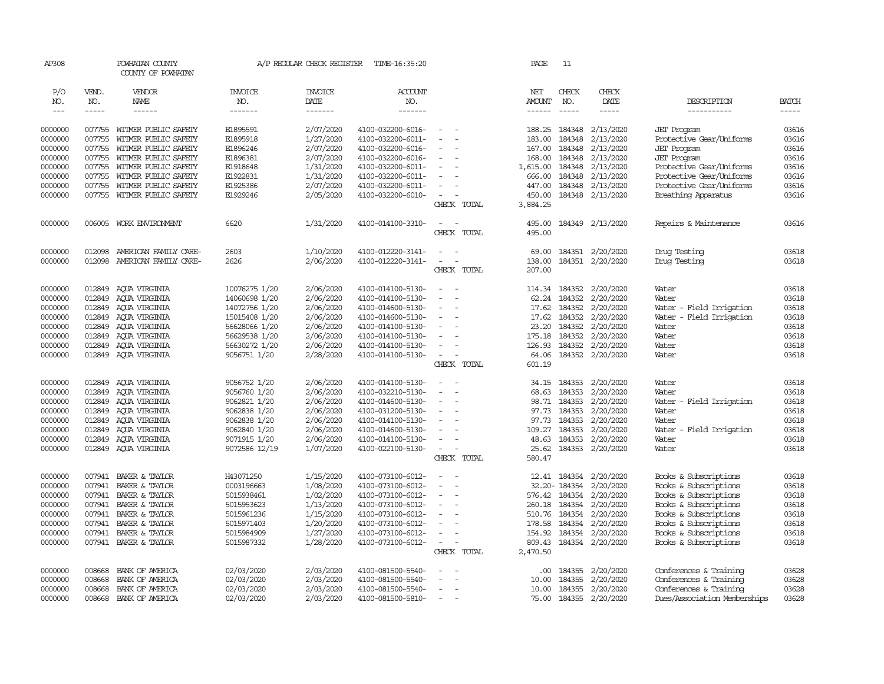AP308 POWHATAN COUNTY A/P REGULAR CHECK REGISTER TIME-16:35:20 PAGE 11

COUNTY OF POWHATAN

| P/O NO. | VEND. NO. | VENDOR NAME | INVOICE NO. | INVOICE DATE | ACCOUNT NO. | | NET AMOUNT | CHECK NO. | CHECK DATE | DESCRIPTION | BATCH |
|---|---|---|---|---|---|---|---|---|---|---|---|
| 0000000 | 007755 | WITMER PUBLIC SAFETY | E1895591 | 2/07/2020 | 4100-032200-6016- | - - | 188.25 | 184348 | 2/13/2020 | JET Program | 03616 |
| 0000000 | 007755 | WITMER PUBLIC SAFETY | E1895918 | 1/27/2020 | 4100-032200-6011- | - - | 183.00 | 184348 | 2/13/2020 | Protective Gear/Uniforms | 03616 |
| 0000000 | 007755 | WITMER PUBLIC SAFETY | E1896246 | 2/07/2020 | 4100-032200-6016- | - - | 167.00 | 184348 | 2/13/2020 | JET Program | 03616 |
| 0000000 | 007755 | WITMER PUBLIC SAFETY | E1896381 | 2/07/2020 | 4100-032200-6016- | - - | 168.00 | 184348 | 2/13/2020 | JET Program | 03616 |
| 0000000 | 007755 | WITMER PUBLIC SAFETY | E1918648 | 1/31/2020 | 4100-032200-6011- | - - | 1,615.00 | 184348 | 2/13/2020 | Protective Gear/Uniforms | 03616 |
| 0000000 | 007755 | WITMER PUBLIC SAFETY | E1922831 | 1/31/2020 | 4100-032200-6011- | - - | 666.00 | 184348 | 2/13/2020 | Protective Gear/Uniforms | 03616 |
| 0000000 | 007755 | WITMER PUBLIC SAFETY | E1925386 | 2/07/2020 | 4100-032200-6011- | - - | 447.00 | 184348 | 2/13/2020 | Protective Gear/Uniforms | 03616 |
| 0000000 | 007755 | WITMER PUBLIC SAFETY | E1929246 | 2/05/2020 | 4100-032200-6010- | - - | 450.00 | 184348 | 2/13/2020 | Breathing Apparatus | 03616 |
| | | | | | | CHECK TOTAL | 3,884.25 | | | | |
| 0000000 | 006005 | WORK ENVIRONMENT | 6620 | 1/31/2020 | 4100-014100-3310- | - - | 495.00 | 184349 | 2/13/2020 | Repairs & Maintenance | 03616 |
| | | | | | | CHECK TOTAL | 495.00 | | | | |
| 0000000 | 012098 | AMERICAN FAMILY CARE- | 2603 | 1/10/2020 | 4100-012220-3141- | - - | 69.00 | 184351 | 2/20/2020 | Drug Testing | 03618 |
| 0000000 | 012098 | AMERICAN FAMILY CARE- | 2626 | 2/06/2020 | 4100-012220-3141- | - - | 138.00 | 184351 | 2/20/2020 | Drug Testing | 03618 |
| | | | | | | CHECK TOTAL | 207.00 | | | | |
| 0000000 | 012849 | AQUA VIRGINIA | 10076275 1/20 | 2/06/2020 | 4100-014100-5130- | - - | 114.34 | 184352 | 2/20/2020 | Water | 03618 |
| 0000000 | 012849 | AQUA VIRGINIA | 14060698 1/20 | 2/06/2020 | 4100-014100-5130- | - - | 62.24 | 184352 | 2/20/2020 | Water | 03618 |
| 0000000 | 012849 | AQUA VIRGINIA | 14072756 1/20 | 2/06/2020 | 4100-014600-5130- | - - | 17.62 | 184352 | 2/20/2020 | Water - Field Irrigation | 03618 |
| 0000000 | 012849 | AQUA VIRGINIA | 15015408 1/20 | 2/06/2020 | 4100-014600-5130- | - - | 17.62 | 184352 | 2/20/2020 | Water - Field Irrigation | 03618 |
| 0000000 | 012849 | AQUA VIRGINIA | 56628066 1/20 | 2/06/2020 | 4100-014100-5130- | - - | 23.20 | 184352 | 2/20/2020 | Water | 03618 |
| 0000000 | 012849 | AQUA VIRGINIA | 56629538 1/20 | 2/06/2020 | 4100-014100-5130- | - - | 175.18 | 184352 | 2/20/2020 | Water | 03618 |
| 0000000 | 012849 | AQUA VIRGINIA | 56630272 1/20 | 2/06/2020 | 4100-014100-5130- | - - | 126.93 | 184352 | 2/20/2020 | Water | 03618 |
| 0000000 | 012849 | AQUA VIRGINIA | 9056751 1/20 | 2/28/2020 | 4100-014100-5130- | - - | 64.06 | 184352 | 2/20/2020 | Water | 03618 |
| | | | | | | CHECK TOTAL | 601.19 | | | | |
| 0000000 | 012849 | AQUA VIRGINIA | 9056752 1/20 | 2/06/2020 | 4100-014100-5130- | - - | 34.15 | 184353 | 2/20/2020 | Water | 03618 |
| 0000000 | 012849 | AQUA VIRGINIA | 9056760 1/20 | 2/06/2020 | 4100-032210-5130- | - - | 68.63 | 184353 | 2/20/2020 | Water | 03618 |
| 0000000 | 012849 | AQUA VIRGINIA | 9062821 1/20 | 2/06/2020 | 4100-014600-5130- | - - | 98.71 | 184353 | 2/20/2020 | Water - Field Irrigation | 03618 |
| 0000000 | 012849 | AQUA VIRGINIA | 9062838 1/20 | 2/06/2020 | 4100-031200-5130- | - - | 97.73 | 184353 | 2/20/2020 | Water | 03618 |
| 0000000 | 012849 | AQUA VIRGINIA | 9062838 1/20 | 2/06/2020 | 4100-014100-5130- | - - | 97.73 | 184353 | 2/20/2020 | Water | 03618 |
| 0000000 | 012849 | AQUA VIRGINIA | 9062840 1/20 | 2/06/2020 | 4100-014600-5130- | - - | 109.27 | 184353 | 2/20/2020 | Water - Field Irrigation | 03618 |
| 0000000 | 012849 | AQUA VIRGINIA | 9071915 1/20 | 2/06/2020 | 4100-014100-5130- | - - | 48.63 | 184353 | 2/20/2020 | Water | 03618 |
| 0000000 | 012849 | AQUA VIRGINIA | 9072586 12/19 | 1/07/2020 | 4100-022100-5130- | - - | 25.62 | 184353 | 2/20/2020 | Water | 03618 |
| | | | | | | CHECK TOTAL | 580.47 | | | | |
| 0000000 | 007941 | BAKER & TAYLOR | H43071250 | 1/15/2020 | 4100-073100-6012- | - - | 12.41 | 184354 | 2/20/2020 | Books & Subscriptions | 03618 |
| 0000000 | 007941 | BAKER & TAYLOR | 0003196663 | 1/08/2020 | 4100-073100-6012- | - - | 32.20- | 184354 | 2/20/2020 | Books & Subscriptions | 03618 |
| 0000000 | 007941 | BAKER & TAYLOR | 5015938461 | 1/02/2020 | 4100-073100-6012- | - - | 576.42 | 184354 | 2/20/2020 | Books & Subscriptions | 03618 |
| 0000000 | 007941 | BAKER & TAYLOR | 5015953623 | 1/13/2020 | 4100-073100-6012- | - - | 260.18 | 184354 | 2/20/2020 | Books & Subscriptions | 03618 |
| 0000000 | 007941 | BAKER & TAYLOR | 5015961236 | 1/15/2020 | 4100-073100-6012- | - - | 510.76 | 184354 | 2/20/2020 | Books & Subscriptions | 03618 |
| 0000000 | 007941 | BAKER & TAYLOR | 5015971403 | 1/20/2020 | 4100-073100-6012- | - - | 178.58 | 184354 | 2/20/2020 | Books & Subscriptions | 03618 |
| 0000000 | 007941 | BAKER & TAYLOR | 5015984909 | 1/27/2020 | 4100-073100-6012- | - - | 154.92 | 184354 | 2/20/2020 | Books & Subscriptions | 03618 |
| 0000000 | 007941 | BAKER & TAYLOR | 5015987332 | 1/28/2020 | 4100-073100-6012- | - - | 809.43 | 184354 | 2/20/2020 | Books & Subscriptions | 03618 |
| | | | | | | CHECK TOTAL | 2,470.50 | | | | |
| 0000000 | 008668 | BANK OF AMERICA | 02/03/2020 | 2/03/2020 | 4100-081500-5540- | - - | .00 | 184355 | 2/20/2020 | Conferences & Training | 03628 |
| 0000000 | 008668 | BANK OF AMERICA | 02/03/2020 | 2/03/2020 | 4100-081500-5540- | - - | 10.00 | 184355 | 2/20/2020 | Conferences & Training | 03628 |
| 0000000 | 008668 | BANK OF AMERICA | 02/03/2020 | 2/03/2020 | 4100-081500-5540- | - - | 10.00 | 184355 | 2/20/2020 | Conferences & Training | 03628 |
| 0000000 | 008668 | BANK OF AMERICA | 02/03/2020 | 2/03/2020 | 4100-081500-5810- | - - | 75.00 | 184355 | 2/20/2020 | Dues/Association Memberships | 03628 |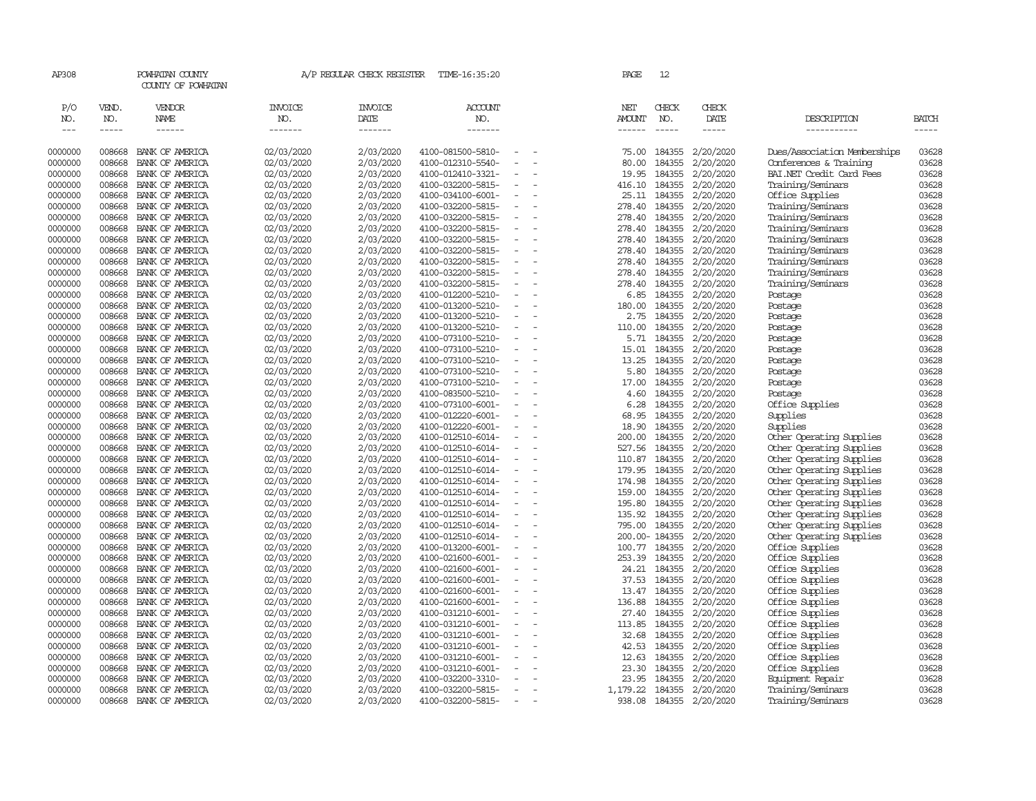AP308 POWHATAN COUNTY A/P REGULAR CHECK REGISTER TIME-16:35:20
COUNTY OF POWHATAN

| P/O NO. | VEND. NO. | VENDOR NAME | INVOICE NO. | INVOICE DATE | ACCOUNT NO. | NET AMOUNT | CHECK NO. | CHECK DATE | DESCRIPTION | BATCH |
|---|---|---|---|---|---|---|---|---|---|---|
| 0000000 | 008668 | BANK OF AMERICA | 02/03/2020 | 2/03/2020 | 4100-081500-5810- - - | 75.00 | 184355 | 2/20/2020 | Dues/Association Memberships | 03628 |
| 0000000 | 008668 | BANK OF AMERICA | 02/03/2020 | 2/03/2020 | 4100-012310-5540- - - | 80.00 | 184355 | 2/20/2020 | Conferences & Training | 03628 |
| 0000000 | 008668 | BANK OF AMERICA | 02/03/2020 | 2/03/2020 | 4100-012410-3321- - - | 19.95 | 184355 | 2/20/2020 | BAI.NET Credit Card Fees | 03628 |
| 0000000 | 008668 | BANK OF AMERICA | 02/03/2020 | 2/03/2020 | 4100-032200-5815- - - | 416.10 | 184355 | 2/20/2020 | Training/Seminars | 03628 |
| 0000000 | 008668 | BANK OF AMERICA | 02/03/2020 | 2/03/2020 | 4100-034100-6001- - - | 25.11 | 184355 | 2/20/2020 | Office Supplies | 03628 |
| 0000000 | 008668 | BANK OF AMERICA | 02/03/2020 | 2/03/2020 | 4100-032200-5815- - - | 278.40 | 184355 | 2/20/2020 | Training/Seminars | 03628 |
| 0000000 | 008668 | BANK OF AMERICA | 02/03/2020 | 2/03/2020 | 4100-032200-5815- - - | 278.40 | 184355 | 2/20/2020 | Training/Seminars | 03628 |
| 0000000 | 008668 | BANK OF AMERICA | 02/03/2020 | 2/03/2020 | 4100-032200-5815- - - | 278.40 | 184355 | 2/20/2020 | Training/Seminars | 03628 |
| 0000000 | 008668 | BANK OF AMERICA | 02/03/2020 | 2/03/2020 | 4100-032200-5815- - - | 278.40 | 184355 | 2/20/2020 | Training/Seminars | 03628 |
| 0000000 | 008668 | BANK OF AMERICA | 02/03/2020 | 2/03/2020 | 4100-032200-5815- - - | 278.40 | 184355 | 2/20/2020 | Training/Seminars | 03628 |
| 0000000 | 008668 | BANK OF AMERICA | 02/03/2020 | 2/03/2020 | 4100-032200-5815- - - | 278.40 | 184355 | 2/20/2020 | Training/Seminars | 03628 |
| 0000000 | 008668 | BANK OF AMERICA | 02/03/2020 | 2/03/2020 | 4100-032200-5815- - - | 278.40 | 184355 | 2/20/2020 | Training/Seminars | 03628 |
| 0000000 | 008668 | BANK OF AMERICA | 02/03/2020 | 2/03/2020 | 4100-032200-5815- - - | 278.40 | 184355 | 2/20/2020 | Training/Seminars | 03628 |
| 0000000 | 008668 | BANK OF AMERICA | 02/03/2020 | 2/03/2020 | 4100-012200-5210- - - | 6.85 | 184355 | 2/20/2020 | Postage | 03628 |
| 0000000 | 008668 | BANK OF AMERICA | 02/03/2020 | 2/03/2020 | 4100-013200-5210- - - | 180.00 | 184355 | 2/20/2020 | Postage | 03628 |
| 0000000 | 008668 | BANK OF AMERICA | 02/03/2020 | 2/03/2020 | 4100-013200-5210- - - | 2.75 | 184355 | 2/20/2020 | Postage | 03628 |
| 0000000 | 008668 | BANK OF AMERICA | 02/03/2020 | 2/03/2020 | 4100-013200-5210- - - | 110.00 | 184355 | 2/20/2020 | Postage | 03628 |
| 0000000 | 008668 | BANK OF AMERICA | 02/03/2020 | 2/03/2020 | 4100-073100-5210- - - | 5.71 | 184355 | 2/20/2020 | Postage | 03628 |
| 0000000 | 008668 | BANK OF AMERICA | 02/03/2020 | 2/03/2020 | 4100-073100-5210- - - | 15.01 | 184355 | 2/20/2020 | Postage | 03628 |
| 0000000 | 008668 | BANK OF AMERICA | 02/03/2020 | 2/03/2020 | 4100-073100-5210- - - | 13.25 | 184355 | 2/20/2020 | Postage | 03628 |
| 0000000 | 008668 | BANK OF AMERICA | 02/03/2020 | 2/03/2020 | 4100-073100-5210- - - | 5.80 | 184355 | 2/20/2020 | Postage | 03628 |
| 0000000 | 008668 | BANK OF AMERICA | 02/03/2020 | 2/03/2020 | 4100-073100-5210- - - | 17.00 | 184355 | 2/20/2020 | Postage | 03628 |
| 0000000 | 008668 | BANK OF AMERICA | 02/03/2020 | 2/03/2020 | 4100-083500-5210- - - | 4.60 | 184355 | 2/20/2020 | Postage | 03628 |
| 0000000 | 008668 | BANK OF AMERICA | 02/03/2020 | 2/03/2020 | 4100-073100-6001- - - | 6.28 | 184355 | 2/20/2020 | Office Supplies | 03628 |
| 0000000 | 008668 | BANK OF AMERICA | 02/03/2020 | 2/03/2020 | 4100-012220-6001- - - | 68.95 | 184355 | 2/20/2020 | Supplies | 03628 |
| 0000000 | 008668 | BANK OF AMERICA | 02/03/2020 | 2/03/2020 | 4100-012220-6001- - - | 18.90 | 184355 | 2/20/2020 | Supplies | 03628 |
| 0000000 | 008668 | BANK OF AMERICA | 02/03/2020 | 2/03/2020 | 4100-012510-6014- - - | 200.00 | 184355 | 2/20/2020 | Other Operating Supplies | 03628 |
| 0000000 | 008668 | BANK OF AMERICA | 02/03/2020 | 2/03/2020 | 4100-012510-6014- - - | 527.56 | 184355 | 2/20/2020 | Other Operating Supplies | 03628 |
| 0000000 | 008668 | BANK OF AMERICA | 02/03/2020 | 2/03/2020 | 4100-012510-6014- - - | 110.87 | 184355 | 2/20/2020 | Other Operating Supplies | 03628 |
| 0000000 | 008668 | BANK OF AMERICA | 02/03/2020 | 2/03/2020 | 4100-012510-6014- - - | 179.95 | 184355 | 2/20/2020 | Other Operating Supplies | 03628 |
| 0000000 | 008668 | BANK OF AMERICA | 02/03/2020 | 2/03/2020 | 4100-012510-6014- - - | 174.98 | 184355 | 2/20/2020 | Other Operating Supplies | 03628 |
| 0000000 | 008668 | BANK OF AMERICA | 02/03/2020 | 2/03/2020 | 4100-012510-6014- - - | 159.00 | 184355 | 2/20/2020 | Other Operating Supplies | 03628 |
| 0000000 | 008668 | BANK OF AMERICA | 02/03/2020 | 2/03/2020 | 4100-012510-6014- - - | 195.80 | 184355 | 2/20/2020 | Other Operating Supplies | 03628 |
| 0000000 | 008668 | BANK OF AMERICA | 02/03/2020 | 2/03/2020 | 4100-012510-6014- - - | 135.92 | 184355 | 2/20/2020 | Other Operating Supplies | 03628 |
| 0000000 | 008668 | BANK OF AMERICA | 02/03/2020 | 2/03/2020 | 4100-012510-6014- - - | 795.00 | 184355 | 2/20/2020 | Other Operating Supplies | 03628 |
| 0000000 | 008668 | BANK OF AMERICA | 02/03/2020 | 2/03/2020 | 4100-012510-6014- - - | 200.00- | 184355 | 2/20/2020 | Other Operating Supplies | 03628 |
| 0000000 | 008668 | BANK OF AMERICA | 02/03/2020 | 2/03/2020 | 4100-013200-6001- - - | 100.77 | 184355 | 2/20/2020 | Office Supplies | 03628 |
| 0000000 | 008668 | BANK OF AMERICA | 02/03/2020 | 2/03/2020 | 4100-021600-6001- - - | 253.39 | 184355 | 2/20/2020 | Office Supplies | 03628 |
| 0000000 | 008668 | BANK OF AMERICA | 02/03/2020 | 2/03/2020 | 4100-021600-6001- - - | 24.21 | 184355 | 2/20/2020 | Office Supplies | 03628 |
| 0000000 | 008668 | BANK OF AMERICA | 02/03/2020 | 2/03/2020 | 4100-021600-6001- - - | 37.53 | 184355 | 2/20/2020 | Office Supplies | 03628 |
| 0000000 | 008668 | BANK OF AMERICA | 02/03/2020 | 2/03/2020 | 4100-021600-6001- - - | 13.47 | 184355 | 2/20/2020 | Office Supplies | 03628 |
| 0000000 | 008668 | BANK OF AMERICA | 02/03/2020 | 2/03/2020 | 4100-021600-6001- - - | 136.88 | 184355 | 2/20/2020 | Office Supplies | 03628 |
| 0000000 | 008668 | BANK OF AMERICA | 02/03/2020 | 2/03/2020 | 4100-031210-6001- - - | 27.40 | 184355 | 2/20/2020 | Office Supplies | 03628 |
| 0000000 | 008668 | BANK OF AMERICA | 02/03/2020 | 2/03/2020 | 4100-031210-6001- - - | 113.85 | 184355 | 2/20/2020 | Office Supplies | 03628 |
| 0000000 | 008668 | BANK OF AMERICA | 02/03/2020 | 2/03/2020 | 4100-031210-6001- - - | 32.68 | 184355 | 2/20/2020 | Office Supplies | 03628 |
| 0000000 | 008668 | BANK OF AMERICA | 02/03/2020 | 2/03/2020 | 4100-031210-6001- - - | 42.53 | 184355 | 2/20/2020 | Office Supplies | 03628 |
| 0000000 | 008668 | BANK OF AMERICA | 02/03/2020 | 2/03/2020 | 4100-031210-6001- - - | 12.63 | 184355 | 2/20/2020 | Office Supplies | 03628 |
| 0000000 | 008668 | BANK OF AMERICA | 02/03/2020 | 2/03/2020 | 4100-031210-6001- - - | 23.30 | 184355 | 2/20/2020 | Office Supplies | 03628 |
| 0000000 | 008668 | BANK OF AMERICA | 02/03/2020 | 2/03/2020 | 4100-032200-3310- - - | 23.95 | 184355 | 2/20/2020 | Equipment Repair | 03628 |
| 0000000 | 008668 | BANK OF AMERICA | 02/03/2020 | 2/03/2020 | 4100-032200-5815- - - | 1,179.22 | 184355 | 2/20/2020 | Training/Seminars | 03628 |
| 0000000 | 008668 | BANK OF AMERICA | 02/03/2020 | 2/03/2020 | 4100-032200-5815- - - | 938.08 | 184355 | 2/20/2020 | Training/Seminars | 03628 |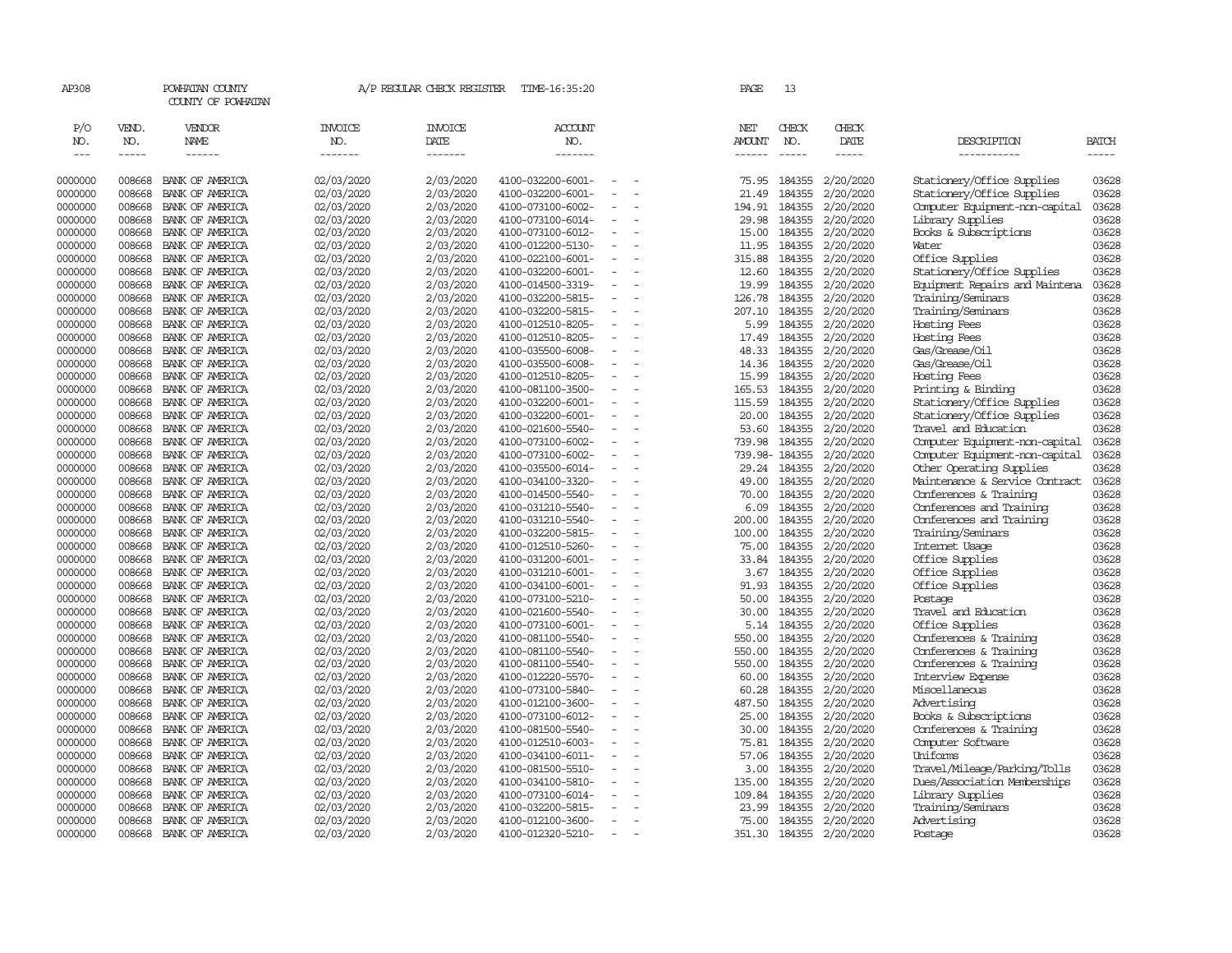AP308 POWHATAN COUNTY A/P REGULAR CHECK REGISTER TIME-16:35:20 PAGE 13

COUNTY OF POWHATAN

| P/O NO. | VEND. NO. | VENDOR NAME | INVOICE NO. | INVOICE DATE | ACCOUNT NO. | NET AMOUNT | CHECK NO. | CHECK DATE | DESCRIPTION | BATCH |
|---|---|---|---|---|---|---|---|---|---|---|
| 0000000 | 008668 | BANK OF AMERICA | 02/03/2020 | 2/03/2020 | 4100-032200-6001- - - | 75.95 | 184355 | 2/20/2020 | Stationery/Office Supplies | 03628 |
| 0000000 | 008668 | BANK OF AMERICA | 02/03/2020 | 2/03/2020 | 4100-032200-6001- - - | 21.49 | 184355 | 2/20/2020 | Stationery/Office Supplies | 03628 |
| 0000000 | 008668 | BANK OF AMERICA | 02/03/2020 | 2/03/2020 | 4100-073100-6002- - - | 194.91 | 184355 | 2/20/2020 | Computer Equipment-non-capital | 03628 |
| 0000000 | 008668 | BANK OF AMERICA | 02/03/2020 | 2/03/2020 | 4100-073100-6014- - - | 29.98 | 184355 | 2/20/2020 | Library Supplies | 03628 |
| 0000000 | 008668 | BANK OF AMERICA | 02/03/2020 | 2/03/2020 | 4100-073100-6012- - - | 15.00 | 184355 | 2/20/2020 | Books & Subscriptions | 03628 |
| 0000000 | 008668 | BANK OF AMERICA | 02/03/2020 | 2/03/2020 | 4100-012200-5130- - - | 11.95 | 184355 | 2/20/2020 | Water | 03628 |
| 0000000 | 008668 | BANK OF AMERICA | 02/03/2020 | 2/03/2020 | 4100-022100-6001- - - | 315.88 | 184355 | 2/20/2020 | Office Supplies | 03628 |
| 0000000 | 008668 | BANK OF AMERICA | 02/03/2020 | 2/03/2020 | 4100-032200-6001- - - | 12.60 | 184355 | 2/20/2020 | Stationery/Office Supplies | 03628 |
| 0000000 | 008668 | BANK OF AMERICA | 02/03/2020 | 2/03/2020 | 4100-014500-3319- - - | 19.99 | 184355 | 2/20/2020 | Equipment Repairs and Maintena | 03628 |
| 0000000 | 008668 | BANK OF AMERICA | 02/03/2020 | 2/03/2020 | 4100-032200-5815- - - | 126.78 | 184355 | 2/20/2020 | Training/Seminars | 03628 |
| 0000000 | 008668 | BANK OF AMERICA | 02/03/2020 | 2/03/2020 | 4100-032200-5815- - - | 207.10 | 184355 | 2/20/2020 | Training/Seminars | 03628 |
| 0000000 | 008668 | BANK OF AMERICA | 02/03/2020 | 2/03/2020 | 4100-012510-8205- - - | 5.99 | 184355 | 2/20/2020 | Hosting Fees | 03628 |
| 0000000 | 008668 | BANK OF AMERICA | 02/03/2020 | 2/03/2020 | 4100-012510-8205- - - | 17.49 | 184355 | 2/20/2020 | Hosting Fees | 03628 |
| 0000000 | 008668 | BANK OF AMERICA | 02/03/2020 | 2/03/2020 | 4100-035500-6008- - - | 48.33 | 184355 | 2/20/2020 | Gas/Grease/Oil | 03628 |
| 0000000 | 008668 | BANK OF AMERICA | 02/03/2020 | 2/03/2020 | 4100-035500-6008- - - | 14.36 | 184355 | 2/20/2020 | Gas/Grease/Oil | 03628 |
| 0000000 | 008668 | BANK OF AMERICA | 02/03/2020 | 2/03/2020 | 4100-012510-8205- - - | 15.99 | 184355 | 2/20/2020 | Hosting Fees | 03628 |
| 0000000 | 008668 | BANK OF AMERICA | 02/03/2020 | 2/03/2020 | 4100-081100-3500- - - | 165.53 | 184355 | 2/20/2020 | Printing & Binding | 03628 |
| 0000000 | 008668 | BANK OF AMERICA | 02/03/2020 | 2/03/2020 | 4100-032200-6001- - - | 115.59 | 184355 | 2/20/2020 | Stationery/Office Supplies | 03628 |
| 0000000 | 008668 | BANK OF AMERICA | 02/03/2020 | 2/03/2020 | 4100-032200-6001- - - | 20.00 | 184355 | 2/20/2020 | Stationery/Office Supplies | 03628 |
| 0000000 | 008668 | BANK OF AMERICA | 02/03/2020 | 2/03/2020 | 4100-021600-5540- - - | 53.60 | 184355 | 2/20/2020 | Travel and Education | 03628 |
| 0000000 | 008668 | BANK OF AMERICA | 02/03/2020 | 2/03/2020 | 4100-073100-6002- - - | 739.98 | 184355 | 2/20/2020 | Computer Equipment-non-capital | 03628 |
| 0000000 | 008668 | BANK OF AMERICA | 02/03/2020 | 2/03/2020 | 4100-073100-6002- - - | 739.98- | 184355 | 2/20/2020 | Computer Equipment-non-capital | 03628 |
| 0000000 | 008668 | BANK OF AMERICA | 02/03/2020 | 2/03/2020 | 4100-035500-6014- - - | 29.24 | 184355 | 2/20/2020 | Other Operating Supplies | 03628 |
| 0000000 | 008668 | BANK OF AMERICA | 02/03/2020 | 2/03/2020 | 4100-034100-3320- - - | 49.00 | 184355 | 2/20/2020 | Maintenance & Service Contract | 03628 |
| 0000000 | 008668 | BANK OF AMERICA | 02/03/2020 | 2/03/2020 | 4100-014500-5540- - - | 70.00 | 184355 | 2/20/2020 | Conferences & Training | 03628 |
| 0000000 | 008668 | BANK OF AMERICA | 02/03/2020 | 2/03/2020 | 4100-031210-5540- - - | 6.09 | 184355 | 2/20/2020 | Conferences and Training | 03628 |
| 0000000 | 008668 | BANK OF AMERICA | 02/03/2020 | 2/03/2020 | 4100-031210-5540- - - | 200.00 | 184355 | 2/20/2020 | Conferences and Training | 03628 |
| 0000000 | 008668 | BANK OF AMERICA | 02/03/2020 | 2/03/2020 | 4100-032200-5815- - - | 100.00 | 184355 | 2/20/2020 | Training/Seminars | 03628 |
| 0000000 | 008668 | BANK OF AMERICA | 02/03/2020 | 2/03/2020 | 4100-012510-5260- - - | 75.00 | 184355 | 2/20/2020 | Internet Usage | 03628 |
| 0000000 | 008668 | BANK OF AMERICA | 02/03/2020 | 2/03/2020 | 4100-031200-6001- - - | 33.84 | 184355 | 2/20/2020 | Office Supplies | 03628 |
| 0000000 | 008668 | BANK OF AMERICA | 02/03/2020 | 2/03/2020 | 4100-031210-6001- - - | 3.67 | 184355 | 2/20/2020 | Office Supplies | 03628 |
| 0000000 | 008668 | BANK OF AMERICA | 02/03/2020 | 2/03/2020 | 4100-034100-6001- - - | 91.93 | 184355 | 2/20/2020 | Office Supplies | 03628 |
| 0000000 | 008668 | BANK OF AMERICA | 02/03/2020 | 2/03/2020 | 4100-073100-5210- - - | 50.00 | 184355 | 2/20/2020 | Postage | 03628 |
| 0000000 | 008668 | BANK OF AMERICA | 02/03/2020 | 2/03/2020 | 4100-021600-5540- - - | 30.00 | 184355 | 2/20/2020 | Travel and Education | 03628 |
| 0000000 | 008668 | BANK OF AMERICA | 02/03/2020 | 2/03/2020 | 4100-073100-6001- - - | 5.14 | 184355 | 2/20/2020 | Office Supplies | 03628 |
| 0000000 | 008668 | BANK OF AMERICA | 02/03/2020 | 2/03/2020 | 4100-081100-5540- - - | 550.00 | 184355 | 2/20/2020 | Conferences & Training | 03628 |
| 0000000 | 008668 | BANK OF AMERICA | 02/03/2020 | 2/03/2020 | 4100-081100-5540- - - | 550.00 | 184355 | 2/20/2020 | Conferences & Training | 03628 |
| 0000000 | 008668 | BANK OF AMERICA | 02/03/2020 | 2/03/2020 | 4100-081100-5540- - - | 550.00 | 184355 | 2/20/2020 | Conferences & Training | 03628 |
| 0000000 | 008668 | BANK OF AMERICA | 02/03/2020 | 2/03/2020 | 4100-012220-5570- - - | 60.00 | 184355 | 2/20/2020 | Interview Expense | 03628 |
| 0000000 | 008668 | BANK OF AMERICA | 02/03/2020 | 2/03/2020 | 4100-073100-5840- - - | 60.28 | 184355 | 2/20/2020 | Miscellaneous | 03628 |
| 0000000 | 008668 | BANK OF AMERICA | 02/03/2020 | 2/03/2020 | 4100-012100-3600- - - | 487.50 | 184355 | 2/20/2020 | Advertising | 03628 |
| 0000000 | 008668 | BANK OF AMERICA | 02/03/2020 | 2/03/2020 | 4100-073100-6012- - - | 25.00 | 184355 | 2/20/2020 | Books & Subscriptions | 03628 |
| 0000000 | 008668 | BANK OF AMERICA | 02/03/2020 | 2/03/2020 | 4100-081500-5540- - - | 30.00 | 184355 | 2/20/2020 | Conferences & Training | 03628 |
| 0000000 | 008668 | BANK OF AMERICA | 02/03/2020 | 2/03/2020 | 4100-012510-6003- - - | 75.81 | 184355 | 2/20/2020 | Computer Software | 03628 |
| 0000000 | 008668 | BANK OF AMERICA | 02/03/2020 | 2/03/2020 | 4100-034100-6011- - - | 57.06 | 184355 | 2/20/2020 | Uniforms | 03628 |
| 0000000 | 008668 | BANK OF AMERICA | 02/03/2020 | 2/03/2020 | 4100-081500-5510- - - | 3.00 | 184355 | 2/20/2020 | Travel/Mileage/Parking/Tolls | 03628 |
| 0000000 | 008668 | BANK OF AMERICA | 02/03/2020 | 2/03/2020 | 4100-034100-5810- - - | 135.00 | 184355 | 2/20/2020 | Dues/Association Memberships | 03628 |
| 0000000 | 008668 | BANK OF AMERICA | 02/03/2020 | 2/03/2020 | 4100-073100-6014- - - | 109.84 | 184355 | 2/20/2020 | Library Supplies | 03628 |
| 0000000 | 008668 | BANK OF AMERICA | 02/03/2020 | 2/03/2020 | 4100-032200-5815- - - | 23.99 | 184355 | 2/20/2020 | Training/Seminars | 03628 |
| 0000000 | 008668 | BANK OF AMERICA | 02/03/2020 | 2/03/2020 | 4100-012100-3600- - - | 75.00 | 184355 | 2/20/2020 | Advertising | 03628 |
| 0000000 | 008668 | BANK OF AMERICA | 02/03/2020 | 2/03/2020 | 4100-012320-5210- - - | 351.30 | 184355 | 2/20/2020 | Postage | 03628 |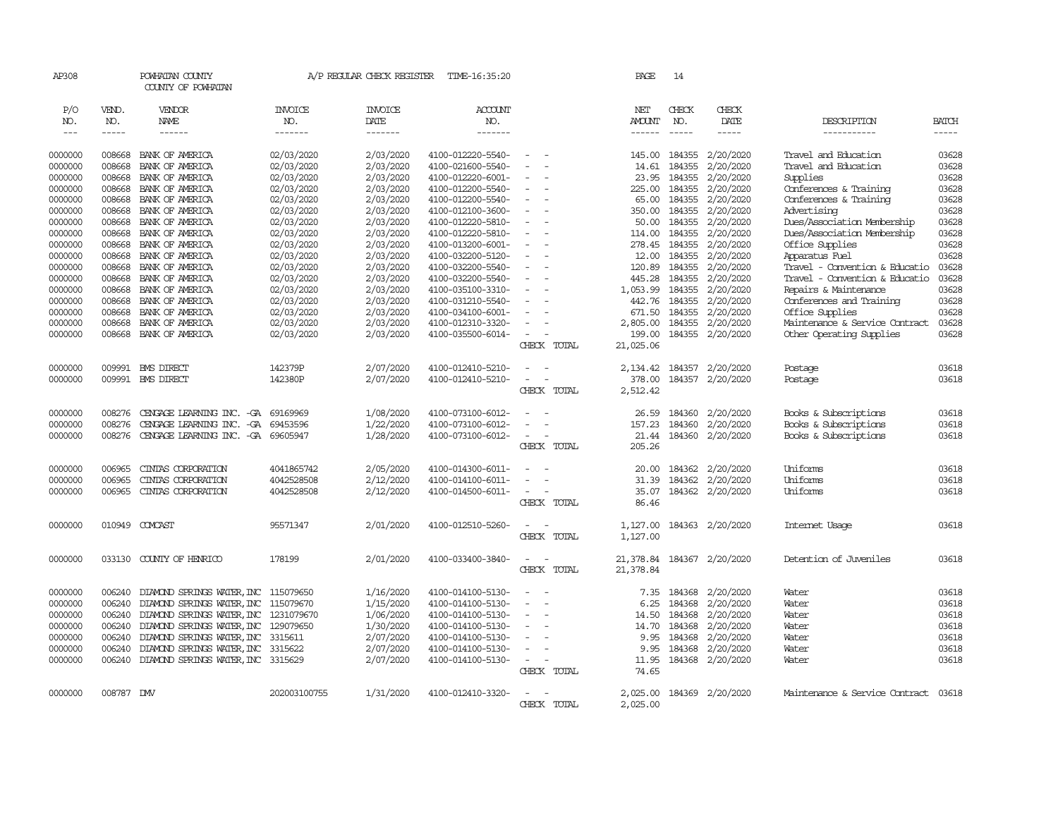AP308 POWHATAN COUNTY A/P REGULAR CHECK REGISTER TIME-16:35:20

COUNTY OF POWHATAN

| P/O NO. | VEND. NO. | VENDOR NAME | INVOICE NO. | INVOICE DATE | ACCOUNT NO. | | NET AMOUNT | CHECK NO. | CHECK DATE | DESCRIPTION | BATCH |
|---|---|---|---|---|---|---|---|---|---|---|---|
| --- | ----- | ------ | ------- | ------- | ------- | | ------ | ----- | ----- | ----------- | ----- |
| 0000000 | 008668 | BANK OF AMERICA | 02/03/2020 | 2/03/2020 | 4100-012220-5540- | - - | 145.00 | 184355 | 2/20/2020 | Travel and Education | 03628 |
| 0000000 | 008668 | BANK OF AMERICA | 02/03/2020 | 2/03/2020 | 4100-021600-5540- | - - | 14.61 | 184355 | 2/20/2020 | Travel and Education | 03628 |
| 0000000 | 008668 | BANK OF AMERICA | 02/03/2020 | 2/03/2020 | 4100-012220-6001- | - - | 23.95 | 184355 | 2/20/2020 | Supplies | 03628 |
| 0000000 | 008668 | BANK OF AMERICA | 02/03/2020 | 2/03/2020 | 4100-012200-5540- | - - | 225.00 | 184355 | 2/20/2020 | Conferences & Training | 03628 |
| 0000000 | 008668 | BANK OF AMERICA | 02/03/2020 | 2/03/2020 | 4100-012200-5540- | - - | 65.00 | 184355 | 2/20/2020 | Conferences & Training | 03628 |
| 0000000 | 008668 | BANK OF AMERICA | 02/03/2020 | 2/03/2020 | 4100-012100-3600- | - - | 350.00 | 184355 | 2/20/2020 | Advertising | 03628 |
| 0000000 | 008668 | BANK OF AMERICA | 02/03/2020 | 2/03/2020 | 4100-012220-5810- | - - | 50.00 | 184355 | 2/20/2020 | Dues/Association Membership | 03628 |
| 0000000 | 008668 | BANK OF AMERICA | 02/03/2020 | 2/03/2020 | 4100-012220-5810- | - - | 114.00 | 184355 | 2/20/2020 | Dues/Association Membership | 03628 |
| 0000000 | 008668 | BANK OF AMERICA | 02/03/2020 | 2/03/2020 | 4100-013200-6001- | - - | 278.45 | 184355 | 2/20/2020 | Office Supplies | 03628 |
| 0000000 | 008668 | BANK OF AMERICA | 02/03/2020 | 2/03/2020 | 4100-032200-5120- | - - | 12.00 | 184355 | 2/20/2020 | Apparatus Fuel | 03628 |
| 0000000 | 008668 | BANK OF AMERICA | 02/03/2020 | 2/03/2020 | 4100-032200-5540- | - - | 120.89 | 184355 | 2/20/2020 | Travel - Convention & Educatio | 03628 |
| 0000000 | 008668 | BANK OF AMERICA | 02/03/2020 | 2/03/2020 | 4100-032200-5540- | - - | 445.28 | 184355 | 2/20/2020 | Travel - Convention & Educatio | 03628 |
| 0000000 | 008668 | BANK OF AMERICA | 02/03/2020 | 2/03/2020 | 4100-035100-3310- | - - | 1,053.99 | 184355 | 2/20/2020 | Repairs & Maintenance | 03628 |
| 0000000 | 008668 | BANK OF AMERICA | 02/03/2020 | 2/03/2020 | 4100-031210-5540- | - - | 442.76 | 184355 | 2/20/2020 | Conferences and Training | 03628 |
| 0000000 | 008668 | BANK OF AMERICA | 02/03/2020 | 2/03/2020 | 4100-034100-6001- | - - | 671.50 | 184355 | 2/20/2020 | Office Supplies | 03628 |
| 0000000 | 008668 | BANK OF AMERICA | 02/03/2020 | 2/03/2020 | 4100-012310-3320- | - - | 2,805.00 | 184355 | 2/20/2020 | Maintenance & Service Contract | 03628 |
| 0000000 | 008668 | BANK OF AMERICA | 02/03/2020 | 2/03/2020 | 4100-035500-6014- | - - | 199.00 | 184355 | 2/20/2020 | Other Operating Supplies | 03628 |
| | | | | | | CHECK TOTAL | 21,025.06 | | | | |
| 0000000 | 009991 | BMS DIRECT | 142379P | 2/07/2020 | 4100-012410-5210- | - - | 2,134.42 | 184357 | 2/20/2020 | Postage | 03618 |
| 0000000 | 009991 | BMS DIRECT | 142380P | 2/07/2020 | 4100-012410-5210- | - - | 378.00 | 184357 | 2/20/2020 | Postage | 03618 |
| | | | | | | CHECK TOTAL | 2,512.42 | | | | |
| 0000000 | 008276 | CENGAGE LEARNING INC. -GA | 69169969 | 1/08/2020 | 4100-073100-6012- | - - | 26.59 | 184360 | 2/20/2020 | Books & Subscriptions | 03618 |
| 0000000 | 008276 | CENGAGE LEARNING INC. -GA | 69453596 | 1/22/2020 | 4100-073100-6012- | - - | 157.23 | 184360 | 2/20/2020 | Books & Subscriptions | 03618 |
| 0000000 | 008276 | CENGAGE LEARNING INC. -GA | 69605947 | 1/28/2020 | 4100-073100-6012- | - - | 21.44 | 184360 | 2/20/2020 | Books & Subscriptions | 03618 |
| | | | | | | CHECK TOTAL | 205.26 | | | | |
| 0000000 | 006965 | CINTAS CORPORATION | 4041865742 | 2/05/2020 | 4100-014300-6011- | - - | 20.00 | 184362 | 2/20/2020 | Uniforms | 03618 |
| 0000000 | 006965 | CINTAS CORPORATION | 4042528508 | 2/12/2020 | 4100-014100-6011- | - - | 31.39 | 184362 | 2/20/2020 | Uniforms | 03618 |
| 0000000 | 006965 | CINTAS CORPORATION | 4042528508 | 2/12/2020 | 4100-014500-6011- | - - | 35.07 | 184362 | 2/20/2020 | Uniforms | 03618 |
| | | | | | | CHECK TOTAL | 86.46 | | | | |
| 0000000 | 010949 | COMCAST | 95571347 | 2/01/2020 | 4100-012510-5260- | - - | 1,127.00 | 184363 | 2/20/2020 | Internet Usage | 03618 |
| | | | | | | CHECK TOTAL | 1,127.00 | | | | |
| 0000000 | 033130 | COUNTY OF HENRICO | 178199 | 2/01/2020 | 4100-033400-3840- | - - | 21,378.84 | 184367 | 2/20/2020 | Detention of Juveniles | 03618 |
| | | | | | | CHECK TOTAL | 21,378.84 | | | | |
| 0000000 | 006240 | DIAMOND SPRINGS WATER,INC | 115079650 | 1/16/2020 | 4100-014100-5130- | - - | 7.35 | 184368 | 2/20/2020 | Water | 03618 |
| 0000000 | 006240 | DIAMOND SPRINGS WATER,INC | 115079670 | 1/15/2020 | 4100-014100-5130- | - - | 6.25 | 184368 | 2/20/2020 | Water | 03618 |
| 0000000 | 006240 | DIAMOND SPRINGS WATER,INC | 1231079670 | 1/06/2020 | 4100-014100-5130- | - - | 14.50 | 184368 | 2/20/2020 | Water | 03618 |
| 0000000 | 006240 | DIAMOND SPRINGS WATER,INC | 129079650 | 1/30/2020 | 4100-014100-5130- | - - | 14.70 | 184368 | 2/20/2020 | Water | 03618 |
| 0000000 | 006240 | DIAMOND SPRINGS WATER,INC | 3315611 | 2/07/2020 | 4100-014100-5130- | - - | 9.95 | 184368 | 2/20/2020 | Water | 03618 |
| 0000000 | 006240 | DIAMOND SPRINGS WATER,INC | 3315622 | 2/07/2020 | 4100-014100-5130- | - - | 9.95 | 184368 | 2/20/2020 | Water | 03618 |
| 0000000 | 006240 | DIAMOND SPRINGS WATER,INC | 3315629 | 2/07/2020 | 4100-014100-5130- | - - | 11.95 | 184368 | 2/20/2020 | Water | 03618 |
| | | | | | | CHECK TOTAL | 74.65 | | | | |
| 0000000 | 008787 | DMV | 202003100755 | 1/31/2020 | 4100-012410-3320- | - - | 2,025.00 | 184369 | 2/20/2020 | Maintenance & Service Contract | 03618 |
| | | | | | | CHECK TOTAL | 2,025.00 | | | | |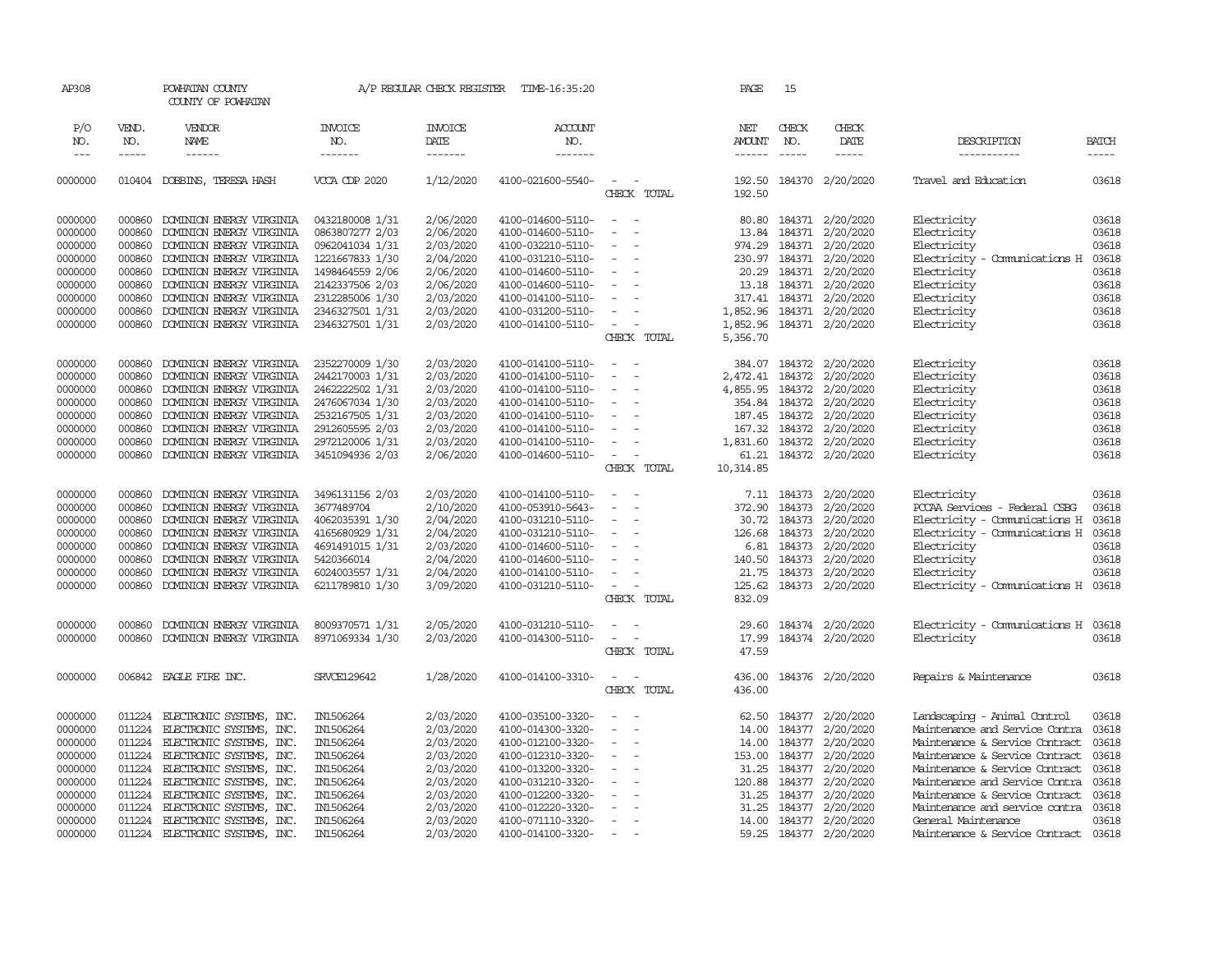AP308 POWHATAN COUNTY A/P REGULAR CHECK REGISTER TIME-16:35:20 PAGE 15

COUNTY OF POWHATAN

| P/O NO. | VEND. NO. | VENDOR NAME | INVOICE NO. | INVOICE DATE | ACCOUNT NO. | | NET AMOUNT | CHECK NO. | CHECK DATE | DESCRIPTION | BATCH |
|---|---|---|---|---|---|---|---|---|---|---|---|
| --- | ----- | ------ | ------- | ------- | ------- | | ------ | ----- | ----- | ----------- | ----- |
| 0000000 | 010404 | DOBBINS, TERESA HASH | VCCA CDP 2020 | 1/12/2020 | 4100-021600-5540- | - - | 192.50 | 184370 | 2/20/2020 | Travel and Education | 03618 |
| | | | | | | CHECK TOTAL | 192.50 | | | | |
| 0000000 | 000860 | DOMINION ENERGY VIRGINIA | 0432180008 1/31 | 2/06/2020 | 4100-014600-5110- | - - | 80.80 | 184371 | 2/20/2020 | Electricity | 03618 |
| 0000000 | 000860 | DOMINION ENERGY VIRGINIA | 0863807277 2/03 | 2/06/2020 | 4100-014600-5110- | - - | 13.84 | 184371 | 2/20/2020 | Electricity | 03618 |
| 0000000 | 000860 | DOMINION ENERGY VIRGINIA | 0962041034 1/31 | 2/03/2020 | 4100-032210-5110- | - - | 974.29 | 184371 | 2/20/2020 | Electricity | 03618 |
| 0000000 | 000860 | DOMINION ENERGY VIRGINIA | 1221667833 1/30 | 2/04/2020 | 4100-031210-5110- | - - | 230.97 | 184371 | 2/20/2020 | Electricity - Communications H | 03618 |
| 0000000 | 000860 | DOMINION ENERGY VIRGINIA | 1498464559 2/06 | 2/06/2020 | 4100-014600-5110- | - - | 20.29 | 184371 | 2/20/2020 | Electricity | 03618 |
| 0000000 | 000860 | DOMINION ENERGY VIRGINIA | 2142337506 2/03 | 2/06/2020 | 4100-014600-5110- | - - | 13.18 | 184371 | 2/20/2020 | Electricity | 03618 |
| 0000000 | 000860 | DOMINION ENERGY VIRGINIA | 2312285006 1/30 | 2/03/2020 | 4100-014100-5110- | - - | 317.41 | 184371 | 2/20/2020 | Electricity | 03618 |
| 0000000 | 000860 | DOMINION ENERGY VIRGINIA | 2346327501 1/31 | 2/03/2020 | 4100-031200-5110- | - - | 1,852.96 | 184371 | 2/20/2020 | Electricity | 03618 |
| 0000000 | 000860 | DOMINION ENERGY VIRGINIA | 2346327501 1/31 | 2/03/2020 | 4100-014100-5110- | - - | 1,852.96 | 184371 | 2/20/2020 | Electricity | 03618 |
| | | | | | | CHECK TOTAL | 5,356.70 | | | | |
| 0000000 | 000860 | DOMINION ENERGY VIRGINIA | 2352270009 1/30 | 2/03/2020 | 4100-014100-5110- | - - | 384.07 | 184372 | 2/20/2020 | Electricity | 03618 |
| 0000000 | 000860 | DOMINION ENERGY VIRGINIA | 2442170003 1/31 | 2/03/2020 | 4100-014100-5110- | - - | 2,472.41 | 184372 | 2/20/2020 | Electricity | 03618 |
| 0000000 | 000860 | DOMINION ENERGY VIRGINIA | 2462222502 1/31 | 2/03/2020 | 4100-014100-5110- | - - | 4,855.95 | 184372 | 2/20/2020 | Electricity | 03618 |
| 0000000 | 000860 | DOMINION ENERGY VIRGINIA | 2476067034 1/30 | 2/03/2020 | 4100-014100-5110- | - - | 354.84 | 184372 | 2/20/2020 | Electricity | 03618 |
| 0000000 | 000860 | DOMINION ENERGY VIRGINIA | 2532167505 1/31 | 2/03/2020 | 4100-014100-5110- | - - | 187.45 | 184372 | 2/20/2020 | Electricity | 03618 |
| 0000000 | 000860 | DOMINION ENERGY VIRGINIA | 2912605595 2/03 | 2/03/2020 | 4100-014100-5110- | - - | 167.32 | 184372 | 2/20/2020 | Electricity | 03618 |
| 0000000 | 000860 | DOMINION ENERGY VIRGINIA | 2972120006 1/31 | 2/03/2020 | 4100-014100-5110- | - - | 1,831.60 | 184372 | 2/20/2020 | Electricity | 03618 |
| 0000000 | 000860 | DOMINION ENERGY VIRGINIA | 3451094936 2/03 | 2/06/2020 | 4100-014600-5110- | - - | 61.21 | 184372 | 2/20/2020 | Electricity | 03618 |
| | | | | | | CHECK TOTAL | 10,314.85 | | | | |
| 0000000 | 000860 | DOMINION ENERGY VIRGINIA | 3496131156 2/03 | 2/03/2020 | 4100-014100-5110- | - - | 7.11 | 184373 | 2/20/2020 | Electricity | 03618 |
| 0000000 | 000860 | DOMINION ENERGY VIRGINIA | 3677489704 | 2/10/2020 | 4100-053910-5643- | - - | 372.90 | 184373 | 2/20/2020 | PCCAA Services - Federal CSBG | 03618 |
| 0000000 | 000860 | DOMINION ENERGY VIRGINIA | 4062035391 1/30 | 2/04/2020 | 4100-031210-5110- | - - | 30.72 | 184373 | 2/20/2020 | Electricity - Communications H | 03618 |
| 0000000 | 000860 | DOMINION ENERGY VIRGINIA | 4165680929 1/31 | 2/04/2020 | 4100-031210-5110- | - - | 126.68 | 184373 | 2/20/2020 | Electricity - Communications H | 03618 |
| 0000000 | 000860 | DOMINION ENERGY VIRGINIA | 4691491015 1/31 | 2/03/2020 | 4100-014600-5110- | - - | 6.81 | 184373 | 2/20/2020 | Electricity | 03618 |
| 0000000 | 000860 | DOMINION ENERGY VIRGINIA | 5420366014 | 2/04/2020 | 4100-014600-5110- | - - | 140.50 | 184373 | 2/20/2020 | Electricity | 03618 |
| 0000000 | 000860 | DOMINION ENERGY VIRGINIA | 6024003557 1/31 | 2/04/2020 | 4100-014100-5110- | - - | 21.75 | 184373 | 2/20/2020 | Electricity | 03618 |
| 0000000 | 000860 | DOMINION ENERGY VIRGINIA | 6211789810 1/30 | 3/09/2020 | 4100-031210-5110- | - - | 125.62 | 184373 | 2/20/2020 | Electricity - Communications H | 03618 |
| | | | | | | CHECK TOTAL | 832.09 | | | | |
| 0000000 | 000860 | DOMINION ENERGY VIRGINIA | 8009370571 1/31 | 2/05/2020 | 4100-031210-5110- | - - | 29.60 | 184374 | 2/20/2020 | Electricity - Communications H | 03618 |
| 0000000 | 000860 | DOMINION ENERGY VIRGINIA | 8971069334 1/30 | 2/03/2020 | 4100-014300-5110- | - - | 17.99 | 184374 | 2/20/2020 | Electricity | 03618 |
| | | | | | | CHECK TOTAL | 47.59 | | | | |
| 0000000 | 006842 | EAGLE FIRE INC. | SRVCE129642 | 1/28/2020 | 4100-014100-3310- | - - | 436.00 | 184376 | 2/20/2020 | Repairs & Maintenance | 03618 |
| | | | | | | CHECK TOTAL | 436.00 | | | | |
| 0000000 | 011224 | ELECTRONIC SYSTEMS, INC. | IN1506264 | 2/03/2020 | 4100-035100-3320- | - - | 62.50 | 184377 | 2/20/2020 | Landscaping - Animal Control | 03618 |
| 0000000 | 011224 | ELECTRONIC SYSTEMS, INC. | IN1506264 | 2/03/2020 | 4100-014300-3320- | - - | 14.00 | 184377 | 2/20/2020 | Maintenance and Service Contra | 03618 |
| 0000000 | 011224 | ELECTRONIC SYSTEMS, INC. | IN1506264 | 2/03/2020 | 4100-012100-3320- | - - | 14.00 | 184377 | 2/20/2020 | Maintenance & Service Contract | 03618 |
| 0000000 | 011224 | ELECTRONIC SYSTEMS, INC. | IN1506264 | 2/03/2020 | 4100-012310-3320- | - - | 153.00 | 184377 | 2/20/2020 | Maintenance & Service Contract | 03618 |
| 0000000 | 011224 | ELECTRONIC SYSTEMS, INC. | IN1506264 | 2/03/2020 | 4100-013200-3320- | - - | 31.25 | 184377 | 2/20/2020 | Maintenance & Service Contract | 03618 |
| 0000000 | 011224 | ELECTRONIC SYSTEMS, INC. | IN1506264 | 2/03/2020 | 4100-031210-3320- | - - | 120.88 | 184377 | 2/20/2020 | Maintenance and Service Contra | 03618 |
| 0000000 | 011224 | ELECTRONIC SYSTEMS, INC. | IN1506264 | 2/03/2020 | 4100-012200-3320- | - - | 31.25 | 184377 | 2/20/2020 | Maintenance & Service Contract | 03618 |
| 0000000 | 011224 | ELECTRONIC SYSTEMS, INC. | IN1506264 | 2/03/2020 | 4100-012220-3320- | - - | 31.25 | 184377 | 2/20/2020 | Maintenance and service contra | 03618 |
| 0000000 | 011224 | ELECTRONIC SYSTEMS, INC. | IN1506264 | 2/03/2020 | 4100-071110-3320- | - - | 14.00 | 184377 | 2/20/2020 | General Maintenance | 03618 |
| 0000000 | 011224 | ELECTRONIC SYSTEMS, INC. | IN1506264 | 2/03/2020 | 4100-014100-3320- | - - | 59.25 | 184377 | 2/20/2020 | Maintenance & Service Contract | 03618 |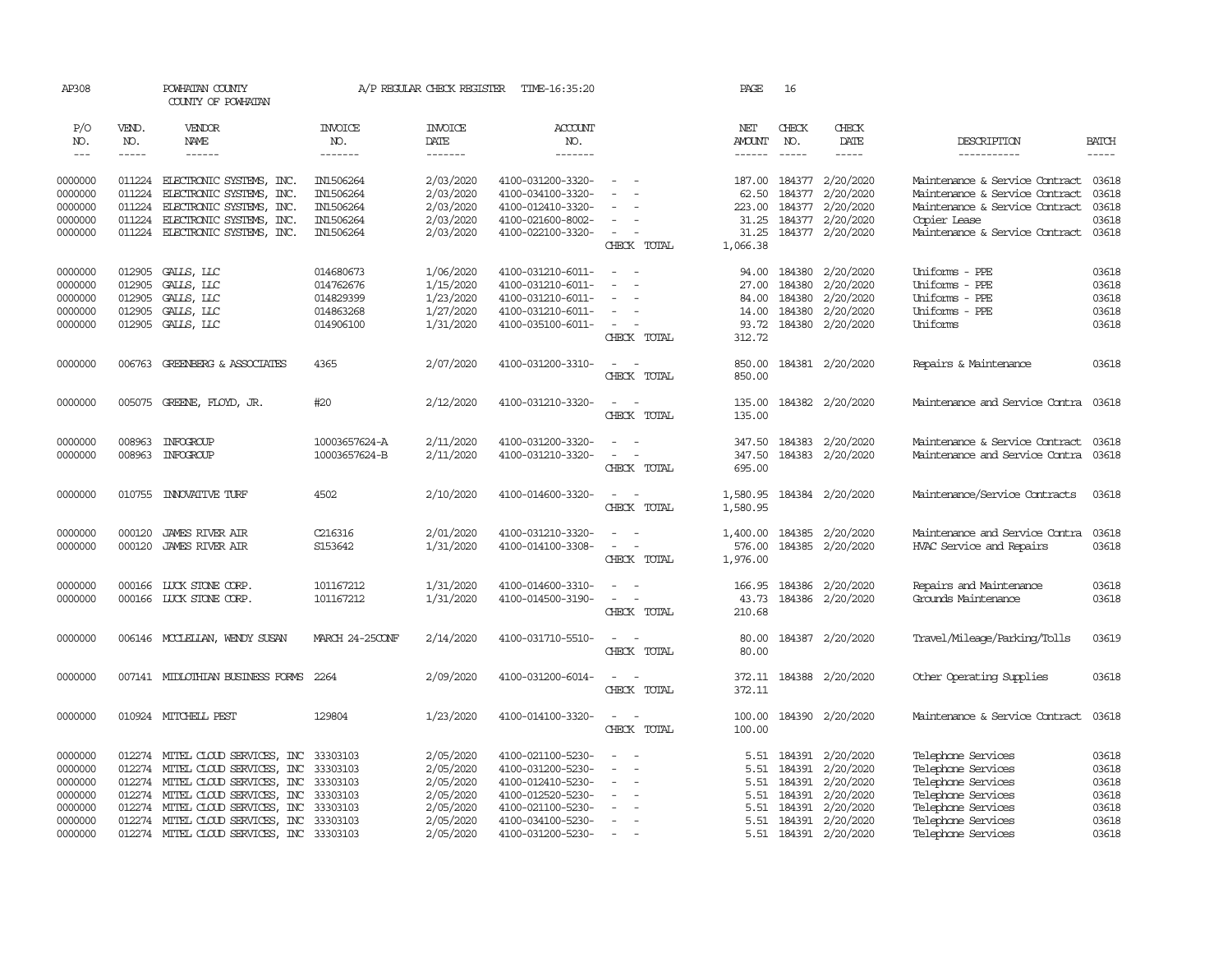AP308 POWHATAN COUNTY A/P REGULAR CHECK REGISTER TIME-16:35:20 PAGE 16

COUNTY OF POWHATAN

| P/O NO. | VEND. NO. | VENDOR NAME | INVOICE NO. | INVOICE DATE | ACCOUNT NO. | | NET AMOUNT | CHECK NO. | CHECK DATE | DESCRIPTION | BATCH |
|---|---|---|---|---|---|---|---|---|---|---|---|
| --- | ----- | ------ | ------- | ------- | ------- | | ------ | ----- | ----- | ----------- | ----- |
| 0000000 | 011224 | ELECTRONIC SYSTEMS, INC. | IN1506264 | 2/03/2020 | 4100-031200-3320- | - - | 187.00 | 184377 | 2/20/2020 | Maintenance & Service Contract | 03618 |
| 0000000 | 011224 | ELECTRONIC SYSTEMS, INC. | IN1506264 | 2/03/2020 | 4100-034100-3320- | - - | 62.50 | 184377 | 2/20/2020 | Maintenance & Service Contract | 03618 |
| 0000000 | 011224 | ELECTRONIC SYSTEMS, INC. | IN1506264 | 2/03/2020 | 4100-012410-3320- | - - | 223.00 | 184377 | 2/20/2020 | Maintenance & Service Contract | 03618 |
| 0000000 | 011224 | ELECTRONIC SYSTEMS, INC. | IN1506264 | 2/03/2020 | 4100-021600-8002- | - - | 31.25 | 184377 | 2/20/2020 | Copier Lease | 03618 |
| 0000000 | 011224 | ELECTRONIC SYSTEMS, INC. | IN1506264 | 2/03/2020 | 4100-022100-3320- | - - | 31.25 | 184377 | 2/20/2020 | Maintenance & Service Contract | 03618 |
| | | | | | | CHECK TOTAL | 1,066.38 | | | | |
| 0000000 | 012905 | GALLS, LLC | 014680673 | 1/06/2020 | 4100-031210-6011- | - - | 94.00 | 184380 | 2/20/2020 | Uniforms - PPE | 03618 |
| 0000000 | 012905 | GALLS, LLC | 014762676 | 1/15/2020 | 4100-031210-6011- | - - | 27.00 | 184380 | 2/20/2020 | Uniforms - PPE | 03618 |
| 0000000 | 012905 | GALLS, LLC | 014829399 | 1/23/2020 | 4100-031210-6011- | - - | 84.00 | 184380 | 2/20/2020 | Uniforms - PPE | 03618 |
| 0000000 | 012905 | GALLS, LLC | 014863268 | 1/27/2020 | 4100-031210-6011- | - - | 14.00 | 184380 | 2/20/2020 | Uniforms - PPE | 03618 |
| 0000000 | 012905 | GALLS, LLC | 014906100 | 1/31/2020 | 4100-035100-6011- | - - | 93.72 | 184380 | 2/20/2020 | Uniforms | 03618 |
| | | | | | | CHECK TOTAL | 312.72 | | | | |
| 0000000 | 006763 | GREENBERG & ASSOCIATES | 4365 | 2/07/2020 | 4100-031200-3310- | - - | 850.00 | 184381 | 2/20/2020 | Repairs & Maintenance | 03618 |
| | | | | | | CHECK TOTAL | 850.00 | | | | |
| 0000000 | 005075 | GREENE, FLOYD, JR. | #20 | 2/12/2020 | 4100-031210-3320- | - - | 135.00 | 184382 | 2/20/2020 | Maintenance and Service Contra | 03618 |
| | | | | | | CHECK TOTAL | 135.00 | | | | |
| 0000000 | 008963 | INFOGROUP | 10003657624-A | 2/11/2020 | 4100-031200-3320- | - - | 347.50 | 184383 | 2/20/2020 | Maintenance & Service Contract | 03618 |
| 0000000 | 008963 | INFOGROUP | 10003657624-B | 2/11/2020 | 4100-031210-3320- | - - | 347.50 | 184383 | 2/20/2020 | Maintenance and Service Contra | 03618 |
| | | | | | | CHECK TOTAL | 695.00 | | | | |
| 0000000 | 010755 | INNOVATIVE TURF | 4502 | 2/10/2020 | 4100-014600-3320- | - - | 1,580.95 | 184384 | 2/20/2020 | Maintenance/Service Contracts | 03618 |
| | | | | | | CHECK TOTAL | 1,580.95 | | | | |
| 0000000 | 000120 | JAMES RIVER AIR | C216316 | 2/01/2020 | 4100-031210-3320- | - - | 1,400.00 | 184385 | 2/20/2020 | Maintenance and Service Contra | 03618 |
| 0000000 | 000120 | JAMES RIVER AIR | S153642 | 1/31/2020 | 4100-014100-3308- | - - | 576.00 | 184385 | 2/20/2020 | HVAC Service and Repairs | 03618 |
| | | | | | | CHECK TOTAL | 1,976.00 | | | | |
| 0000000 | 000166 | LUCK STONE CORP. | 101167212 | 1/31/2020 | 4100-014600-3310- | - - | 166.95 | 184386 | 2/20/2020 | Repairs and Maintenance | 03618 |
| 0000000 | 000166 | LUCK STONE CORP. | 101167212 | 1/31/2020 | 4100-014500-3190- | - - | 43.73 | 184386 | 2/20/2020 | Grounds Maintenance | 03618 |
| | | | | | | CHECK TOTAL | 210.68 | | | | |
| 0000000 | 006146 | MCCLELLAN, WENDY SUSAN | MARCH 24-25CONF | 2/14/2020 | 4100-031710-5510- | - - | 80.00 | 184387 | 2/20/2020 | Travel/Mileage/Parking/Tolls | 03619 |
| | | | | | | CHECK TOTAL | 80.00 | | | | |
| 0000000 | 007141 | MIDLOTHIAN BUSINESS FORMS | 2264 | 2/09/2020 | 4100-031200-6014- | - - | 372.11 | 184388 | 2/20/2020 | Other Operating Supplies | 03618 |
| | | | | | | CHECK TOTAL | 372.11 | | | | |
| 0000000 | 010924 | MITCHELL PEST | 129804 | 1/23/2020 | 4100-014100-3320- | - - | 100.00 | 184390 | 2/20/2020 | Maintenance & Service Contract | 03618 |
| | | | | | | CHECK TOTAL | 100.00 | | | | |
| 0000000 | 012274 | MITEL CLOUD SERVICES, INC | 33303103 | 2/05/2020 | 4100-021100-5230- | - - | 5.51 | 184391 | 2/20/2020 | Telephone Services | 03618 |
| 0000000 | 012274 | MITEL CLOUD SERVICES, INC | 33303103 | 2/05/2020 | 4100-031200-5230- | - - | 5.51 | 184391 | 2/20/2020 | Telephone Services | 03618 |
| 0000000 | 012274 | MITEL CLOUD SERVICES, INC | 33303103 | 2/05/2020 | 4100-012410-5230- | - - | 5.51 | 184391 | 2/20/2020 | Telephone Services | 03618 |
| 0000000 | 012274 | MITEL CLOUD SERVICES, INC | 33303103 | 2/05/2020 | 4100-012520-5230- | - - | 5.51 | 184391 | 2/20/2020 | Telephone Services | 03618 |
| 0000000 | 012274 | MITEL CLOUD SERVICES, INC | 33303103 | 2/05/2020 | 4100-021100-5230- | - - | 5.51 | 184391 | 2/20/2020 | Telephone Services | 03618 |
| 0000000 | 012274 | MITEL CLOUD SERVICES, INC | 33303103 | 2/05/2020 | 4100-034100-5230- | - - | 5.51 | 184391 | 2/20/2020 | Telephone Services | 03618 |
| 0000000 | 012274 | MITEL CLOUD SERVICES, INC | 33303103 | 2/05/2020 | 4100-031200-5230- | - - | 5.51 | 184391 | 2/20/2020 | Telephone Services | 03618 |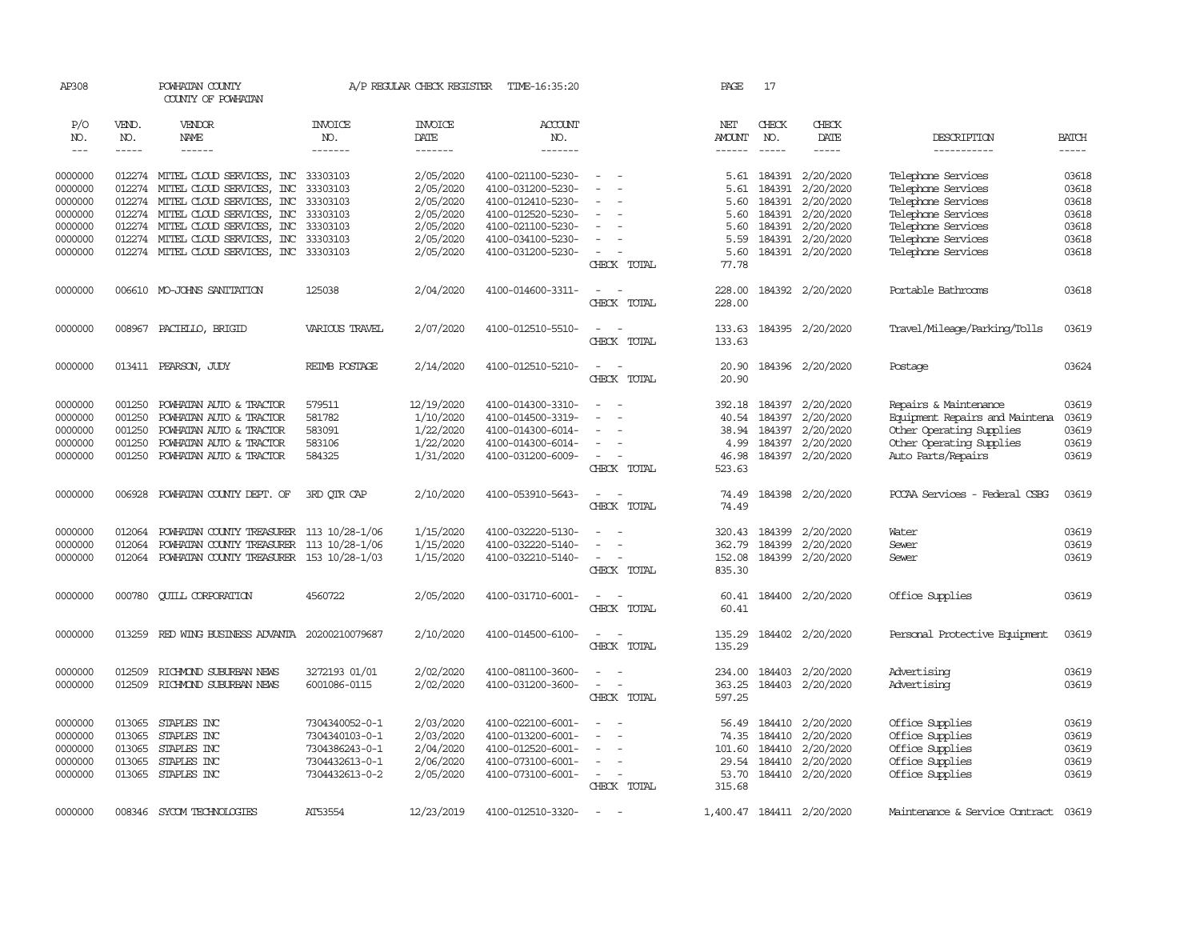AP308 POWHATAN COUNTY A/P REGULAR CHECK REGISTER TIME-16:35:20 PAGE 17

COUNTY OF POWHATAN

| P/O NO. | VEND. NO. | VENDOR NAME | INVOICE NO. | INVOICE DATE | ACCOUNT NO. | | NET AMOUNT | CHECK NO. | CHECK DATE | DESCRIPTION | BATCH |
|---|---|---|---|---|---|---|---|---|---|---|---|
| 0000000 | 012274 | MITEL CLOUD SERVICES, INC | 33303103 | 2/05/2020 | 4100-021100-5230- | - - | 5.61 | 184391 | 2/20/2020 | Telephone Services | 03618 |
| 0000000 | 012274 | MITEL CLOUD SERVICES, INC | 33303103 | 2/05/2020 | 4100-031200-5230- | - - | 5.61 | 184391 | 2/20/2020 | Telephone Services | 03618 |
| 0000000 | 012274 | MITEL CLOUD SERVICES, INC | 33303103 | 2/05/2020 | 4100-012410-5230- | - - | 5.60 | 184391 | 2/20/2020 | Telephone Services | 03618 |
| 0000000 | 012274 | MITEL CLOUD SERVICES, INC | 33303103 | 2/05/2020 | 4100-012520-5230- | - - | 5.60 | 184391 | 2/20/2020 | Telephone Services | 03618 |
| 0000000 | 012274 | MITEL CLOUD SERVICES, INC | 33303103 | 2/05/2020 | 4100-021100-5230- | - - | 5.60 | 184391 | 2/20/2020 | Telephone Services | 03618 |
| 0000000 | 012274 | MITEL CLOUD SERVICES, INC | 33303103 | 2/05/2020 | 4100-034100-5230- | - - | 5.59 | 184391 | 2/20/2020 | Telephone Services | 03618 |
| 0000000 | 012274 | MITEL CLOUD SERVICES, INC | 33303103 | 2/05/2020 | 4100-031200-5230- | - - | 5.60 | 184391 | 2/20/2020 | Telephone Services | 03618 |
| | | | | | | CHECK TOTAL | 77.78 | | | | |
| 0000000 | 006610 | MO-JOHNS SANITATION | 125038 | 2/04/2020 | 4100-014600-3311- | - - | 228.00 | 184392 | 2/20/2020 | Portable Bathrooms | 03618 |
| | | | | | | CHECK TOTAL | 228.00 | | | | |
| 0000000 | 008967 | PACIELLO, BRIGID | VARIOUS TRAVEL | 2/07/2020 | 4100-012510-5510- | - - | 133.63 | 184395 | 2/20/2020 | Travel/Mileage/Parking/Tolls | 03619 |
| | | | | | | CHECK TOTAL | 133.63 | | | | |
| 0000000 | 013411 | PEARSON, JUDY | REIMB POSTAGE | 2/14/2020 | 4100-012510-5210- | - - | 20.90 | 184396 | 2/20/2020 | Postage | 03624 |
| | | | | | | CHECK TOTAL | 20.90 | | | | |
| 0000000 | 001250 | POWHATAN AUTO & TRACTOR | 579511 | 12/19/2020 | 4100-014300-3310- | - - | 392.18 | 184397 | 2/20/2020 | Repairs & Maintenance | 03619 |
| 0000000 | 001250 | POWHATAN AUTO & TRACTOR | 581782 | 1/10/2020 | 4100-014500-3319- | - - | 40.54 | 184397 | 2/20/2020 | Equipment Repairs and Maintena | 03619 |
| 0000000 | 001250 | POWHATAN AUTO & TRACTOR | 583091 | 1/22/2020 | 4100-014300-6014- | - - | 38.94 | 184397 | 2/20/2020 | Other Operating Supplies | 03619 |
| 0000000 | 001250 | POWHATAN AUTO & TRACTOR | 583106 | 1/22/2020 | 4100-014300-6014- | - - | 4.99 | 184397 | 2/20/2020 | Other Operating Supplies | 03619 |
| 0000000 | 001250 | POWHATAN AUTO & TRACTOR | 584325 | 1/31/2020 | 4100-031200-6009- | - - | 46.98 | 184397 | 2/20/2020 | Auto Parts/Repairs | 03619 |
| | | | | | | CHECK TOTAL | 523.63 | | | | |
| 0000000 | 006928 | POWHATAN COUNTY DEPT. OF | 3RD QTR CAP | 2/10/2020 | 4100-053910-5643- | - - | 74.49 | 184398 | 2/20/2020 | PCCAA Services - Federal CSBG | 03619 |
| | | | | | | CHECK TOTAL | 74.49 | | | | |
| 0000000 | 012064 | POWHATAN COUNTY TREASURER | 113 10/28-1/06 | 1/15/2020 | 4100-032220-5130- | - - | 320.43 | 184399 | 2/20/2020 | Water | 03619 |
| 0000000 | 012064 | POWHATAN COUNTY TREASURER | 113 10/28-1/06 | 1/15/2020 | 4100-032220-5140- | - - | 362.79 | 184399 | 2/20/2020 | Sewer | 03619 |
| 0000000 | 012064 | POWHATAN COUNTY TREASURER | 153 10/28-1/03 | 1/15/2020 | 4100-032210-5140- | - - | 152.08 | 184399 | 2/20/2020 | Sewer | 03619 |
| | | | | | | CHECK TOTAL | 835.30 | | | | |
| 0000000 | 000780 | QUILL CORPORATION | 4560722 | 2/05/2020 | 4100-031710-6001- | - - | 60.41 | 184400 | 2/20/2020 | Office Supplies | 03619 |
| | | | | | | CHECK TOTAL | 60.41 | | | | |
| 0000000 | 013259 | RED WING BUSINESS ADVANTA | 20200210079687 | 2/10/2020 | 4100-014500-6100- | - - | 135.29 | 184402 | 2/20/2020 | Personal Protective Equipment | 03619 |
| | | | | | | CHECK TOTAL | 135.29 | | | | |
| 0000000 | 012509 | RICHMOND SUBURBAN NEWS | 3272193 01/01 | 2/02/2020 | 4100-081100-3600- | - - | 234.00 | 184403 | 2/20/2020 | Advertising | 03619 |
| 0000000 | 012509 | RICHMOND SUBURBAN NEWS | 6001086-0115 | 2/02/2020 | 4100-031200-3600- | - - | 363.25 | 184403 | 2/20/2020 | Advertising | 03619 |
| | | | | | | CHECK TOTAL | 597.25 | | | | |
| 0000000 | 013065 | STAPLES INC | 7304340052-0-1 | 2/03/2020 | 4100-022100-6001- | - - | 56.49 | 184410 | 2/20/2020 | Office Supplies | 03619 |
| 0000000 | 013065 | STAPLES INC | 7304340103-0-1 | 2/03/2020 | 4100-013200-6001- | - - | 74.35 | 184410 | 2/20/2020 | Office Supplies | 03619 |
| 0000000 | 013065 | STAPLES INC | 7304386243-0-1 | 2/04/2020 | 4100-012520-6001- | - - | 101.60 | 184410 | 2/20/2020 | Office Supplies | 03619 |
| 0000000 | 013065 | STAPLES INC | 7304432613-0-1 | 2/06/2020 | 4100-073100-6001- | - - | 29.54 | 184410 | 2/20/2020 | Office Supplies | 03619 |
| 0000000 | 013065 | STAPLES INC | 7304432613-0-2 | 2/05/2020 | 4100-073100-6001- | - - | 53.70 | 184410 | 2/20/2020 | Office Supplies | 03619 |
| | | | | | | CHECK TOTAL | 315.68 | | | | |
| 0000000 | 008346 | SYCOM TECHNOLOGIES | AT53554 | 12/23/2019 | 4100-012510-3320- | - - | 1,400.47 | 184411 | 2/20/2020 | Maintenance & Service Contract | 03619 |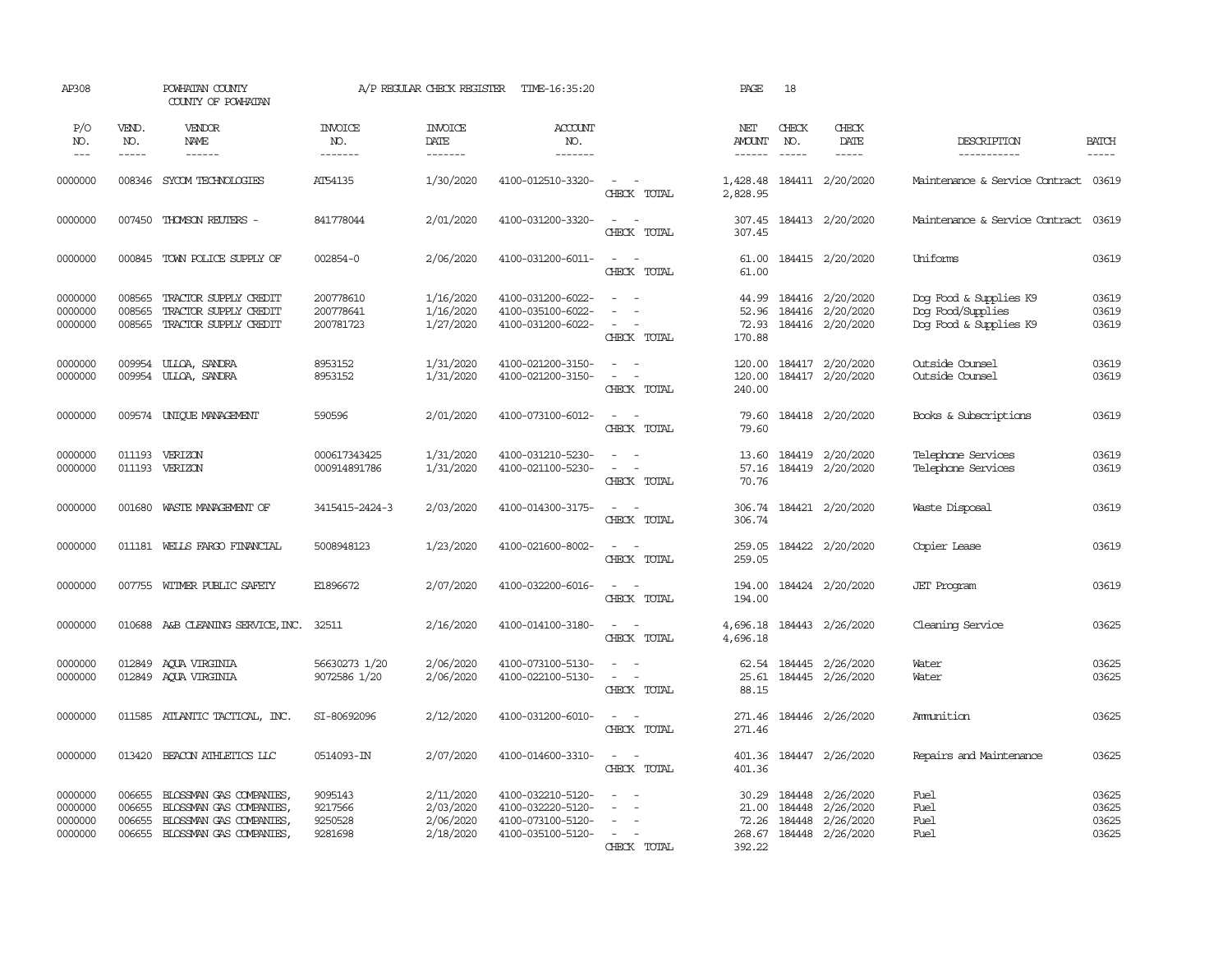AP308 POWHATAN COUNTY A/P REGULAR CHECK REGISTER TIME-16:35:20 PAGE 18

COUNTY OF POWHATAN

| P/O NO. | VEND. NO. | VENDOR NAME | INVOICE NO. | INVOICE DATE | ACCOUNT NO. | | NET AMOUNT | CHECK NO. | CHECK DATE | DESCRIPTION | BATCH |
|---|---|---|---|---|---|---|---|---|---|---|---|
| --- | ----- | ------ | ------- | ------- | ------- | | ------ | ----- | ----- | ----------- | ----- |
| 0000000 | 008346 | SYCOM TECHNOLOGIES | AT54135 | 1/30/2020 | 4100-012510-3320- | - - | 1,428.48 | 184411 | 2/20/2020 | Maintenance & Service Contract | 03619 |
| | | | | | | CHECK TOTAL | 2,828.95 | | | | |
| 0000000 | 007450 | THOMSON REUTERS - | 841778044 | 2/01/2020 | 4100-031200-3320- | - - | 307.45 | 184413 | 2/20/2020 | Maintenance & Service Contract | 03619 |
| | | | | | | CHECK TOTAL | 307.45 | | | | |
| 0000000 | 000845 | TOWN POLICE SUPPLY OF | 002854-0 | 2/06/2020 | 4100-031200-6011- | - - | 61.00 | 184415 | 2/20/2020 | Uniforms | 03619 |
| | | | | | | CHECK TOTAL | 61.00 | | | | |
| 0000000 | 008565 | TRACTOR SUPPLY CREDIT | 200778610 | 1/16/2020 | 4100-031200-6022- | - - | 44.99 | 184416 | 2/20/2020 | Dog Food & Supplies K9 | 03619 |
| 0000000 | 008565 | TRACTOR SUPPLY CREDIT | 200778641 | 1/16/2020 | 4100-035100-6022- | - - | 52.96 | 184416 | 2/20/2020 | Dog Food/Supplies | 03619 |
| 0000000 | 008565 | TRACTOR SUPPLY CREDIT | 200781723 | 1/27/2020 | 4100-031200-6022- | - - | 72.93 | 184416 | 2/20/2020 | Dog Food & Supplies K9 | 03619 |
| | | | | | | CHECK TOTAL | 170.88 | | | | |
| 0000000 | 009954 | ULLOA, SANDRA | 8953152 | 1/31/2020 | 4100-021200-3150- | - - | 120.00 | 184417 | 2/20/2020 | Outside Counsel | 03619 |
| 0000000 | 009954 | ULLOA, SANDRA | 8953152 | 1/31/2020 | 4100-021200-3150- | - - | 120.00 | 184417 | 2/20/2020 | Outside Counsel | 03619 |
| | | | | | | CHECK TOTAL | 240.00 | | | | |
| 0000000 | 009574 | UNIQUE MANAGEMENT | 590596 | 2/01/2020 | 4100-073100-6012- | - - | 79.60 | 184418 | 2/20/2020 | Books & Subscriptions | 03619 |
| | | | | | | CHECK TOTAL | 79.60 | | | | |
| 0000000 | 011193 | VERIZON | 000617343425 | 1/31/2020 | 4100-031210-5230- | - - | 13.60 | 184419 | 2/20/2020 | Telephone Services | 03619 |
| 0000000 | 011193 | VERIZON | 000914891786 | 1/31/2020 | 4100-021100-5230- | - - | 57.16 | 184419 | 2/20/2020 | Telephone Services | 03619 |
| | | | | | | CHECK TOTAL | 70.76 | | | | |
| 0000000 | 001680 | WASTE MANAGEMENT OF | 3415415-2424-3 | 2/03/2020 | 4100-014300-3175- | - - | 306.74 | 184421 | 2/20/2020 | Waste Disposal | 03619 |
| | | | | | | CHECK TOTAL | 306.74 | | | | |
| 0000000 | 011181 | WELLS FARGO FINANCIAL | 5008948123 | 1/23/2020 | 4100-021600-8002- | - - | 259.05 | 184422 | 2/20/2020 | Copier Lease | 03619 |
| | | | | | | CHECK TOTAL | 259.05 | | | | |
| 0000000 | 007755 | WITMER PUBLIC SAFETY | E1896672 | 2/07/2020 | 4100-032200-6016- | - - | 194.00 | 184424 | 2/20/2020 | JET Program | 03619 |
| | | | | | | CHECK TOTAL | 194.00 | | | | |
| 0000000 | 010688 | A&B CLEANING SERVICE, INC. | 32511 | 2/16/2020 | 4100-014100-3180- | - - | 4,696.18 | 184443 | 2/26/2020 | Cleaning Service | 03625 |
| | | | | | | CHECK TOTAL | 4,696.18 | | | | |
| 0000000 | 012849 | AQUA VIRGINIA | 56630273 1/20 | 2/06/2020 | 4100-073100-5130- | - - | 62.54 | 184445 | 2/26/2020 | Water | 03625 |
| 0000000 | 012849 | AQUA VIRGINIA | 9072586 1/20 | 2/06/2020 | 4100-022100-5130- | - - | 25.61 | 184445 | 2/26/2020 | Water | 03625 |
| | | | | | | CHECK TOTAL | 88.15 | | | | |
| 0000000 | 011585 | ATLANTIC TACTICAL, INC. | SI-80692096 | 2/12/2020 | 4100-031200-6010- | - - | 271.46 | 184446 | 2/26/2020 | Ammunition | 03625 |
| | | | | | | CHECK TOTAL | 271.46 | | | | |
| 0000000 | 013420 | BEACON ATHLETICS LLC | 0514093-IN | 2/07/2020 | 4100-014600-3310- | - - | 401.36 | 184447 | 2/26/2020 | Repairs and Maintenance | 03625 |
| | | | | | | CHECK TOTAL | 401.36 | | | | |
| 0000000 | 006655 | BLOSSMAN GAS COMPANIES, | 9095143 | 2/11/2020 | 4100-032210-5120- | - - | 30.29 | 184448 | 2/26/2020 | Fuel | 03625 |
| 0000000 | 006655 | BLOSSMAN GAS COMPANIES, | 9217566 | 2/03/2020 | 4100-032220-5120- | - - | 21.00 | 184448 | 2/26/2020 | Fuel | 03625 |
| 0000000 | 006655 | BLOSSMAN GAS COMPANIES, | 9250528 | 2/06/2020 | 4100-073100-5120- | - - | 72.26 | 184448 | 2/26/2020 | Fuel | 03625 |
| 0000000 | 006655 | BLOSSMAN GAS COMPANIES, | 9281698 | 2/18/2020 | 4100-035100-5120- | - - | 268.67 | 184448 | 2/26/2020 | Fuel | 03625 |
| | | | | | | CHECK TOTAL | 392.22 | | | | |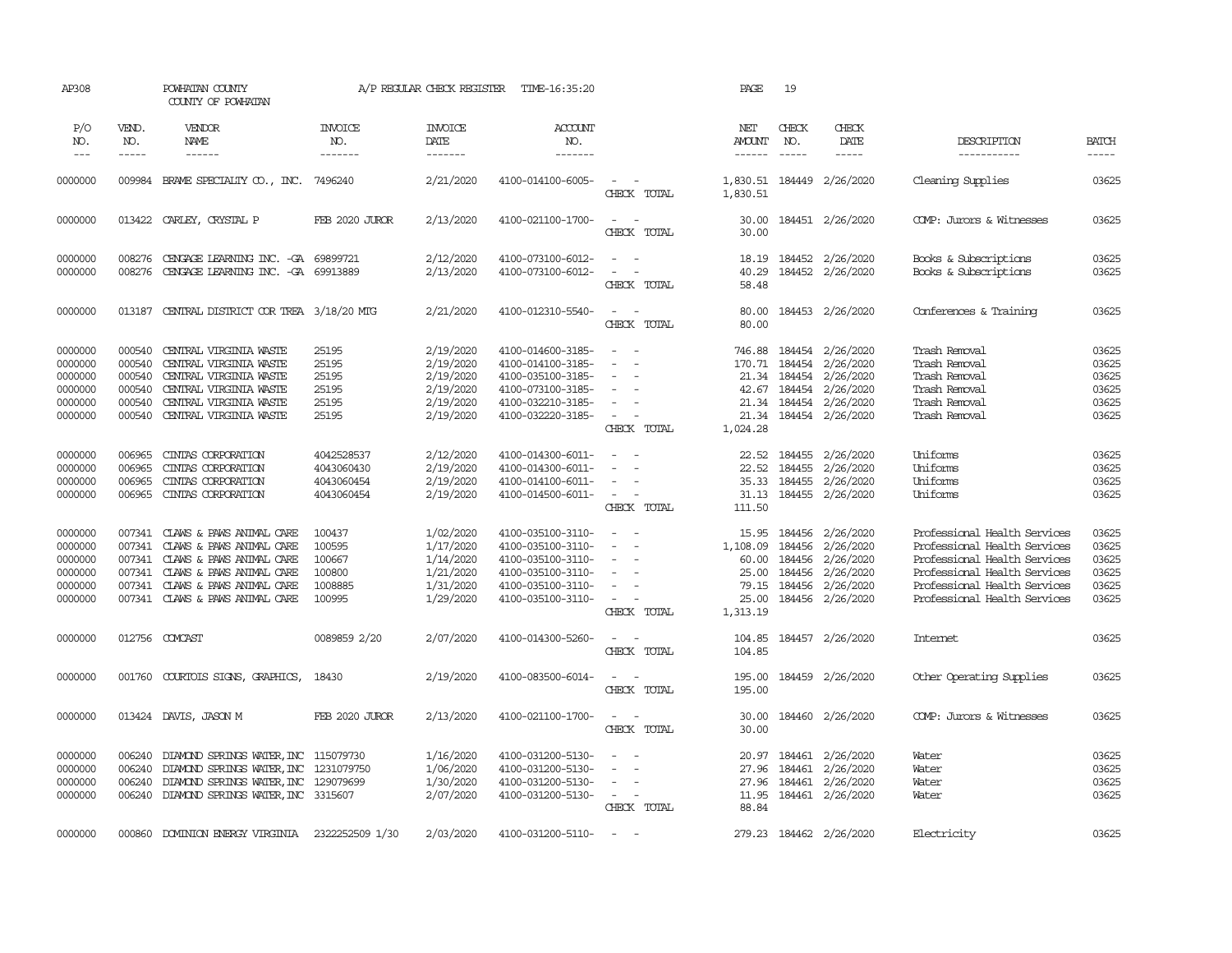AP308 POWHATAN COUNTY A/P REGULAR CHECK REGISTER TIME-16:35:20 PAGE 19

COUNTY OF POWHATAN

| P/O NO. | VEND. NO. | VENDOR NAME | INVOICE NO. | INVOICE DATE | ACCOUNT NO. | | NET AMOUNT | CHECK NO. | CHECK DATE | DESCRIPTION | BATCH |
|---|---|---|---|---|---|---|---|---|---|---|---|
| 0000000 | 009984 | BRAME SPECIALTY CO., INC. | 7496240 | 2/21/2020 | 4100-014100-6005- | - - | 1,830.51 | 184449 | 2/26/2020 | Cleaning Supplies | 03625 |
| | | | | | | CHECK TOTAL | 1,830.51 | | | | |
| 0000000 | 013422 | CARLEY, CRYSTAL P | FEB 2020 JUROR | 2/13/2020 | 4100-021100-1700- | - - | 30.00 | 184451 | 2/26/2020 | COMP: Jurors & Witnesses | 03625 |
| | | | | | | CHECK TOTAL | 30.00 | | | | |
| 0000000 | 008276 | CENGAGE LEARNING INC. -GA | 69899721 | 2/12/2020 | 4100-073100-6012- | - - | 18.19 | 184452 | 2/26/2020 | Books & Subscriptions | 03625 |
| 0000000 | 008276 | CENGAGE LEARNING INC. -GA | 69913889 | 2/13/2020 | 4100-073100-6012- | - - | 40.29 | 184452 | 2/26/2020 | Books & Subscriptions | 03625 |
| | | | | | | CHECK TOTAL | 58.48 | | | | |
| 0000000 | 013187 | CENTRAL DISTRICT COR TREA | 3/18/20 MTG | 2/21/2020 | 4100-012310-5540- | - - | 80.00 | 184453 | 2/26/2020 | Conferences & Training | 03625 |
| | | | | | | CHECK TOTAL | 80.00 | | | | |
| 0000000 | 000540 | CENTRAL VIRGINIA WASTE | 25195 | 2/19/2020 | 4100-014600-3185- | - - | 746.88 | 184454 | 2/26/2020 | Trash Removal | 03625 |
| 0000000 | 000540 | CENTRAL VIRGINIA WASTE | 25195 | 2/19/2020 | 4100-014100-3185- | - - | 170.71 | 184454 | 2/26/2020 | Trash Removal | 03625 |
| 0000000 | 000540 | CENTRAL VIRGINIA WASTE | 25195 | 2/19/2020 | 4100-035100-3185- | - - | 21.34 | 184454 | 2/26/2020 | Trash Removal | 03625 |
| 0000000 | 000540 | CENTRAL VIRGINIA WASTE | 25195 | 2/19/2020 | 4100-073100-3185- | - - | 42.67 | 184454 | 2/26/2020 | Trash Removal | 03625 |
| 0000000 | 000540 | CENTRAL VIRGINIA WASTE | 25195 | 2/19/2020 | 4100-032210-3185- | - - | 21.34 | 184454 | 2/26/2020 | Trash Removal | 03625 |
| 0000000 | 000540 | CENTRAL VIRGINIA WASTE | 25195 | 2/19/2020 | 4100-032220-3185- | - - | 21.34 | 184454 | 2/26/2020 | Trash Removal | 03625 |
| | | | | | | CHECK TOTAL | 1,024.28 | | | | |
| 0000000 | 006965 | CINTAS CORPORATION | 4042528537 | 2/12/2020 | 4100-014300-6011- | - - | 22.52 | 184455 | 2/26/2020 | Uniforms | 03625 |
| 0000000 | 006965 | CINTAS CORPORATION | 4043060430 | 2/19/2020 | 4100-014300-6011- | - - | 22.52 | 184455 | 2/26/2020 | Uniforms | 03625 |
| 0000000 | 006965 | CINTAS CORPORATION | 4043060454 | 2/19/2020 | 4100-014100-6011- | - - | 35.33 | 184455 | 2/26/2020 | Uniforms | 03625 |
| 0000000 | 006965 | CINTAS CORPORATION | 4043060454 | 2/19/2020 | 4100-014500-6011- | - - | 31.13 | 184455 | 2/26/2020 | Uniforms | 03625 |
| | | | | | | CHECK TOTAL | 111.50 | | | | |
| 0000000 | 007341 | CLAWS & PAWS ANIMAL CARE | 100437 | 1/02/2020 | 4100-035100-3110- | - - | 15.95 | 184456 | 2/26/2020 | Professional Health Services | 03625 |
| 0000000 | 007341 | CLAWS & PAWS ANIMAL CARE | 100595 | 1/17/2020 | 4100-035100-3110- | - - | 1,108.09 | 184456 | 2/26/2020 | Professional Health Services | 03625 |
| 0000000 | 007341 | CLAWS & PAWS ANIMAL CARE | 100667 | 1/14/2020 | 4100-035100-3110- | - - | 60.00 | 184456 | 2/26/2020 | Professional Health Services | 03625 |
| 0000000 | 007341 | CLAWS & PAWS ANIMAL CARE | 100800 | 1/21/2020 | 4100-035100-3110- | - - | 25.00 | 184456 | 2/26/2020 | Professional Health Services | 03625 |
| 0000000 | 007341 | CLAWS & PAWS ANIMAL CARE | 1008885 | 1/31/2020 | 4100-035100-3110- | - - | 79.15 | 184456 | 2/26/2020 | Professional Health Services | 03625 |
| 0000000 | 007341 | CLAWS & PAWS ANIMAL CARE | 100995 | 1/29/2020 | 4100-035100-3110- | - - | 25.00 | 184456 | 2/26/2020 | Professional Health Services | 03625 |
| | | | | | | CHECK TOTAL | 1,313.19 | | | | |
| 0000000 | 012756 | COMCAST | 0089859 2/20 | 2/07/2020 | 4100-014300-5260- | - - | 104.85 | 184457 | 2/26/2020 | Internet | 03625 |
| | | | | | | CHECK TOTAL | 104.85 | | | | |
| 0000000 | 001760 | COURTOIS SIGNS, GRAPHICS, | 18430 | 2/19/2020 | 4100-083500-6014- | - - | 195.00 | 184459 | 2/26/2020 | Other Operating Supplies | 03625 |
| | | | | | | CHECK TOTAL | 195.00 | | | | |
| 0000000 | 013424 | DAVIS, JASON M | FEB 2020 JUROR | 2/13/2020 | 4100-021100-1700- | - - | 30.00 | 184460 | 2/26/2020 | COMP: Jurors & Witnesses | 03625 |
| | | | | | | CHECK TOTAL | 30.00 | | | | |
| 0000000 | 006240 | DIAMOND SPRINGS WATER, INC | 115079730 | 1/16/2020 | 4100-031200-5130- | - - | 20.97 | 184461 | 2/26/2020 | Water | 03625 |
| 0000000 | 006240 | DIAMOND SPRINGS WATER, INC | 1231079750 | 1/06/2020 | 4100-031200-5130- | - - | 27.96 | 184461 | 2/26/2020 | Water | 03625 |
| 0000000 | 006240 | DIAMOND SPRINGS WATER, INC | 129079699 | 1/30/2020 | 4100-031200-5130- | - - | 27.96 | 184461 | 2/26/2020 | Water | 03625 |
| 0000000 | 006240 | DIAMOND SPRINGS WATER, INC | 3315607 | 2/07/2020 | 4100-031200-5130- | - - | 11.95 | 184461 | 2/26/2020 | Water | 03625 |
| | | | | | | CHECK TOTAL | 88.84 | | | | |
| 0000000 | 000860 | DOMINION ENERGY VIRGINIA | 2322252509 1/30 | 2/03/2020 | 4100-031200-5110- | - - | 279.23 | 184462 | 2/26/2020 | Electricity | 03625 |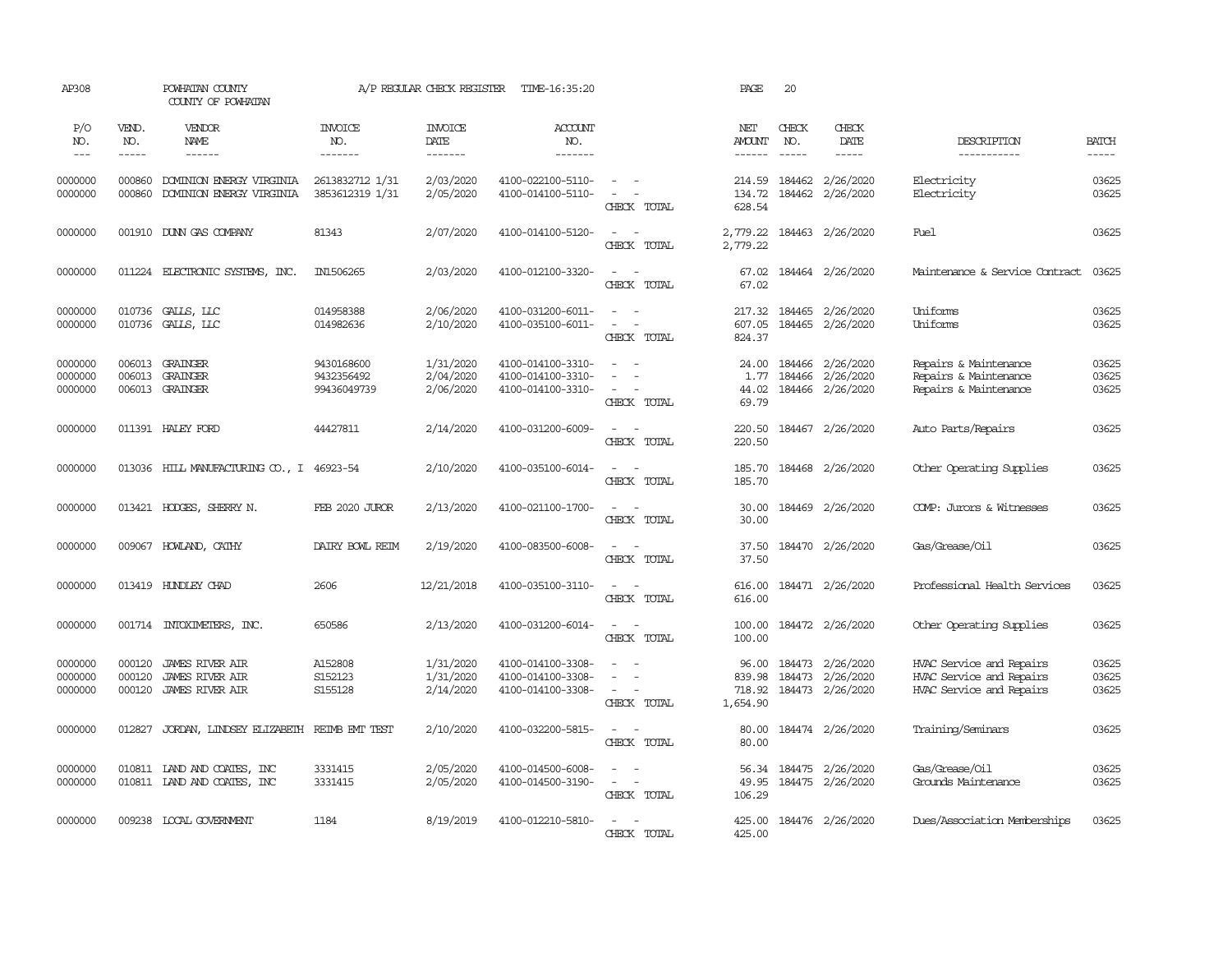AP308 POWHATAN COUNTY A/P REGULAR CHECK REGISTER TIME-16:35:20 PAGE 20

COUNTY OF POWHATAN

| P/O NO. | VEND. NO. | VENDOR NAME | INVOICE NO. | INVOICE DATE | ACCOUNT NO. | | NET AMOUNT | CHECK NO. | CHECK DATE | DESCRIPTION | BATCH |
|---|---|---|---|---|---|---|---|---|---|---|---|
| --- | ----- | ------ | ------- | ------- | ------- | | ------ | ----- | ----- | ----------- | ----- |
| 0000000 | 000860 | DOMINION ENERGY VIRGINIA | 2613832712 1/31 | 2/03/2020 | 4100-022100-5110- | - - | 214.59 | 184462 | 2/26/2020 | Electricity | 03625 |
| 0000000 | 000860 | DOMINION ENERGY VIRGINIA | 3853612319 1/31 | 2/05/2020 | 4100-014100-5110- | - - | 134.72 | 184462 | 2/26/2020 | Electricity | 03625 |
| | | | | | | CHECK TOTAL | 628.54 | | | | |
| 0000000 | 001910 | DUNN GAS COMPANY | 81343 | 2/07/2020 | 4100-014100-5120- | - - | 2,779.22 | 184463 | 2/26/2020 | Fuel | 03625 |
| | | | | | | CHECK TOTAL | 2,779.22 | | | | |
| 0000000 | 011224 | ELECTRONIC SYSTEMS, INC. | IN1506265 | 2/03/2020 | 4100-012100-3320- | - - | 67.02 | 184464 | 2/26/2020 | Maintenance & Service Contract | 03625 |
| | | | | | | CHECK TOTAL | 67.02 | | | | |
| 0000000 | 010736 | GALLS, LLC | 014958388 | 2/06/2020 | 4100-031200-6011- | - - | 217.32 | 184465 | 2/26/2020 | Uniforms | 03625 |
| 0000000 | 010736 | GALLS, LLC | 014982636 | 2/10/2020 | 4100-035100-6011- | - - | 607.05 | 184465 | 2/26/2020 | Uniforms | 03625 |
| | | | | | | CHECK TOTAL | 824.37 | | | | |
| 0000000 | 006013 | GRAINGER | 9430168600 | 1/31/2020 | 4100-014100-3310- | - - | 24.00 | 184466 | 2/26/2020 | Repairs & Maintenance | 03625 |
| 0000000 | 006013 | GRAINGER | 9432356492 | 2/04/2020 | 4100-014100-3310- | - - | 1.77 | 184466 | 2/26/2020 | Repairs & Maintenance | 03625 |
| 0000000 | 006013 | GRAINGER | 99436049739 | 2/06/2020 | 4100-014100-3310- | - - | 44.02 | 184466 | 2/26/2020 | Repairs & Maintenance | 03625 |
| | | | | | | CHECK TOTAL | 69.79 | | | | |
| 0000000 | 011391 | HALEY FORD | 44427811 | 2/14/2020 | 4100-031200-6009- | - - | 220.50 | 184467 | 2/26/2020 | Auto Parts/Repairs | 03625 |
| | | | | | | CHECK TOTAL | 220.50 | | | | |
| 0000000 | 013036 | HILL MANUFACTURING CO., I | 46923-54 | 2/10/2020 | 4100-035100-6014- | - - | 185.70 | 184468 | 2/26/2020 | Other Operating Supplies | 03625 |
| | | | | | | CHECK TOTAL | 185.70 | | | | |
| 0000000 | 013421 | HODGES, SHERRY N. | FEB 2020 JUROR | 2/13/2020 | 4100-021100-1700- | - - | 30.00 | 184469 | 2/26/2020 | COMP: Jurors & Witnesses | 03625 |
| | | | | | | CHECK TOTAL | 30.00 | | | | |
| 0000000 | 009067 | HOWLAND, CATHY | DAIRY BOWL REIM | 2/19/2020 | 4100-083500-6008- | - - | 37.50 | 184470 | 2/26/2020 | Gas/Grease/Oil | 03625 |
| | | | | | | CHECK TOTAL | 37.50 | | | | |
| 0000000 | 013419 | HUNDLEY CHAD | 2606 | 12/21/2018 | 4100-035100-3110- | - - | 616.00 | 184471 | 2/26/2020 | Professional Health Services | 03625 |
| | | | | | | CHECK TOTAL | 616.00 | | | | |
| 0000000 | 001714 | INTOXIMETERS, INC. | 650586 | 2/13/2020 | 4100-031200-6014- | - - | 100.00 | 184472 | 2/26/2020 | Other Operating Supplies | 03625 |
| | | | | | | CHECK TOTAL | 100.00 | | | | |
| 0000000 | 000120 | JAMES RIVER AIR | A152808 | 1/31/2020 | 4100-014100-3308- | - - | 96.00 | 184473 | 2/26/2020 | HVAC Service and Repairs | 03625 |
| 0000000 | 000120 | JAMES RIVER AIR | S152123 | 1/31/2020 | 4100-014100-3308- | - - | 839.98 | 184473 | 2/26/2020 | HVAC Service and Repairs | 03625 |
| 0000000 | 000120 | JAMES RIVER AIR | S155128 | 2/14/2020 | 4100-014100-3308- | - - | 718.92 | 184473 | 2/26/2020 | HVAC Service and Repairs | 03625 |
| | | | | | | CHECK TOTAL | 1,654.90 | | | | |
| 0000000 | 012827 | JORDAN, LINDSEY ELIZABETH | REIMB EMT TEST | 2/10/2020 | 4100-032200-5815- | - - | 80.00 | 184474 | 2/26/2020 | Training/Seminars | 03625 |
| | | | | | | CHECK TOTAL | 80.00 | | | | |
| 0000000 | 010811 | LAND AND COATES, INC | 3331415 | 2/05/2020 | 4100-014500-6008- | - - | 56.34 | 184475 | 2/26/2020 | Gas/Grease/Oil | 03625 |
| 0000000 | 010811 | LAND AND COATES, INC | 3331415 | 2/05/2020 | 4100-014500-3190- | - - | 49.95 | 184475 | 2/26/2020 | Grounds Maintenance | 03625 |
| | | | | | | CHECK TOTAL | 106.29 | | | | |
| 0000000 | 009238 | LOCAL GOVERNMENT | 1184 | 8/19/2019 | 4100-012210-5810- | - - | 425.00 | 184476 | 2/26/2020 | Dues/Association Memberships | 03625 |
| | | | | | | CHECK TOTAL | 425.00 | | | | |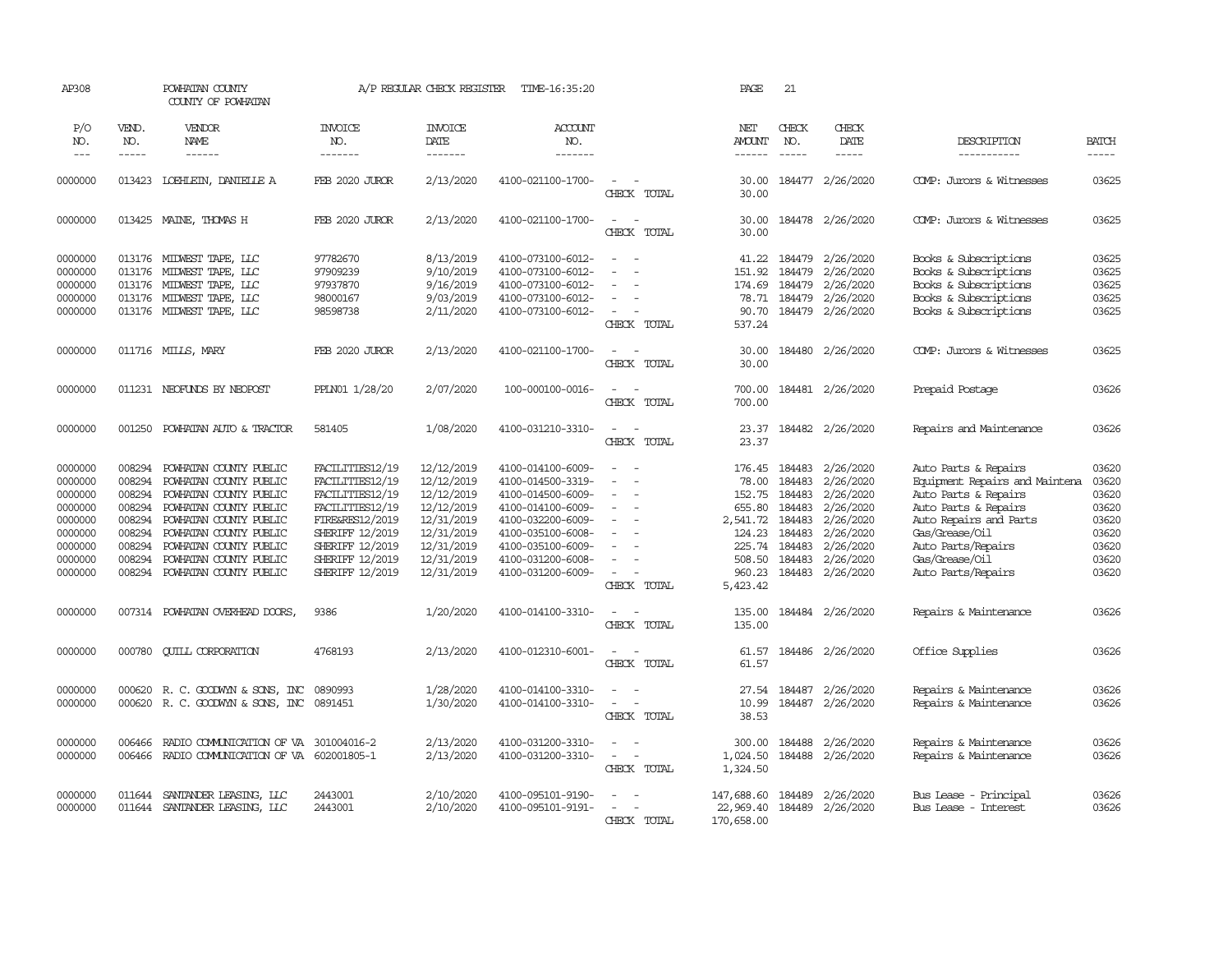AP308 POWHATAN COUNTY A/P REGULAR CHECK REGISTER TIME-16:35:20 PAGE 21
COUNTY OF POWHATAN

| P/O NO. | VEND. NO. | VENDOR NAME | INVOICE NO. | INVOICE DATE | ACCOUNT NO. | | NET AMOUNT | CHECK NO. | CHECK DATE | DESCRIPTION | BATCH |
|---|---|---|---|---|---|---|---|---|---|---|---|
| 0000000 | 013423 | LOEHLEIN, DANIELLE A | FEB 2020 JUROR | 2/13/2020 | 4100-021100-1700- | - - | 30.00 | 184477 | 2/26/2020 | COMP: Jurors & Witnesses | 03625 |
| | | | | | | CHECK TOTAL | 30.00 | | | | |
| 0000000 | 013425 | MAINE, THOMAS H | FEB 2020 JUROR | 2/13/2020 | 4100-021100-1700- | - - | 30.00 | 184478 | 2/26/2020 | COMP: Jurors & Witnesses | 03625 |
| | | | | | | CHECK TOTAL | 30.00 | | | | |
| 0000000 | 013176 | MIDWEST TAPE, LLC | 97782670 | 8/13/2019 | 4100-073100-6012- | - - | 41.22 | 184479 | 2/26/2020 | Books & Subscriptions | 03625 |
| 0000000 | 013176 | MIDWEST TAPE, LLC | 97909239 | 9/10/2019 | 4100-073100-6012- | - - | 151.92 | 184479 | 2/26/2020 | Books & Subscriptions | 03625 |
| 0000000 | 013176 | MIDWEST TAPE, LLC | 97937870 | 9/16/2019 | 4100-073100-6012- | - - | 174.69 | 184479 | 2/26/2020 | Books & Subscriptions | 03625 |
| 0000000 | 013176 | MIDWEST TAPE, LLC | 98000167 | 9/03/2019 | 4100-073100-6012- | - - | 78.71 | 184479 | 2/26/2020 | Books & Subscriptions | 03625 |
| 0000000 | 013176 | MIDWEST TAPE, LLC | 98598738 | 2/11/2020 | 4100-073100-6012- | - - | 90.70 | 184479 | 2/26/2020 | Books & Subscriptions | 03625 |
| | | | | | | CHECK TOTAL | 537.24 | | | | |
| 0000000 | 011716 | MILLS, MARY | FEB 2020 JUROR | 2/13/2020 | 4100-021100-1700- | - - | 30.00 | 184480 | 2/26/2020 | COMP: Jurors & Witnesses | 03625 |
| | | | | | | CHECK TOTAL | 30.00 | | | | |
| 0000000 | 011231 | NEOFUNDS BY NEOPOST | PPLN01 1/28/20 | 2/07/2020 | 100-000100-0016- | - - | 700.00 | 184481 | 2/26/2020 | Prepaid Postage | 03626 |
| | | | | | | CHECK TOTAL | 700.00 | | | | |
| 0000000 | 001250 | POWHATAN AUTO & TRACTOR | 581405 | 1/08/2020 | 4100-031210-3310- | - - | 23.37 | 184482 | 2/26/2020 | Repairs and Maintenance | 03626 |
| | | | | | | CHECK TOTAL | 23.37 | | | | |
| 0000000 | 008294 | POWHATAN COUNTY PUBLIC | FACILITIES12/19 | 12/12/2019 | 4100-014100-6009- | - - | 176.45 | 184483 | 2/26/2020 | Auto Parts & Repairs | 03620 |
| 0000000 | 008294 | POWHATAN COUNTY PUBLIC | FACILITIES12/19 | 12/12/2019 | 4100-014500-3319- | - - | 78.00 | 184483 | 2/26/2020 | Equipment Repairs and Maintena | 03620 |
| 0000000 | 008294 | POWHATAN COUNTY PUBLIC | FACILITIES12/19 | 12/12/2019 | 4100-014500-6009- | - - | 152.75 | 184483 | 2/26/2020 | Auto Parts & Repairs | 03620 |
| 0000000 | 008294 | POWHATAN COUNTY PUBLIC | FACILITIES12/19 | 12/12/2019 | 4100-014100-6009- | - - | 655.80 | 184483 | 2/26/2020 | Auto Parts & Repairs | 03620 |
| 0000000 | 008294 | POWHATAN COUNTY PUBLIC | FIRE&RES12/2019 | 12/31/2019 | 4100-032200-6009- | - - | 2,541.72 | 184483 | 2/26/2020 | Auto Repairs and Parts | 03620 |
| 0000000 | 008294 | POWHATAN COUNTY PUBLIC | SHERIFF 12/2019 | 12/31/2019 | 4100-035100-6008- | - - | 124.23 | 184483 | 2/26/2020 | Gas/Grease/Oil | 03620 |
| 0000000 | 008294 | POWHATAN COUNTY PUBLIC | SHERIFF 12/2019 | 12/31/2019 | 4100-035100-6009- | - - | 225.74 | 184483 | 2/26/2020 | Auto Parts/Repairs | 03620 |
| 0000000 | 008294 | POWHATAN COUNTY PUBLIC | SHERIFF 12/2019 | 12/31/2019 | 4100-031200-6008- | - - | 508.50 | 184483 | 2/26/2020 | Gas/Grease/Oil | 03620 |
| 0000000 | 008294 | POWHATAN COUNTY PUBLIC | SHERIFF 12/2019 | 12/31/2019 | 4100-031200-6009- | - - | 960.23 | 184483 | 2/26/2020 | Auto Parts/Repairs | 03620 |
| | | | | | | CHECK TOTAL | 5,423.42 | | | | |
| 0000000 | 007314 | POWHATAN OVERHEAD DOORS, | 9386 | 1/20/2020 | 4100-014100-3310- | - - | 135.00 | 184484 | 2/26/2020 | Repairs & Maintenance | 03626 |
| | | | | | | CHECK TOTAL | 135.00 | | | | |
| 0000000 | 000780 | QUILL CORPORATION | 4768193 | 2/13/2020 | 4100-012310-6001- | - - | 61.57 | 184486 | 2/26/2020 | Office Supplies | 03626 |
| | | | | | | CHECK TOTAL | 61.57 | | | | |
| 0000000 | 000620 | R. C. GOODWYN & SONS, INC | 0890993 | 1/28/2020 | 4100-014100-3310- | - - | 27.54 | 184487 | 2/26/2020 | Repairs & Maintenance | 03626 |
| 0000000 | 000620 | R. C. GOODWYN & SONS, INC | 0891451 | 1/30/2020 | 4100-014100-3310- | - - | 10.99 | 184487 | 2/26/2020 | Repairs & Maintenance | 03626 |
| | | | | | | CHECK TOTAL | 38.53 | | | | |
| 0000000 | 006466 | RADIO COMMUNICATION OF VA | 301004016-2 | 2/13/2020 | 4100-031200-3310- | - - | 300.00 | 184488 | 2/26/2020 | Repairs & Maintenance | 03626 |
| 0000000 | 006466 | RADIO COMMUNICATION OF VA | 602001805-1 | 2/13/2020 | 4100-031200-3310- | - - | 1,024.50 | 184488 | 2/26/2020 | Repairs & Maintenance | 03626 |
| | | | | | | CHECK TOTAL | 1,324.50 | | | | |
| 0000000 | 011644 | SANTANDER LEASING, LLC | 2443001 | 2/10/2020 | 4100-095101-9190- | - - | 147,688.60 | 184489 | 2/26/2020 | Bus Lease - Principal | 03626 |
| 0000000 | 011644 | SANTANDER LEASING, LLC | 2443001 | 2/10/2020 | 4100-095101-9191- | - - | 22,969.40 | 184489 | 2/26/2020 | Bus Lease - Interest | 03626 |
| | | | | | | CHECK TOTAL | 170,658.00 | | | | |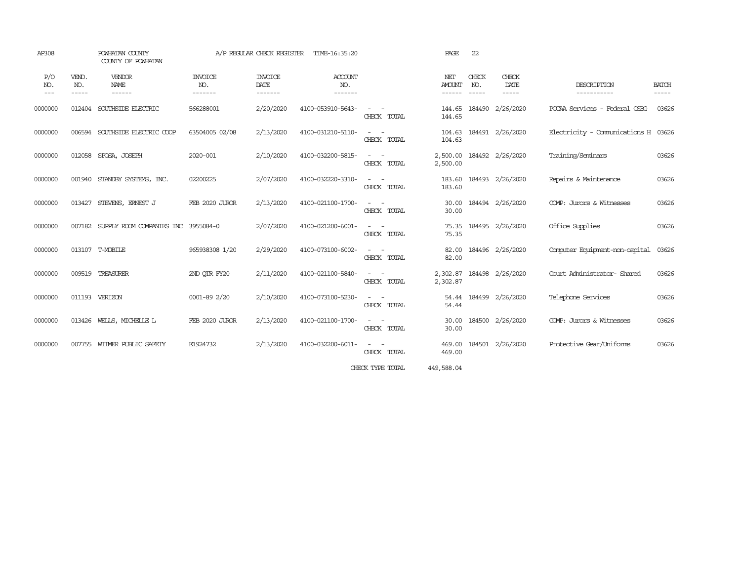AP308 POWHATAN COUNTY A/P REGULAR CHECK REGISTER TIME-16:35:20

COUNTY OF POWHATAN

| P/O NO. | VEND. NO. | VENDOR NAME | INVOICE NO. | INVOICE DATE | ACCOUNT NO. | | NET AMOUNT | CHECK NO. | CHECK DATE | DESCRIPTION | BATCH |
|---|---|---|---|---|---|---|---|---|---|---|---|
| 0000000 | 012404 | SOUTHSIDE ELECTRIC | 566288001 | 2/20/2020 | 4100-053910-5643- | - - | 144.65 | 184490 | 2/26/2020 | PCCAA Services - Federal CSBG | 03626 |
| | | | | | | CHECK TOTAL | 144.65 | | | | |
| 0000000 | 006594 | SOUTHSIDE ELECTRIC COOP | 63504005 02/08 | 2/13/2020 | 4100-031210-5110- | - - | 104.63 | 184491 | 2/26/2020 | Electricity - Comunications H | 03626 |
| | | | | | | CHECK TOTAL | 104.63 | | | | |
| 0000000 | 012058 | SPOSA, JOSEPH | 2020-001 | 2/10/2020 | 4100-032200-5815- | - - | 2,500.00 | 184492 | 2/26/2020 | Training/Seminars | 03626 |
| | | | | | | CHECK TOTAL | 2,500.00 | | | | |
| 0000000 | 001940 | STANDBY SYSTEMS, INC. | 02200225 | 2/07/2020 | 4100-032220-3310- | - - | 183.60 | 184493 | 2/26/2020 | Repairs & Maintenance | 03626 |
| | | | | | | CHECK TOTAL | 183.60 | | | | |
| 0000000 | 013427 | STEVENS, ERNEST J | FEB 2020 JUROR | 2/13/2020 | 4100-021100-1700- | - - | 30.00 | 184494 | 2/26/2020 | COMP: Jurors & Witnesses | 03626 |
| | | | | | | CHECK TOTAL | 30.00 | | | | |
| 0000000 | 007182 | SUPPLY ROOM COMPANIES INC | 3955084-0 | 2/07/2020 | 4100-021200-6001- | - - | 75.35 | 184495 | 2/26/2020 | Office Supplies | 03626 |
| | | | | | | CHECK TOTAL | 75.35 | | | | |
| 0000000 | 013107 | T-MOBILE | 965938308 1/20 | 2/29/2020 | 4100-073100-6002- | - - | 82.00 | 184496 | 2/26/2020 | Computer Equipment-non-capital | 03626 |
| | | | | | | CHECK TOTAL | 82.00 | | | | |
| 0000000 | 009519 | TREASURER | 2ND QTR FY20 | 2/11/2020 | 4100-021100-5840- | - - | 2,302.87 | 184498 | 2/26/2020 | Court Administrator- Shared | 03626 |
| | | | | | | CHECK TOTAL | 2,302.87 | | | | |
| 0000000 | 011193 | VERIZON | 0001-89 2/20 | 2/10/2020 | 4100-073100-5230- | - - | 54.44 | 184499 | 2/26/2020 | Telephone Services | 03626 |
| | | | | | | CHECK TOTAL | 54.44 | | | | |
| 0000000 | 013426 | WELLS, MICHELLE L | FEB 2020 JUROR | 2/13/2020 | 4100-021100-1700- | - - | 30.00 | 184500 | 2/26/2020 | COMP: Jurors & Witnesses | 03626 |
| | | | | | | CHECK TOTAL | 30.00 | | | | |
| 0000000 | 007755 | WITMER PUBLIC SAFETY | E1924732 | 2/13/2020 | 4100-032200-6011- | - - | 469.00 | 184501 | 2/26/2020 | Protective Gear/Uniforms | 03626 |
| | | | | | | CHECK TOTAL | 469.00 | | | | |
| | | | | | | CHECK TYPE TOTAL | 449,588.04 | | | | |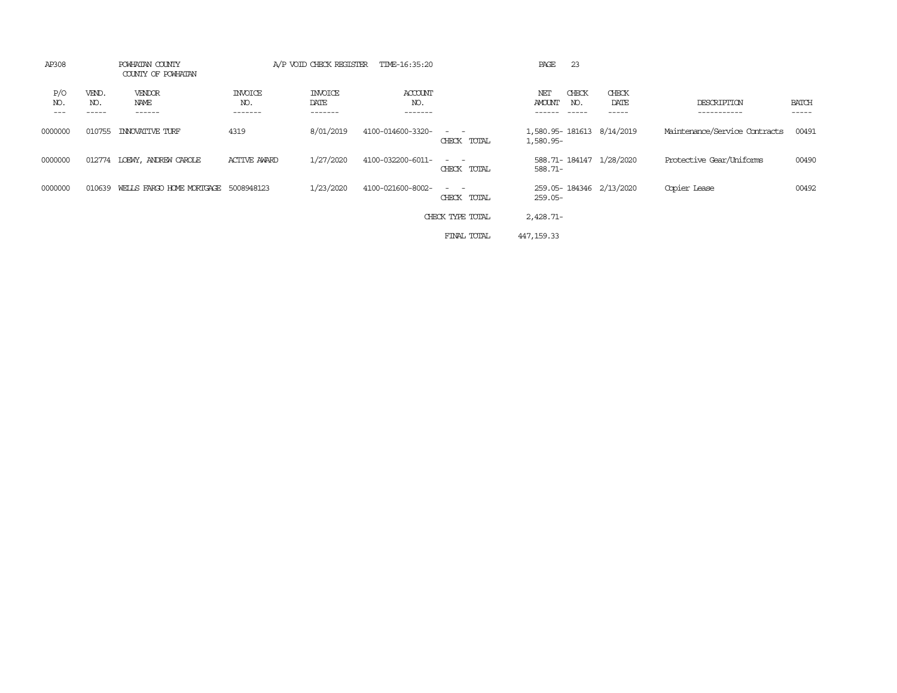AP308 POWHATAN COUNTY A/P VOID CHECK REGISTER TIME-16:35:20

COUNTY OF POWHATAN

| P/O NO. | VEND. NO. | VENDOR NAME | INVOICE NO. | INVOICE DATE | ACCOUNT NO. | | NET AMOUNT | CHECK NO. | CHECK DATE | DESCRIPTION | BATCH |
|---|---|---|---|---|---|---|---|---|---|---|---|
| 0000000 | 010755 | INNOVATIVE TURF | 4319 | 8/01/2019 | 4100-014600-3320- | - - | 1,580.95- | 181613 | 8/14/2019 | Maintenance/Service Contracts | 00491 |
| | | | | | | CHECK TOTAL | 1,580.95- | | | | |
| 0000000 | 012774 | LOEWY, ANDREW CAROLE | ACTIVE AWARD | 1/27/2020 | 4100-032200-6011- | - - | 588.71- | 184147 | 1/28/2020 | Protective Gear/Uniforms | 00490 |
| | | | | | | CHECK TOTAL | 588.71- | | | | |
| 0000000 | 010639 | WELLS FARGO HOME MORTGAGE | 5008948123 | 1/23/2020 | 4100-021600-8002- | - - | 259.05- | 184346 | 2/13/2020 | Copier Lease | 00492 |
| | | | | | | CHECK TOTAL | 259.05- | | | | |
| | | | | | | CHECK TYPE TOTAL | 2,428.71- | | | | |
| | | | | | | FINAL TOTAL | 447,159.33 | | | | |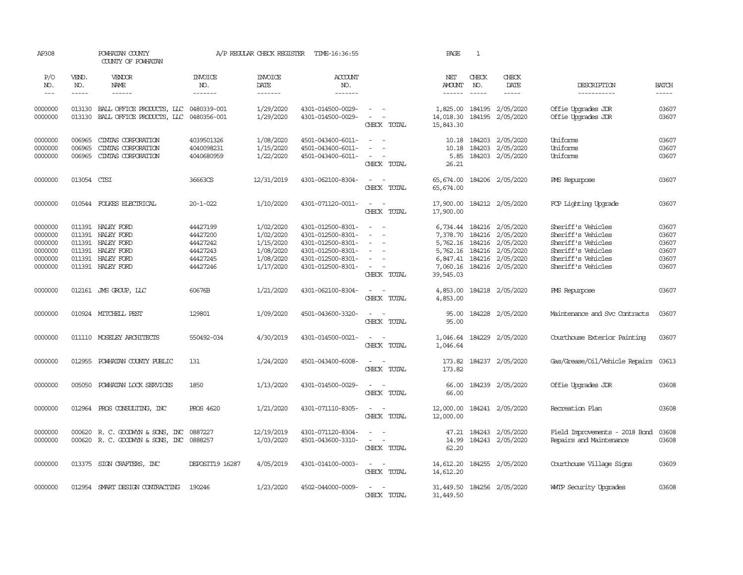AP308 POWHATAN COUNTY A/P REGULAR CHECK REGISTER TIME-16:36:55 PAGE 1
COUNTY OF POWHATAN

| P/O NO. | VEND. NO. | VENDOR NAME | INVOICE NO. | INVOICE DATE | ACCOUNT NO. | | NET AMOUNT | CHECK NO. | CHECK DATE | DESCRIPTION | BATCH |
|---|---|---|---|---|---|---|---|---|---|---|---|
| 0000000 | 013130 | BALL OFFICE PRODUCTS, LLC | 0480339-001 | 1/29/2020 | 4301-014500-0029- | - - | 1,825.00 | 184195 | 2/05/2020 | Offie Upgrades JDR | 03607 |
| 0000000 | 013130 | BALL OFFICE PRODUCTS, LLC | 0480356-001 | 1/29/2020 | 4301-014500-0029- | - - | 14,018.30 | 184195 | 2/05/2020 | Offie Upgrades JDR | 03607 |
| | | | | | | CHECK TOTAL | 15,843.30 | | | | |
| 0000000 | 006965 | CINTAS CORPORATION | 4039501326 | 1/08/2020 | 4501-043400-6011- | - - | 10.18 | 184203 | 2/05/2020 | Uniforms | 03607 |
| 0000000 | 006965 | CINTAS CORPORATION | 4040098231 | 1/15/2020 | 4501-043400-6011- | - - | 10.18 | 184203 | 2/05/2020 | Uniforms | 03607 |
| 0000000 | 006965 | CINTAS CORPORATION | 4040680959 | 1/22/2020 | 4501-043400-6011- | - - | 5.85 | 184203 | 2/05/2020 | Uniforms | 03607 |
| | | | | | | CHECK TOTAL | 26.21 | | | | |
| 0000000 | 013054 | CTSI | 36663CS | 12/31/2019 | 4301-062100-8304- | - - | 65,674.00 | 184206 | 2/05/2020 | PMS Repurpose | 03607 |
| | | | | | | CHECK TOTAL | 65,674.00 | | | | |
| 0000000 | 010544 | FOLKES ELECTRICAL | 20-1-022 | 1/10/2020 | 4301-071120-0011- | - - | 17,900.00 | 184212 | 2/05/2020 | FCP Lighting Upgrade | 03607 |
| | | | | | | CHECK TOTAL | 17,900.00 | | | | |
| 0000000 | 011391 | HALEY FORD | 44427199 | 1/02/2020 | 4301-012500-8301- | - - | 6,734.44 | 184216 | 2/05/2020 | Sheriff's Vehicles | 03607 |
| 0000000 | 011391 | HALEY FORD | 44427200 | 1/02/2020 | 4301-012500-8301- | - - | 7,378.70 | 184216 | 2/05/2020 | Sheriff's Vehicles | 03607 |
| 0000000 | 011391 | HALEY FORD | 44427242 | 1/15/2020 | 4301-012500-8301- | - - | 5,762.16 | 184216 | 2/05/2020 | Sheriff's Vehicles | 03607 |
| 0000000 | 011391 | HALEY FORD | 44427243 | 1/08/2020 | 4301-012500-8301- | - - | 5,762.16 | 184216 | 2/05/2020 | Sheriff's Vehicles | 03607 |
| 0000000 | 011391 | HALEY FORD | 44427245 | 1/08/2020 | 4301-012500-8301- | - - | 6,847.41 | 184216 | 2/05/2020 | Sheriff's Vehicles | 03607 |
| 0000000 | 011391 | HALEY FORD | 44427246 | 1/17/2020 | 4301-012500-8301- | - - | 7,060.16 | 184216 | 2/05/2020 | Sheriff's Vehicles | 03607 |
| | | | | | | CHECK TOTAL | 39,545.03 | | | | |
| 0000000 | 012161 | JMS GROUP, LLC | 60676B | 1/21/2020 | 4301-062100-8304- | - - | 4,853.00 | 184218 | 2/05/2020 | PMS Repurpose | 03607 |
| | | | | | | CHECK TOTAL | 4,853.00 | | | | |
| 0000000 | 010924 | MITCHELL PEST | 129801 | 1/09/2020 | 4501-043600-3320- | - - | 95.00 | 184228 | 2/05/2020 | Maintenance and Svc Contracts | 03607 |
| | | | | | | CHECK TOTAL | 95.00 | | | | |
| 0000000 | 011110 | MOSELEY ARCHITECTS | 550492-034 | 4/30/2019 | 4301-014500-0021- | - - | 1,046.64 | 184229 | 2/05/2020 | Courthouse Exterior Painting | 03607 |
| | | | | | | CHECK TOTAL | 1,046.64 | | | | |
| 0000000 | 012955 | POWHATAN COUNTY PUBLIC | 131 | 1/24/2020 | 4501-043400-6008- | - - | 173.82 | 184237 | 2/05/2020 | Gas/Grease/Oil/Vehicle Repairs | 03613 |
| | | | | | | CHECK TOTAL | 173.82 | | | | |
| 0000000 | 005050 | POWHATAN LOCK SERVICES | 1850 | 1/13/2020 | 4301-014500-0029- | - - | 66.00 | 184239 | 2/05/2020 | Offie Upgrades JDR | 03608 |
| | | | | | | CHECK TOTAL | 66.00 | | | | |
| 0000000 | 012964 | PROS CONSULTING, INC | PROS 4620 | 1/21/2020 | 4301-071110-8305- | - - | 12,000.00 | 184241 | 2/05/2020 | Recreation Plan | 03608 |
| | | | | | | CHECK TOTAL | 12,000.00 | | | | |
| 0000000 | 000620 | R. C. GOODWYN & SONS, INC | 0887227 | 12/19/2019 | 4301-071120-8304- | - - | 47.21 | 184243 | 2/05/2020 | Field Improvements - 2018 Bond | 03608 |
| 0000000 | 000620 | R. C. GOODWYN & SONS, INC | 0888257 | 1/03/2020 | 4501-043600-3310- | - - | 14.99 | 184243 | 2/05/2020 | Repairs and Maintenance | 03608 |
| | | | | | | CHECK TOTAL | 62.20 | | | | |
| 0000000 | 013375 | SIGN CRAFTERS, INC | DEPOSIT19 16287 | 4/05/2019 | 4301-014100-0003- | - - | 14,612.20 | 184255 | 2/05/2020 | Courthouse Village Signs | 03609 |
| | | | | | | CHECK TOTAL | 14,612.20 | | | | |
| 0000000 | 012954 | SMART DESIGN CONTRACTING | 190246 | 1/23/2020 | 4502-044000-0009- | - - | 31,449.50 | 184256 | 2/05/2020 | WWTP Security Upgrades | 03608 |
| | | | | | | CHECK TOTAL | 31,449.50 | | | | |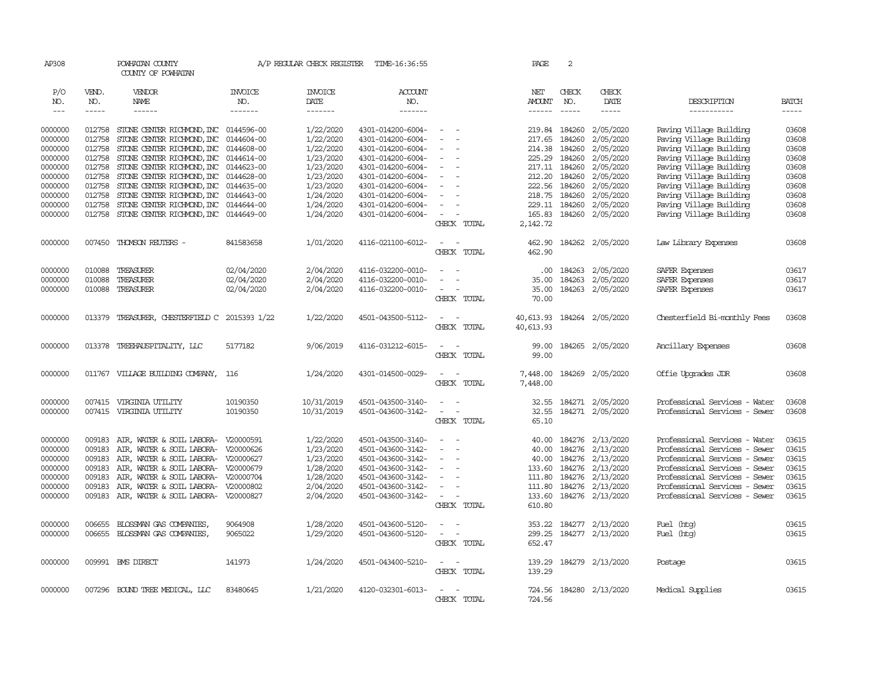AP308 POWHATAN COUNTY A/P REGULAR CHECK REGISTER TIME-16:36:55 PAGE 2
COUNTY OF POWHATAN

| P/O NO. | VEND. NO. | VENDOR NAME | INVOICE NO. | INVOICE DATE | ACCOUNT NO. | | NET AMOUNT | CHECK NO. | CHECK DATE | DESCRIPTION | BATCH |
|---|---|---|---|---|---|---|---|---|---|---|---|
| 0000000 | 012758 | STONE CENTER RICHMOND, INC | 0144596-00 | 1/22/2020 | 4301-014200-6004- | - - | 219.84 | 184260 | 2/05/2020 | Paving Village Building | 03608 |
| 0000000 | 012758 | STONE CENTER RICHMOND, INC | 0144604-00 | 1/22/2020 | 4301-014200-6004- | - - | 217.65 | 184260 | 2/05/2020 | Paving Village Building | 03608 |
| 0000000 | 012758 | STONE CENTER RICHMOND, INC | 0144608-00 | 1/22/2020 | 4301-014200-6004- | - - | 214.38 | 184260 | 2/05/2020 | Paving Village Building | 03608 |
| 0000000 | 012758 | STONE CENTER RICHMOND, INC | 0144614-00 | 1/23/2020 | 4301-014200-6004- | - - | 225.29 | 184260 | 2/05/2020 | Paving Village Building | 03608 |
| 0000000 | 012758 | STONE CENTER RICHMOND, INC | 0144623-00 | 1/23/2020 | 4301-014200-6004- | - - | 217.11 | 184260 | 2/05/2020 | Paving Village Building | 03608 |
| 0000000 | 012758 | STONE CENTER RICHMOND, INC | 0144628-00 | 1/23/2020 | 4301-014200-6004- | - - | 212.20 | 184260 | 2/05/2020 | Paving Village Building | 03608 |
| 0000000 | 012758 | STONE CENTER RICHMOND, INC | 0144635-00 | 1/23/2020 | 4301-014200-6004- | - - | 222.56 | 184260 | 2/05/2020 | Paving Village Building | 03608 |
| 0000000 | 012758 | STONE CENTER RICHMOND, INC | 0144643-00 | 1/24/2020 | 4301-014200-6004- | - - | 218.75 | 184260 | 2/05/2020 | Paving Village Building | 03608 |
| 0000000 | 012758 | STONE CENTER RICHMOND, INC | 0144644-00 | 1/24/2020 | 4301-014200-6004- | - - | 229.11 | 184260 | 2/05/2020 | Paving Village Building | 03608 |
| 0000000 | 012758 | STONE CENTER RICHMOND, INC | 0144649-00 | 1/24/2020 | 4301-014200-6004- | - - | 165.83 | 184260 | 2/05/2020 | Paving Village Building | 03608 |
| | | | | | | CHECK TOTAL | 2,142.72 | | | | |
| 0000000 | 007450 | THOMSON REUTERS - | 841583658 | 1/01/2020 | 4116-021100-6012- | - - | 462.90 | 184262 | 2/05/2020 | Law Library Expenses | 03608 |
| | | | | | | CHECK TOTAL | 462.90 | | | | |
| 0000000 | 010088 | TREASURER | 02/04/2020 | 2/04/2020 | 4116-032200-0010- | - - | .00 | 184263 | 2/05/2020 | SAFER Expenses | 03617 |
| 0000000 | 010088 | TREASURER | 02/04/2020 | 2/04/2020 | 4116-032200-0010- | - - | 35.00 | 184263 | 2/05/2020 | SAFER Expenses | 03617 |
| 0000000 | 010088 | TREASURER | 02/04/2020 | 2/04/2020 | 4116-032200-0010- | - - | 35.00 | 184263 | 2/05/2020 | SAFER Expenses | 03617 |
| | | | | | | CHECK TOTAL | 70.00 | | | | |
| 0000000 | 013379 | TREASURER, CHESTERFIELD C | 2015393 1/22 | 1/22/2020 | 4501-043500-5112- | - - | 40,613.93 | 184264 | 2/05/2020 | Chesterfield Bi-monthly Fees | 03608 |
| | | | | | | CHECK TOTAL | 40,613.93 | | | | |
| 0000000 | 013378 | TREEHAUSPITALITY, LLC | 5177182 | 9/06/2019 | 4116-031212-6015- | - - | 99.00 | 184265 | 2/05/2020 | Ancillary Expenses | 03608 |
| | | | | | | CHECK TOTAL | 99.00 | | | | |
| 0000000 | 011767 | VILLAGE BUILDING COMPANY, | 116 | 1/24/2020 | 4301-014500-0029- | - - | 7,448.00 | 184269 | 2/05/2020 | Offie Upgrades JDR | 03608 |
| | | | | | | CHECK TOTAL | 7,448.00 | | | | |
| 0000000 | 007415 | VIRGINIA UTILITY | 10190350 | 10/31/2019 | 4501-043500-3140- | - - | 32.55 | 184271 | 2/05/2020 | Professional Services - Water | 03608 |
| 0000000 | 007415 | VIRGINIA UTILITY | 10190350 | 10/31/2019 | 4501-043600-3142- | - - | 32.55 | 184271 | 2/05/2020 | Professional Services - Sewer | 03608 |
| | | | | | | CHECK TOTAL | 65.10 | | | | |
| 0000000 | 009183 | AIR, WATER & SOIL LABORA- | V20000591 | 1/22/2020 | 4501-043500-3140- | - - | 40.00 | 184276 | 2/13/2020 | Professional Services - Water | 03615 |
| 0000000 | 009183 | AIR, WATER & SOIL LABORA- | V20000626 | 1/23/2020 | 4501-043600-3142- | - - | 40.00 | 184276 | 2/13/2020 | Professional Services - Sewer | 03615 |
| 0000000 | 009183 | AIR, WATER & SOIL LABORA- | V20000627 | 1/23/2020 | 4501-043600-3142- | - - | 40.00 | 184276 | 2/13/2020 | Professional Services - Sewer | 03615 |
| 0000000 | 009183 | AIR, WATER & SOIL LABORA- | V20000679 | 1/28/2020 | 4501-043600-3142- | - - | 133.60 | 184276 | 2/13/2020 | Professional Services - Sewer | 03615 |
| 0000000 | 009183 | AIR, WATER & SOIL LABORA- | V20000704 | 1/28/2020 | 4501-043600-3142- | - - | 111.80 | 184276 | 2/13/2020 | Professional Services - Sewer | 03615 |
| 0000000 | 009183 | AIR, WATER & SOIL LABORA- | V20000802 | 2/04/2020 | 4501-043600-3142- | - - | 111.80 | 184276 | 2/13/2020 | Professional Services - Sewer | 03615 |
| 0000000 | 009183 | AIR, WATER & SOIL LABORA- | V20000827 | 2/04/2020 | 4501-043600-3142- | - - | 133.60 | 184276 | 2/13/2020 | Professional Services - Sewer | 03615 |
| | | | | | | CHECK TOTAL | 610.80 | | | | |
| 0000000 | 006655 | BLOSSMAN GAS COMPANIES, | 9064908 | 1/28/2020 | 4501-043600-5120- | - - | 353.22 | 184277 | 2/13/2020 | Fuel (htg) | 03615 |
| 0000000 | 006655 | BLOSSMAN GAS COMPANIES, | 9065022 | 1/29/2020 | 4501-043600-5120- | - - | 299.25 | 184277 | 2/13/2020 | Fuel (htg) | 03615 |
| | | | | | | CHECK TOTAL | 652.47 | | | | |
| 0000000 | 009991 | BMS DIRECT | 141973 | 1/24/2020 | 4501-043400-5210- | - - | 139.29 | 184279 | 2/13/2020 | Postage | 03615 |
| | | | | | | CHECK TOTAL | 139.29 | | | | |
| 0000000 | 007296 | BOUND TREE MEDICAL, LLC | 83480645 | 1/21/2020 | 4120-032301-6013- | - - | 724.56 | 184280 | 2/13/2020 | Medical Supplies | 03615 |
| | | | | | | CHECK TOTAL | 724.56 | | | | |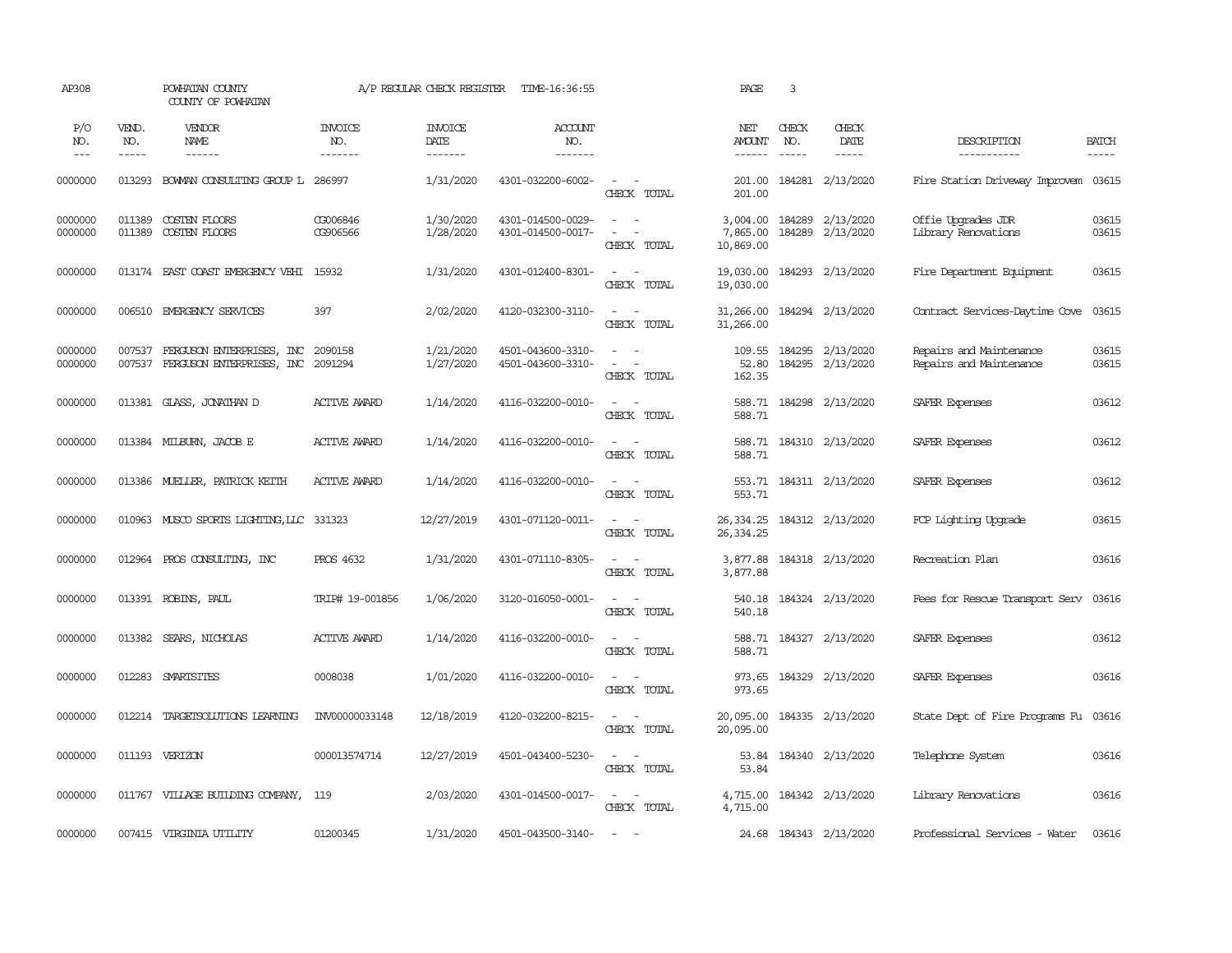AP308 POWHATAN COUNTY COUNTY OF POWHATAN A/P REGULAR CHECK REGISTER TIME-16:36:55 PAGE 3

| P/O NO. | VEND. NO. | VENDOR NAME | INVOICE NO. | INVOICE DATE | ACCOUNT NO. | | NET AMOUNT | CHECK NO. | CHECK DATE | DESCRIPTION | BATCH |
|---|---|---|---|---|---|---|---|---|---|---|---|
| 0000000 | 013293 | BOWMAN CONSULTING GROUP L | 286997 | 1/31/2020 | 4301-032200-6002- | - - | 201.00 | 184281 | 2/13/2020 | Fire Station Driveway Improvem | 03615 |
| | | | | | | CHECK TOTAL | 201.00 | | | | |
| 0000000 | 011389 | COSTEN FLOORS | CG006846 | 1/30/2020 | 4301-014500-0029- | - - | 3,004.00 | 184289 | 2/13/2020 | Offie Upgrades JDR | 03615 |
| 0000000 | 011389 | COSTEN FLOORS | CG906566 | 1/28/2020 | 4301-014500-0017- | - - | 7,865.00 | 184289 | 2/13/2020 | Library Renovations | 03615 |
| | | | | | | CHECK TOTAL | 10,869.00 | | | | |
| 0000000 | 013174 | EAST COAST EMERGENCY VEHI | 15932 | 1/31/2020 | 4301-012400-8301- | - - | 19,030.00 | 184293 | 2/13/2020 | Fire Department Equipment | 03615 |
| | | | | | | CHECK TOTAL | 19,030.00 | | | | |
| 0000000 | 006510 | EMERGENCY SERVICES | 397 | 2/02/2020 | 4120-032300-3110- | - - | 31,266.00 | 184294 | 2/13/2020 | Contract Services-Daytime Cove | 03615 |
| | | | | | | CHECK TOTAL | 31,266.00 | | | | |
| 0000000 | 007537 | FERGUSON ENTERPRISES, INC | 2090158 | 1/21/2020 | 4501-043600-3310- | - - | 109.55 | 184295 | 2/13/2020 | Repairs and Maintenance | 03615 |
| 0000000 | 007537 | FERGUSON ENTERPRISES, INC | 2091294 | 1/27/2020 | 4501-043600-3310- | - - | 52.80 | 184295 | 2/13/2020 | Repairs and Maintenance | 03615 |
| | | | | | | CHECK TOTAL | 162.35 | | | | |
| 0000000 | 013381 | GLASS, JONATHAN D | ACTIVE AWARD | 1/14/2020 | 4116-032200-0010- | - - | 588.71 | 184298 | 2/13/2020 | SAFER Expenses | 03612 |
| | | | | | | CHECK TOTAL | 588.71 | | | | |
| 0000000 | 013384 | MILBURN, JACOB E | ACTIVE AWARD | 1/14/2020 | 4116-032200-0010- | - - | 588.71 | 184310 | 2/13/2020 | SAFER Expenses | 03612 |
| | | | | | | CHECK TOTAL | 588.71 | | | | |
| 0000000 | 013386 | MUELLER, PATRICK KEITH | ACTIVE AWARD | 1/14/2020 | 4116-032200-0010- | - - | 553.71 | 184311 | 2/13/2020 | SAFER Expenses | 03612 |
| | | | | | | CHECK TOTAL | 553.71 | | | | |
| 0000000 | 010963 | MUSCO SPORTS LIGHTING,LLC | 331323 | 12/27/2019 | 4301-071120-0011- | - - | 26,334.25 | 184312 | 2/13/2020 | FCP Lighting Upgrade | 03615 |
| | | | | | | CHECK TOTAL | 26,334.25 | | | | |
| 0000000 | 012964 | PROS CONSULTING, INC | PROS 4632 | 1/31/2020 | 4301-071110-8305- | - - | 3,877.88 | 184318 | 2/13/2020 | Recreation Plan | 03616 |
| | | | | | | CHECK TOTAL | 3,877.88 | | | | |
| 0000000 | 013391 | ROBINS, PAUL | TRIP# 19-001856 | 1/06/2020 | 3120-016050-0001- | - - | 540.18 | 184324 | 2/13/2020 | Fees for Rescue Transport Serv | 03616 |
| | | | | | | CHECK TOTAL | 540.18 | | | | |
| 0000000 | 013382 | SEARS, NICHOLAS | ACTIVE AWARD | 1/14/2020 | 4116-032200-0010- | - - | 588.71 | 184327 | 2/13/2020 | SAFER Expenses | 03612 |
| | | | | | | CHECK TOTAL | 588.71 | | | | |
| 0000000 | 012283 | SMARTSITES | 0008038 | 1/01/2020 | 4116-032200-0010- | - - | 973.65 | 184329 | 2/13/2020 | SAFER Expenses | 03616 |
| | | | | | | CHECK TOTAL | 973.65 | | | | |
| 0000000 | 012214 | TARGETSOLUTIONS LEARNING | INV00000033148 | 12/18/2019 | 4120-032200-8215- | - - | 20,095.00 | 184335 | 2/13/2020 | State Dept of Fire Programs Fu | 03616 |
| | | | | | | CHECK TOTAL | 20,095.00 | | | | |
| 0000000 | 011193 | VERIZON | 000013574714 | 12/27/2019 | 4501-043400-5230- | - - | 53.84 | 184340 | 2/13/2020 | Telephone System | 03616 |
| | | | | | | CHECK TOTAL | 53.84 | | | | |
| 0000000 | 011767 | VILLAGE BUILDING COMPANY, | 119 | 2/03/2020 | 4301-014500-0017- | - - | 4,715.00 | 184342 | 2/13/2020 | Library Renovations | 03616 |
| | | | | | | CHECK TOTAL | 4,715.00 | | | | |
| 0000000 | 007415 | VIRGINIA UTILITY | 01200345 | 1/31/2020 | 4501-043500-3140- | - - | 24.68 | 184343 | 2/13/2020 | Professional Services - Water | 03616 |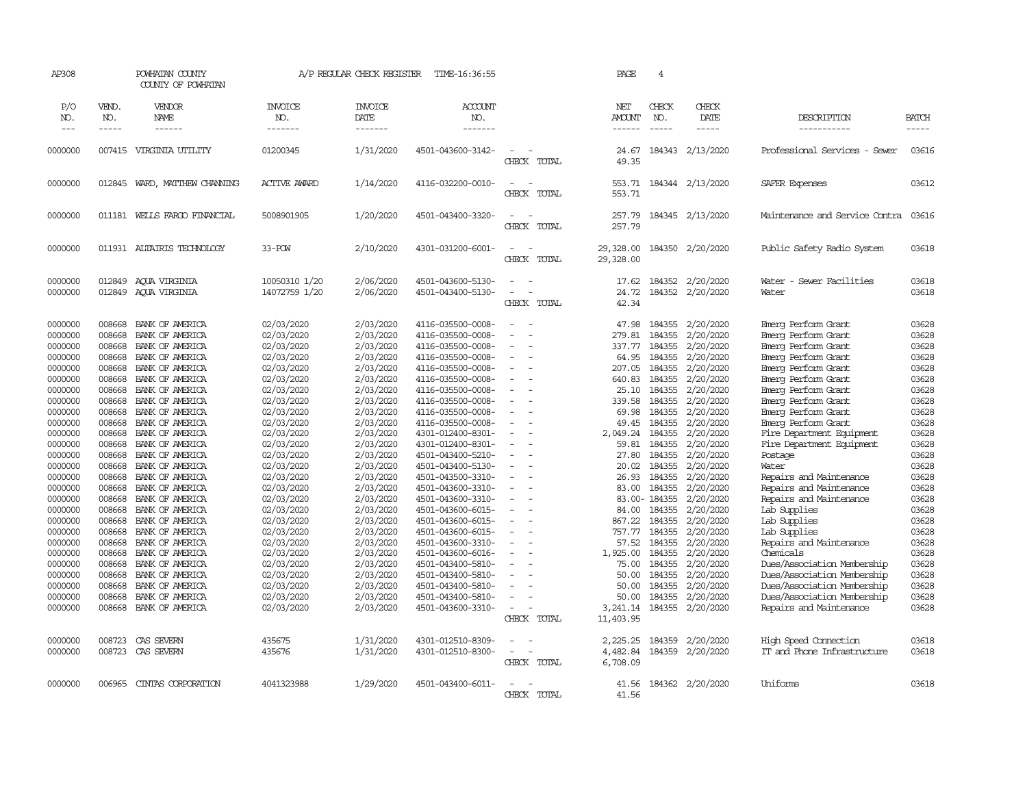AP308 POWHATAN COUNTY A/P REGULAR CHECK REGISTER TIME-16:36:55 PAGE 4

COUNTY OF POWHATAN

| P/O NO. | VEND. NO. | VENDOR NAME | INVOICE NO. | INVOICE DATE | ACCOUNT NO. | | NET AMOUNT | CHECK NO. | CHECK DATE | DESCRIPTION | BATCH |
|---|---|---|---|---|---|---|---|---|---|---|---|
| 0000000 | 007415 | VIRGINIA UTILITY | 01200345 | 1/31/2020 | 4501-043600-3142- | - - | 24.67 | 184343 | 2/13/2020 | Professional Services - Sewer | 03616 |
| | | | | | | CHECK TOTAL | 49.35 | | | | |
| 0000000 | 012845 | WARD, MATTHEW CHANNING | ACTIVE AWARD | 1/14/2020 | 4116-032200-0010- | - - | 553.71 | 184344 | 2/13/2020 | SAFER Expenses | 03612 |
| | | | | | | CHECK TOTAL | 553.71 | | | | |
| 0000000 | 011181 | WELLS FARGO FINANCIAL | 5008901905 | 1/20/2020 | 4501-043400-3320- | - - | 257.79 | 184345 | 2/13/2020 | Maintenance and Service Contra | 03616 |
| | | | | | | CHECK TOTAL | 257.79 | | | | |
| 0000000 | 011931 | ALTAIRIS TECHNOLOGY | 33-POW | 2/10/2020 | 4301-031200-6001- | - - | 29,328.00 | 184350 | 2/20/2020 | Public Safety Radio System | 03618 |
| | | | | | | CHECK TOTAL | 29,328.00 | | | | |
| 0000000 | 012849 | AQUA VIRGINIA | 10050310 1/20 | 2/06/2020 | 4501-043600-5130- | - - | 17.62 | 184352 | 2/20/2020 | Water - Sewer Facilities | 03618 |
| 0000000 | 012849 | AQUA VIRGINIA | 14072759 1/20 | 2/06/2020 | 4501-043400-5130- | - - | 24.72 | 184352 | 2/20/2020 | Water | 03618 |
| | | | | | | CHECK TOTAL | 42.34 | | | | |
| 0000000 | 008668 | BANK OF AMERICA | 02/03/2020 | 2/03/2020 | 4116-035500-0008- | - - | 47.98 | 184355 | 2/20/2020 | Emerg Perform Grant | 03628 |
| 0000000 | 008668 | BANK OF AMERICA | 02/03/2020 | 2/03/2020 | 4116-035500-0008- | - - | 279.81 | 184355 | 2/20/2020 | Emerg Perform Grant | 03628 |
| 0000000 | 008668 | BANK OF AMERICA | 02/03/2020 | 2/03/2020 | 4116-035500-0008- | - - | 337.77 | 184355 | 2/20/2020 | Emerg Perform Grant | 03628 |
| 0000000 | 008668 | BANK OF AMERICA | 02/03/2020 | 2/03/2020 | 4116-035500-0008- | - - | 64.95 | 184355 | 2/20/2020 | Emerg Perform Grant | 03628 |
| 0000000 | 008668 | BANK OF AMERICA | 02/03/2020 | 2/03/2020 | 4116-035500-0008- | - - | 207.05 | 184355 | 2/20/2020 | Emerg Perform Grant | 03628 |
| 0000000 | 008668 | BANK OF AMERICA | 02/03/2020 | 2/03/2020 | 4116-035500-0008- | - - | 640.83 | 184355 | 2/20/2020 | Emerg Perform Grant | 03628 |
| 0000000 | 008668 | BANK OF AMERICA | 02/03/2020 | 2/03/2020 | 4116-035500-0008- | - - | 25.10 | 184355 | 2/20/2020 | Emerg Perform Grant | 03628 |
| 0000000 | 008668 | BANK OF AMERICA | 02/03/2020 | 2/03/2020 | 4116-035500-0008- | - - | 339.58 | 184355 | 2/20/2020 | Emerg Perform Grant | 03628 |
| 0000000 | 008668 | BANK OF AMERICA | 02/03/2020 | 2/03/2020 | 4116-035500-0008- | - - | 69.98 | 184355 | 2/20/2020 | Emerg Perform Grant | 03628 |
| 0000000 | 008668 | BANK OF AMERICA | 02/03/2020 | 2/03/2020 | 4116-035500-0008- | - - | 49.45 | 184355 | 2/20/2020 | Emerg Perform Grant | 03628 |
| 0000000 | 008668 | BANK OF AMERICA | 02/03/2020 | 2/03/2020 | 4301-012400-8301- | - - | 2,049.24 | 184355 | 2/20/2020 | Fire Department Equipment | 03628 |
| 0000000 | 008668 | BANK OF AMERICA | 02/03/2020 | 2/03/2020 | 4301-012400-8301- | - - | 59.81 | 184355 | 2/20/2020 | Fire Department Equipment | 03628 |
| 0000000 | 008668 | BANK OF AMERICA | 02/03/2020 | 2/03/2020 | 4501-043400-5210- | - - | 27.80 | 184355 | 2/20/2020 | Postage | 03628 |
| 0000000 | 008668 | BANK OF AMERICA | 02/03/2020 | 2/03/2020 | 4501-043400-5130- | - - | 20.02 | 184355 | 2/20/2020 | Water | 03628 |
| 0000000 | 008668 | BANK OF AMERICA | 02/03/2020 | 2/03/2020 | 4501-043500-3310- | - - | 26.93 | 184355 | 2/20/2020 | Repairs and Maintenance | 03628 |
| 0000000 | 008668 | BANK OF AMERICA | 02/03/2020 | 2/03/2020 | 4501-043600-3310- | - - | 83.00 | 184355 | 2/20/2020 | Repairs and Maintenance | 03628 |
| 0000000 | 008668 | BANK OF AMERICA | 02/03/2020 | 2/03/2020 | 4501-043600-3310- | - - | 83.00- | 184355 | 2/20/2020 | Repairs and Maintenance | 03628 |
| 0000000 | 008668 | BANK OF AMERICA | 02/03/2020 | 2/03/2020 | 4501-043600-6015- | - - | 84.00 | 184355 | 2/20/2020 | Lab Supplies | 03628 |
| 0000000 | 008668 | BANK OF AMERICA | 02/03/2020 | 2/03/2020 | 4501-043600-6015- | - - | 867.22 | 184355 | 2/20/2020 | Lab Supplies | 03628 |
| 0000000 | 008668 | BANK OF AMERICA | 02/03/2020 | 2/03/2020 | 4501-043600-6015- | - - | 757.77 | 184355 | 2/20/2020 | Lab Supplies | 03628 |
| 0000000 | 008668 | BANK OF AMERICA | 02/03/2020 | 2/03/2020 | 4501-043600-3310- | - - | 57.52 | 184355 | 2/20/2020 | Repairs and Maintenance | 03628 |
| 0000000 | 008668 | BANK OF AMERICA | 02/03/2020 | 2/03/2020 | 4501-043600-6016- | - - | 1,925.00 | 184355 | 2/20/2020 | Chemicals | 03628 |
| 0000000 | 008668 | BANK OF AMERICA | 02/03/2020 | 2/03/2020 | 4501-043400-5810- | - - | 75.00 | 184355 | 2/20/2020 | Dues/Association Membership | 03628 |
| 0000000 | 008668 | BANK OF AMERICA | 02/03/2020 | 2/03/2020 | 4501-043400-5810- | - - | 50.00 | 184355 | 2/20/2020 | Dues/Association Membership | 03628 |
| 0000000 | 008668 | BANK OF AMERICA | 02/03/2020 | 2/03/2020 | 4501-043400-5810- | - - | 50.00 | 184355 | 2/20/2020 | Dues/Association Membership | 03628 |
| 0000000 | 008668 | BANK OF AMERICA | 02/03/2020 | 2/03/2020 | 4501-043400-5810- | - - | 50.00 | 184355 | 2/20/2020 | Dues/Association Membership | 03628 |
| 0000000 | 008668 | BANK OF AMERICA | 02/03/2020 | 2/03/2020 | 4501-043600-3310- | - - | 3,241.14 | 184355 | 2/20/2020 | Repairs and Maintenance | 03628 |
| | | | | | | CHECK TOTAL | 11,403.95 | | | | |
| 0000000 | 008723 | CAS SEVERN | 435675 | 1/31/2020 | 4301-012510-8309- | - - | 2,225.25 | 184359 | 2/20/2020 | High Speed Connection | 03618 |
| 0000000 | 008723 | CAS SEVERN | 435676 | 1/31/2020 | 4301-012510-8300- | - - | 4,482.84 | 184359 | 2/20/2020 | IT and Phone Infrastructure | 03618 |
| | | | | | | CHECK TOTAL | 6,708.09 | | | | |
| 0000000 | 006965 | CINTAS CORPORATION | 4041323988 | 1/29/2020 | 4501-043400-6011- | - - | 41.56 | 184362 | 2/20/2020 | Uniforms | 03618 |
| | | | | | | CHECK TOTAL | 41.56 | | | | |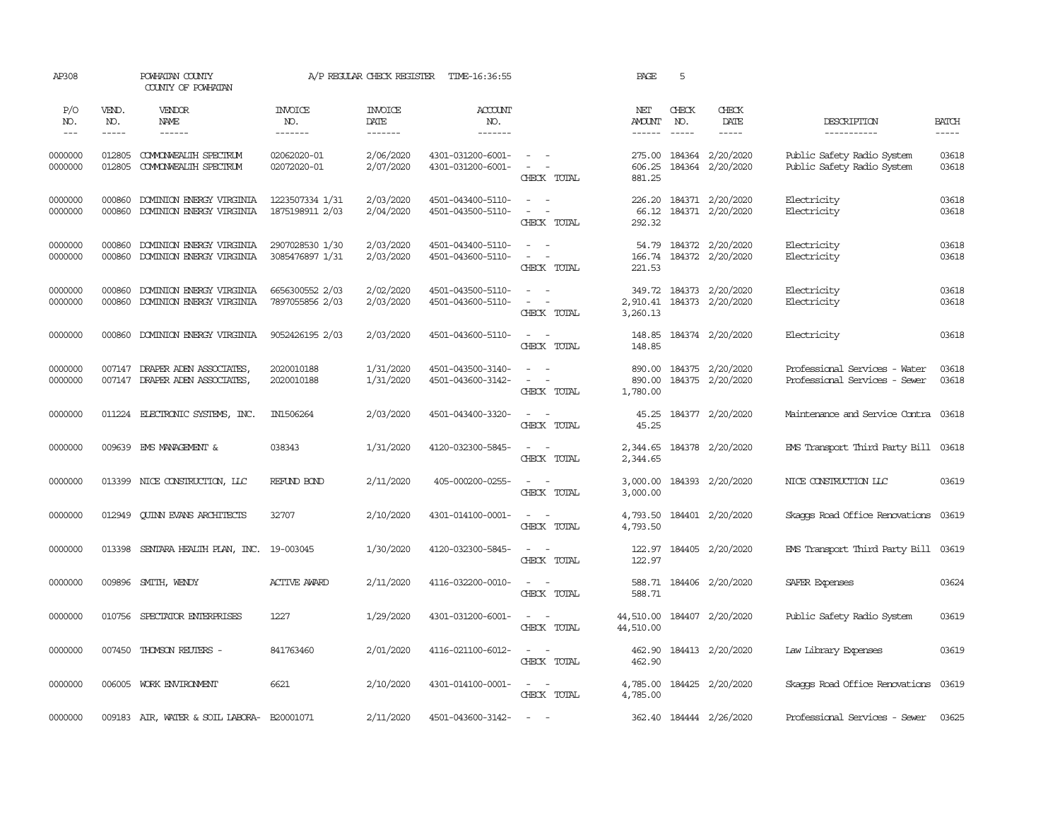AP308 POWHATAN COUNTY A/P REGULAR CHECK REGISTER TIME-16:36:55 PAGE 5
COUNTY OF POWHATAN

| P/O NO. | VEND. NO. | VENDOR NAME | INVOICE NO. | INVOICE DATE | ACCOUNT NO. | | NET AMOUNT | CHECK NO. | CHECK DATE | DESCRIPTION | BATCH |
|---|---|---|---|---|---|---|---|---|---|---|---|
| 0000000 | 012805 | COMMONWEALTH SPECTRUM | 02062020-01 | 2/06/2020 | 4301-031200-6001- | - - | 275.00 | 184364 | 2/20/2020 | Public Safety Radio System | 03618 |
| 0000000 | 012805 | COMMONWEALTH SPECTRUM | 02072020-01 | 2/07/2020 | 4301-031200-6001- | - - | 606.25 | 184364 | 2/20/2020 | Public Safety Radio System | 03618 |
| | | | | | | CHECK TOTAL | 881.25 | | | | |
| 0000000 | 000860 | DOMINION ENERGY VIRGINIA | 1223507334 1/31 | 2/03/2020 | 4501-043400-5110- | - - | 226.20 | 184371 | 2/20/2020 | Electricity | 03618 |
| 0000000 | 000860 | DOMINION ENERGY VIRGINIA | 1875198911 2/03 | 2/04/2020 | 4501-043500-5110- | - - | 66.12 | 184371 | 2/20/2020 | Electricity | 03618 |
| | | | | | | CHECK TOTAL | 292.32 | | | | |
| 0000000 | 000860 | DOMINION ENERGY VIRGINIA | 2907028530 1/30 | 2/03/2020 | 4501-043400-5110- | - - | 54.79 | 184372 | 2/20/2020 | Electricity | 03618 |
| 0000000 | 000860 | DOMINION ENERGY VIRGINIA | 3085476897 1/31 | 2/03/2020 | 4501-043600-5110- | - - | 166.74 | 184372 | 2/20/2020 | Electricity | 03618 |
| | | | | | | CHECK TOTAL | 221.53 | | | | |
| 0000000 | 000860 | DOMINION ENERGY VIRGINIA | 6656300552 2/03 | 2/02/2020 | 4501-043500-5110- | - - | 349.72 | 184373 | 2/20/2020 | Electricity | 03618 |
| 0000000 | 000860 | DOMINION ENERGY VIRGINIA | 7897055856 2/03 | 2/03/2020 | 4501-043600-5110- | - - | 2,910.41 | 184373 | 2/20/2020 | Electricity | 03618 |
| | | | | | | CHECK TOTAL | 3,260.13 | | | | |
| 0000000 | 000860 | DOMINION ENERGY VIRGINIA | 9052426195 2/03 | 2/03/2020 | 4501-043600-5110- | - - | 148.85 | 184374 | 2/20/2020 | Electricity | 03618 |
| | | | | | | CHECK TOTAL | 148.85 | | | | |
| 0000000 | 007147 | DRAPER ADEN ASSOCIATES, | 2020010188 | 1/31/2020 | 4501-043500-3140- | - - | 890.00 | 184375 | 2/20/2020 | Professional Services - Water | 03618 |
| 0000000 | 007147 | DRAPER ADEN ASSOCIATES, | 2020010188 | 1/31/2020 | 4501-043600-3142- | - - | 890.00 | 184375 | 2/20/2020 | Professional Services - Sewer | 03618 |
| | | | | | | CHECK TOTAL | 1,780.00 | | | | |
| 0000000 | 011224 | ELECTRONIC SYSTEMS, INC. | IN1506264 | 2/03/2020 | 4501-043400-3320- | - - | 45.25 | 184377 | 2/20/2020 | Maintenance and Service Contra | 03618 |
| | | | | | | CHECK TOTAL | 45.25 | | | | |
| 0000000 | 009639 | EMS MANAGEMENT & | 038343 | 1/31/2020 | 4120-032300-5845- | - - | 2,344.65 | 184378 | 2/20/2020 | EMS Transport Third Party Bill | 03618 |
| | | | | | | CHECK TOTAL | 2,344.65 | | | | |
| 0000000 | 013399 | NICE CONSTRUCTION, LLC | REFUND BOND | 2/11/2020 | 405-000200-0255- | - - | 3,000.00 | 184393 | 2/20/2020 | NICE CONSTRUCTION LLC | 03619 |
| | | | | | | CHECK TOTAL | 3,000.00 | | | | |
| 0000000 | 012949 | QUINN EVANS ARCHITECTS | 32707 | 2/10/2020 | 4301-014100-0001- | - - | 4,793.50 | 184401 | 2/20/2020 | Skaggs Road Office Renovations | 03619 |
| | | | | | | CHECK TOTAL | 4,793.50 | | | | |
| 0000000 | 013398 | SENTARA HEALTH PLAN, INC. | 19-003045 | 1/30/2020 | 4120-032300-5845- | - - | 122.97 | 184405 | 2/20/2020 | EMS Transport Third Party Bill | 03619 |
| | | | | | | CHECK TOTAL | 122.97 | | | | |
| 0000000 | 009896 | SMITH, WENDY | ACTIVE AWARD | 2/11/2020 | 4116-032200-0010- | - - | 588.71 | 184406 | 2/20/2020 | SAFER Expenses | 03624 |
| | | | | | | CHECK TOTAL | 588.71 | | | | |
| 0000000 | 010756 | SPECTATOR ENTERPRISES | 1227 | 1/29/2020 | 4301-031200-6001- | - - | 44,510.00 | 184407 | 2/20/2020 | Public Safety Radio System | 03619 |
| | | | | | | CHECK TOTAL | 44,510.00 | | | | |
| 0000000 | 007450 | THOMSON REUTERS - | 841763460 | 2/01/2020 | 4116-021100-6012- | - - | 462.90 | 184413 | 2/20/2020 | Law Library Expenses | 03619 |
| | | | | | | CHECK TOTAL | 462.90 | | | | |
| 0000000 | 006005 | WORK ENVIRONMENT | 6621 | 2/10/2020 | 4301-014100-0001- | - - | 4,785.00 | 184425 | 2/20/2020 | Skaggs Road Office Renovations | 03619 |
| | | | | | | CHECK TOTAL | 4,785.00 | | | | |
| 0000000 | 009183 | AIR, WATER & SOIL LABORA- | B20001071 | 2/11/2020 | 4501-043600-3142- | - - | 362.40 | 184444 | 2/26/2020 | Professional Services - Sewer | 03625 |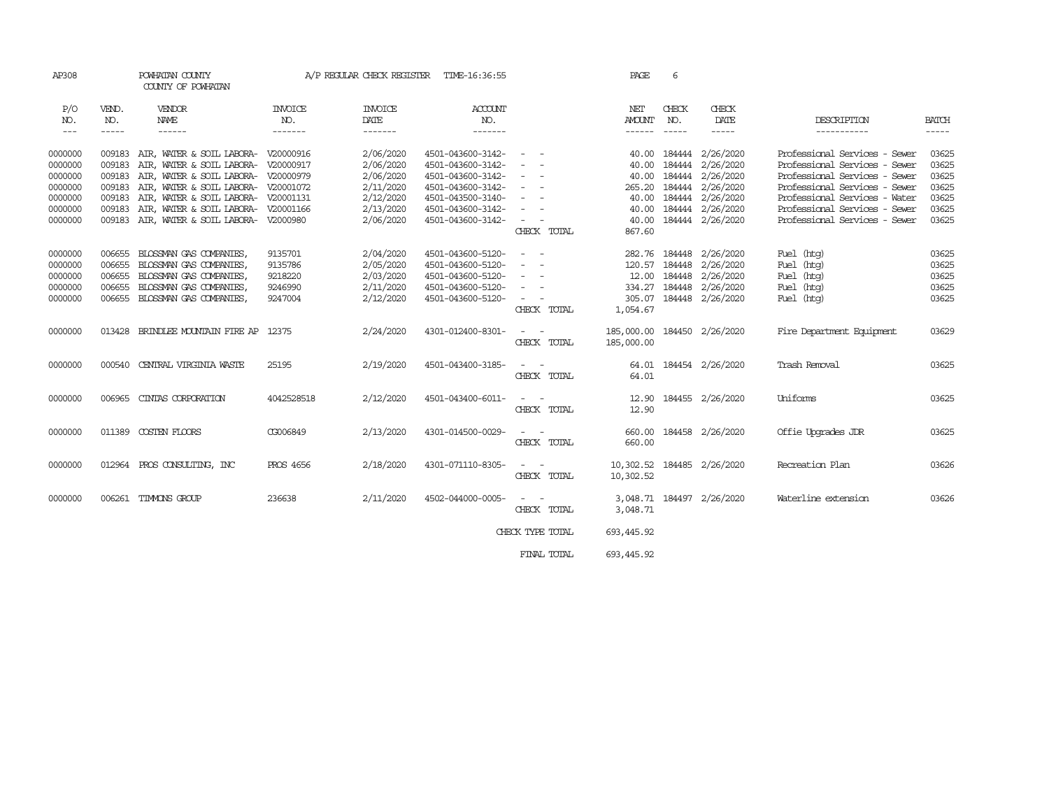AP308 POWHATAN COUNTY A/P REGULAR CHECK REGISTER TIME-16:36:55 PAGE 6

COUNTY OF POWHATAN

| P/O NO. | VEND. NO. | VENDOR NAME | INVOICE NO. | INVOICE DATE | ACCOUNT NO. | | NET AMOUNT | CHECK NO. | CHECK DATE | DESCRIPTION | BATCH |
|---|---|---|---|---|---|---|---|---|---|---|---|
| 0000000 | 009183 | AIR, WATER & SOIL LABORA- | V20000916 | 2/06/2020 | 4501-043600-3142- | - - | 40.00 | 184444 | 2/26/2020 | Professional Services - Sewer | 03625 |
| 0000000 | 009183 | AIR, WATER & SOIL LABORA- | V20000917 | 2/06/2020 | 4501-043600-3142- | - - | 40.00 | 184444 | 2/26/2020 | Professional Services - Sewer | 03625 |
| 0000000 | 009183 | AIR, WATER & SOIL LABORA- | V20000979 | 2/06/2020 | 4501-043600-3142- | - - | 40.00 | 184444 | 2/26/2020 | Professional Services - Sewer | 03625 |
| 0000000 | 009183 | AIR, WATER & SOIL LABORA- | V20001072 | 2/11/2020 | 4501-043600-3142- | - - | 265.20 | 184444 | 2/26/2020 | Professional Services - Sewer | 03625 |
| 0000000 | 009183 | AIR, WATER & SOIL LABORA- | V20001131 | 2/12/2020 | 4501-043500-3140- | - - | 40.00 | 184444 | 2/26/2020 | Professional Services - Water | 03625 |
| 0000000 | 009183 | AIR, WATER & SOIL LABORA- | V20001166 | 2/13/2020 | 4501-043600-3142- | - - | 40.00 | 184444 | 2/26/2020 | Professional Services - Sewer | 03625 |
| 0000000 | 009183 | AIR, WATER & SOIL LABORA- | V2000980 | 2/06/2020 | 4501-043600-3142- | - - | 40.00 | 184444 | 2/26/2020 | Professional Services - Sewer | 03625 |
| | | | | | | CHECK TOTAL | 867.60 | | | | |
| 0000000 | 006655 | BLOSSMAN GAS COMPANIES, | 9135701 | 2/04/2020 | 4501-043600-5120- | - - | 282.76 | 184448 | 2/26/2020 | Fuel (htg) | 03625 |
| 0000000 | 006655 | BLOSSMAN GAS COMPANIES, | 9135786 | 2/05/2020 | 4501-043600-5120- | - - | 120.57 | 184448 | 2/26/2020 | Fuel (htg) | 03625 |
| 0000000 | 006655 | BLOSSMAN GAS COMPANIES, | 9218220 | 2/03/2020 | 4501-043600-5120- | - - | 12.00 | 184448 | 2/26/2020 | Fuel (htg) | 03625 |
| 0000000 | 006655 | BLOSSMAN GAS COMPANIES, | 9246990 | 2/11/2020 | 4501-043600-5120- | - - | 334.27 | 184448 | 2/26/2020 | Fuel (htg) | 03625 |
| 0000000 | 006655 | BLOSSMAN GAS COMPANIES, | 9247004 | 2/12/2020 | 4501-043600-5120- | - - | 305.07 | 184448 | 2/26/2020 | Fuel (htg) | 03625 |
| | | | | | | CHECK TOTAL | 1,054.67 | | | | |
| 0000000 | 013428 | BRINDLEE MOUNTAIN FIRE AP | 12375 | 2/24/2020 | 4301-012400-8301- | - - | 185,000.00 | 184450 | 2/26/2020 | Fire Department Equipment | 03629 |
| | | | | | | CHECK TOTAL | 185,000.00 | | | | |
| 0000000 | 000540 | CENTRAL VIRGINIA WASTE | 25195 | 2/19/2020 | 4501-043400-3185- | - - | 64.01 | 184454 | 2/26/2020 | Trash Removal | 03625 |
| | | | | | | CHECK TOTAL | 64.01 | | | | |
| 0000000 | 006965 | CINTAS CORPORATION | 4042528518 | 2/12/2020 | 4501-043400-6011- | - - | 12.90 | 184455 | 2/26/2020 | Uniforms | 03625 |
| | | | | | | CHECK TOTAL | 12.90 | | | | |
| 0000000 | 011389 | COSTEN FLOORS | CG006849 | 2/13/2020 | 4301-014500-0029- | - - | 660.00 | 184458 | 2/26/2020 | Offie Upgrades JDR | 03625 |
| | | | | | | CHECK TOTAL | 660.00 | | | | |
| 0000000 | 012964 | PROS CONSULTING, INC | PROS 4656 | 2/18/2020 | 4301-071110-8305- | - - | 10,302.52 | 184485 | 2/26/2020 | Recreation Plan | 03626 |
| | | | | | | CHECK TOTAL | 10,302.52 | | | | |
| 0000000 | 006261 | TIMMONS GROUP | 236638 | 2/11/2020 | 4502-044000-0005- | - - | 3,048.71 | 184497 | 2/26/2020 | Waterline extension | 03626 |
| | | | | | | CHECK TOTAL | 3,048.71 | | | | |
| | | | | | | CHECK TYPE TOTAL | 693,445.92 | | | | |
| | | | | | | FINAL TOTAL | 693,445.92 | | | | |